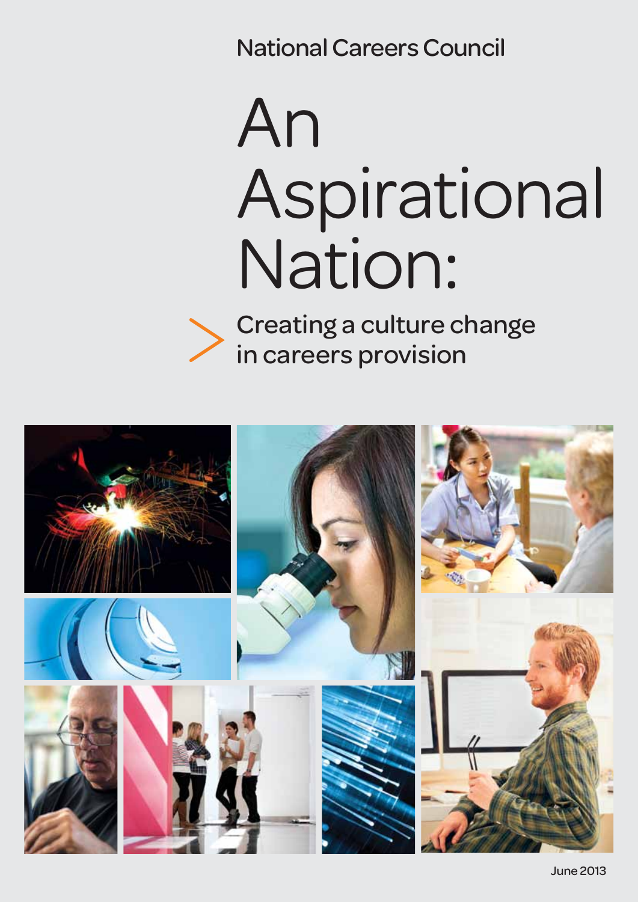National Careers Council

# An Aspirational Nation:

## Creating a culture change in careers provision

June 2013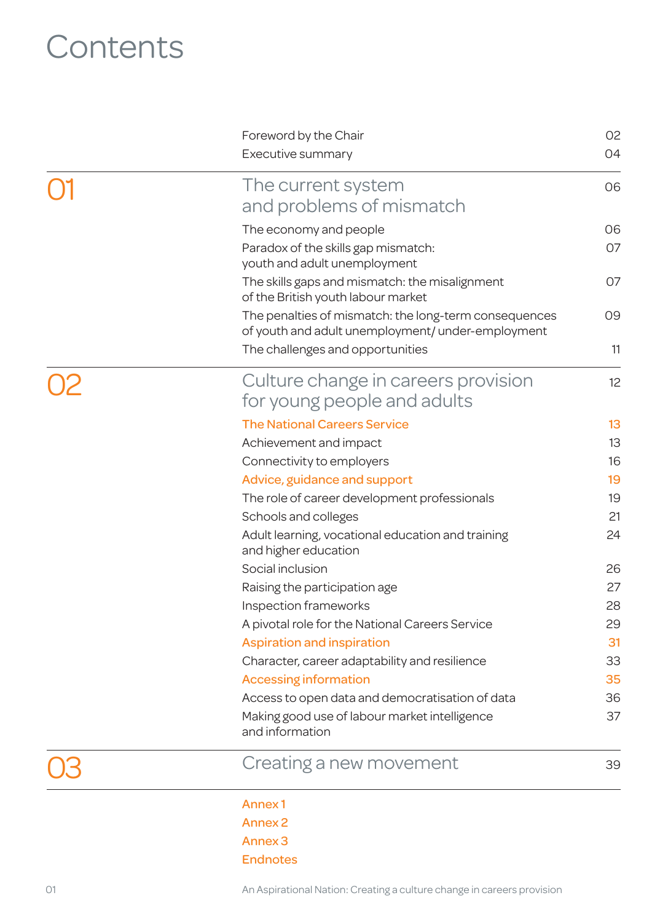# Contents

| | | |
|---|---|---|
| | Foreword by the Chair | 02 |
| | Executive summary | 04 |
| **01** | **The current system and problems of mismatch** | **06** |
| | The economy and people | 06 |
| | Paradox of the skills gap mismatch: youth and adult unemployment | 07 |
| | The skills gaps and mismatch: the misalignment of the British youth labour market | 07 |
| | The penalties of mismatch: the long-term consequences of youth and adult unemployment/ under-employment | 09 |
| | The challenges and opportunities | 11 |
| **02** | **Culture change in careers provision for young people and adults** | **12** |
| | The National Careers Service | 13 |
| | Achievement and impact | 13 |
| | Connectivity to employers | 16 |
| | Advice, guidance and support | 19 |
| | The role of career development professionals | 19 |
| | Schools and colleges | 21 |
| | Adult learning, vocational education and training and higher education | 24 |
| | Social inclusion | 26 |
| | Raising the participation age | 27 |
| | Inspection frameworks | 28 |
| | A pivotal role for the National Careers Service | 29 |
| | Aspiration and inspiration | 31 |
| | Character, career adaptability and resilience | 33 |
| | Accessing information | 35 |
| | Access to open data and democratisation of data | 36 |
| | Making good use of labour market intelligence and information | 37 |
| **03** | **Creating a new movement** | **39** |
| | Annex 1 | |
| | Annex 2 | |
| | Annex 3 | |
| | Endnotes | |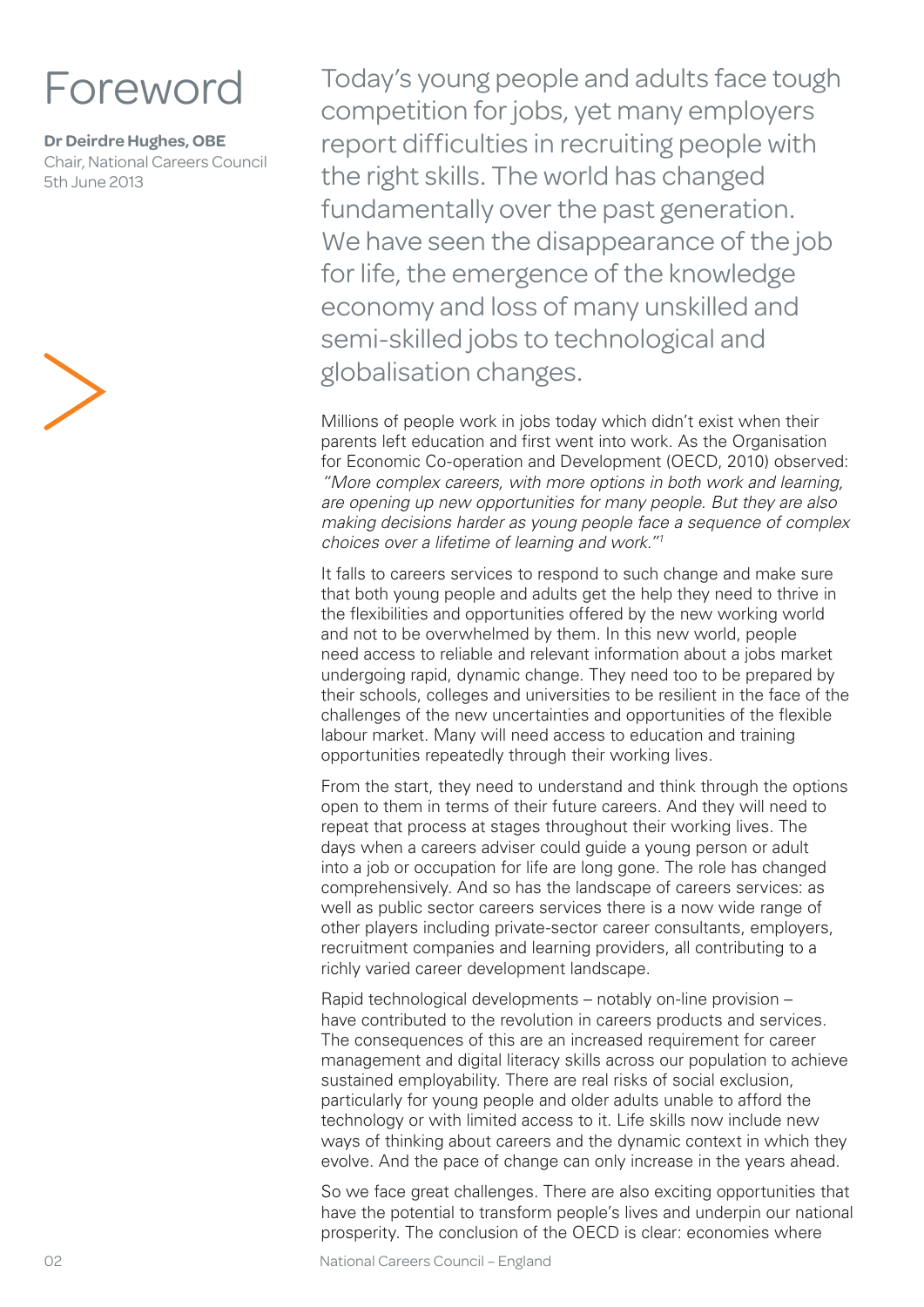# Foreword

**Dr Deirdre Hughes, OBE**
Chair, National Careers Council
5th June 2013

## Today's young people and adults face tough competition for jobs, yet many employers report difficulties in recruiting people with the right skills. The world has changed fundamentally over the past generation. We have seen the disappearance of the job for life, the emergence of the knowledge economy and loss of many unskilled and semi-skilled jobs to technological and globalisation changes.

Millions of people work in jobs today which didn't exist when their parents left education and first went into work. As the Organisation for Economic Co-operation and Development (OECD, 2010) observed: *"More complex careers, with more options in both work and learning, are opening up new opportunities for many people. But they are also making decisions harder as young people face a sequence of complex choices over a lifetime of learning and work."*[1]

It falls to careers services to respond to such change and make sure that both young people and adults get the help they need to thrive in the flexibilities and opportunities offered by the new working world and not to be overwhelmed by them. In this new world, people need access to reliable and relevant information about a jobs market undergoing rapid, dynamic change. They need too to be prepared by their schools, colleges and universities to be resilient in the face of the challenges of the new uncertainties and opportunities of the flexible labour market. Many will need access to education and training opportunities repeatedly through their working lives.

From the start, they need to understand and think through the options open to them in terms of their future careers. And they will need to repeat that process at stages throughout their working lives. The days when a careers adviser could guide a young person or adult into a job or occupation for life are long gone. The role has changed comprehensively. And so has the landscape of careers services: as well as public sector careers services there is a now wide range of other players including private-sector career consultants, employers, recruitment companies and learning providers, all contributing to a richly varied career development landscape.

Rapid technological developments – notably on-line provision – have contributed to the revolution in careers products and services. The consequences of this are an increased requirement for career management and digital literacy skills across our population to achieve sustained employability. There are real risks of social exclusion, particularly for young people and older adults unable to afford the technology or with limited access to it. Life skills now include new ways of thinking about careers and the dynamic context in which they evolve. And the pace of change can only increase in the years ahead.

So we face great challenges. There are also exciting opportunities that have the potential to transform people's lives and underpin our national prosperity. The conclusion of the OECD is clear: economies where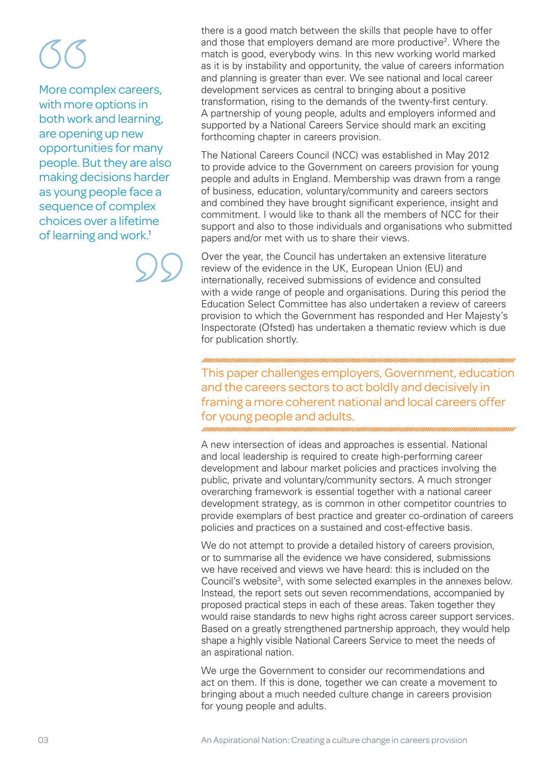> More complex careers, with more options in both work and learning, are opening up new opportunities for many people. But they are also making decisions harder as young people face a sequence of complex choices over a lifetime of learning and work.[1]

there is a good match between the skills that people have to offer and those that employers demand are more productive[2]. Where the match is good, everybody wins. In this new working world marked as it is by instability and opportunity, the value of careers information and planning is greater than ever. We see national and local career development services as central to bringing about a positive transformation, rising to the demands of the twenty-first century. A partnership of young people, adults and employers informed and supported by a National Careers Service should mark an exciting forthcoming chapter in careers provision.

The National Careers Council (NCC) was established in May 2012 to provide advice to the Government on careers provision for young people and adults in England. Membership was drawn from a range of business, education, voluntary/community and careers sectors and combined they have brought significant experience, insight and commitment. I would like to thank all the members of NCC for their support and also to those individuals and organisations who submitted papers and/or met with us to share their views.

Over the year, the Council has undertaken an extensive literature review of the evidence in the UK, European Union (EU) and internationally, received submissions of evidence and consulted with a wide range of people and organisations. During this period the Education Select Committee has also undertaken a review of careers provision to which the Government has responded and Her Majesty's Inspectorate (Ofsted) has undertaken a thematic review which is due for publication shortly.

**This paper challenges employers, Government, education and the careers sectors to act boldly and decisively in framing a more coherent national and local careers offer for young people and adults.**

A new intersection of ideas and approaches is essential. National and local leadership is required to create high-performing career development and labour market policies and practices involving the public, private and voluntary/community sectors. A much stronger overarching framework is essential together with a national career development strategy, as is common in other competitor countries to provide exemplars of best practice and greater co-ordination of careers policies and practices on a sustained and cost-effective basis.

We do not attempt to provide a detailed history of careers provision, or to summarise all the evidence we have considered, submissions we have received and views we have heard: this is included on the Council's website[3], with some selected examples in the annexes below. Instead, the report sets out seven recommendations, accompanied by proposed practical steps in each of these areas. Taken together they would raise standards to new highs right across career support services. Based on a greatly strengthened partnership approach, they would help shape a highly visible National Careers Service to meet the needs of an aspirational nation.

We urge the Government to consider our recommendations and act on them. If this is done, together we can create a movement to bringing about a much needed culture change in careers provision for young people and adults.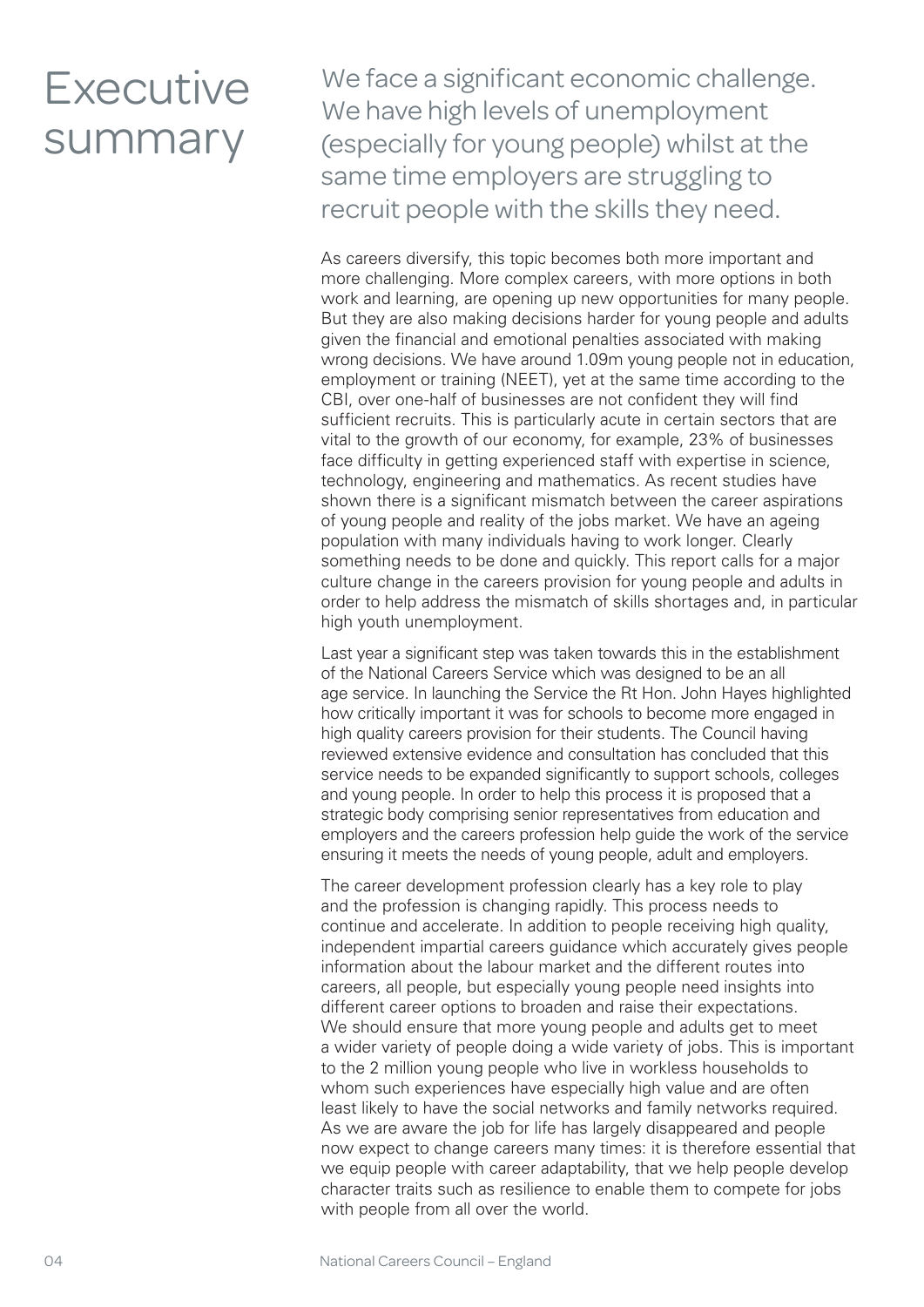# Executive summary

We face a significant economic challenge. We have high levels of unemployment (especially for young people) whilst at the same time employers are struggling to recruit people with the skills they need.

As careers diversify, this topic becomes both more important and more challenging. More complex careers, with more options in both work and learning, are opening up new opportunities for many people. But they are also making decisions harder for young people and adults given the financial and emotional penalties associated with making wrong decisions. We have around 1.09m young people not in education, employment or training (NEET), yet at the same time according to the CBI, over one-half of businesses are not confident they will find sufficient recruits. This is particularly acute in certain sectors that are vital to the growth of our economy, for example, 23% of businesses face difficulty in getting experienced staff with expertise in science, technology, engineering and mathematics. As recent studies have shown there is a significant mismatch between the career aspirations of young people and reality of the jobs market. We have an ageing population with many individuals having to work longer. Clearly something needs to be done and quickly. This report calls for a major culture change in the careers provision for young people and adults in order to help address the mismatch of skills shortages and, in particular high youth unemployment.

Last year a significant step was taken towards this in the establishment of the National Careers Service which was designed to be an all age service. In launching the Service the Rt Hon. John Hayes highlighted how critically important it was for schools to become more engaged in high quality careers provision for their students. The Council having reviewed extensive evidence and consultation has concluded that this service needs to be expanded significantly to support schools, colleges and young people. In order to help this process it is proposed that a strategic body comprising senior representatives from education and employers and the careers profession help guide the work of the service ensuring it meets the needs of young people, adult and employers.

The career development profession clearly has a key role to play and the profession is changing rapidly. This process needs to continue and accelerate. In addition to people receiving high quality, independent impartial careers guidance which accurately gives people information about the labour market and the different routes into careers, all people, but especially young people need insights into different career options to broaden and raise their expectations. We should ensure that more young people and adults get to meet a wider variety of people doing a wide variety of jobs. This is important to the 2 million young people who live in workless households to whom such experiences have especially high value and are often least likely to have the social networks and family networks required. As we are aware the job for life has largely disappeared and people now expect to change careers many times: it is therefore essential that we equip people with career adaptability, that we help people develop character traits such as resilience to enable them to compete for jobs with people from all over the world.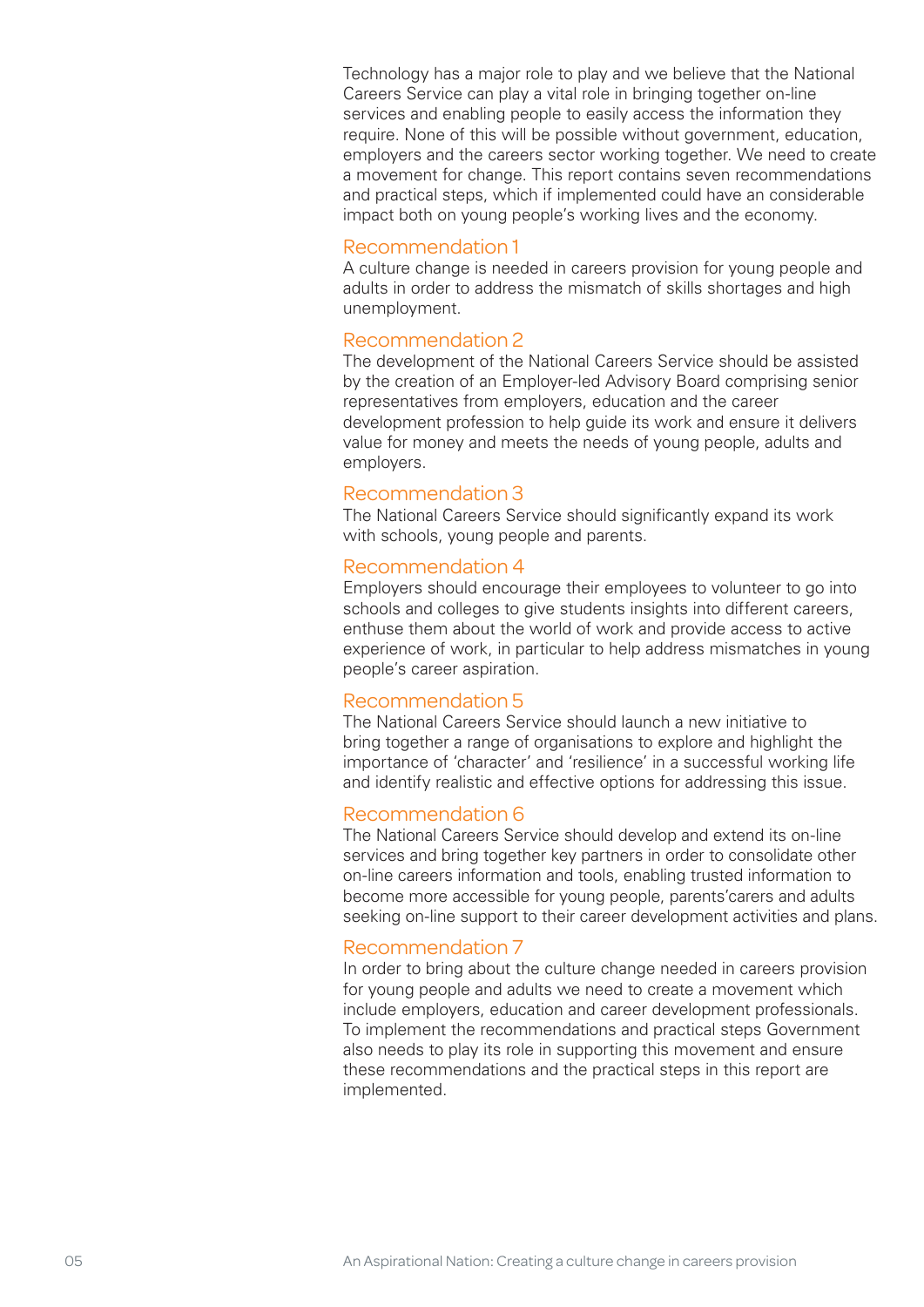Technology has a major role to play and we believe that the National Careers Service can play a vital role in bringing together on-line services and enabling people to easily access the information they require. None of this will be possible without government, education, employers and the careers sector working together. We need to create a movement for change. This report contains seven recommendations and practical steps, which if implemented could have an considerable impact both on young people's working lives and the economy.

### Recommendation 1

A culture change is needed in careers provision for young people and adults in order to address the mismatch of skills shortages and high unemployment.

### Recommendation 2

The development of the National Careers Service should be assisted by the creation of an Employer-led Advisory Board comprising senior representatives from employers, education and the career development profession to help guide its work and ensure it delivers value for money and meets the needs of young people, adults and employers.

### Recommendation 3

The National Careers Service should significantly expand its work with schools, young people and parents.

### Recommendation 4

Employers should encourage their employees to volunteer to go into schools and colleges to give students insights into different careers, enthuse them about the world of work and provide access to active experience of work, in particular to help address mismatches in young people's career aspiration.

### Recommendation 5

The National Careers Service should launch a new initiative to bring together a range of organisations to explore and highlight the importance of 'character' and 'resilience' in a successful working life and identify realistic and effective options for addressing this issue.

### Recommendation 6

The National Careers Service should develop and extend its on-line services and bring together key partners in order to consolidate other on-line careers information and tools, enabling trusted information to become more accessible for young people, parents'carers and adults seeking on-line support to their career development activities and plans.

### Recommendation 7

In order to bring about the culture change needed in careers provision for young people and adults we need to create a movement which include employers, education and career development professionals. To implement the recommendations and practical steps Government also needs to play its role in supporting this movement and ensure these recommendations and the practical steps in this report are implemented.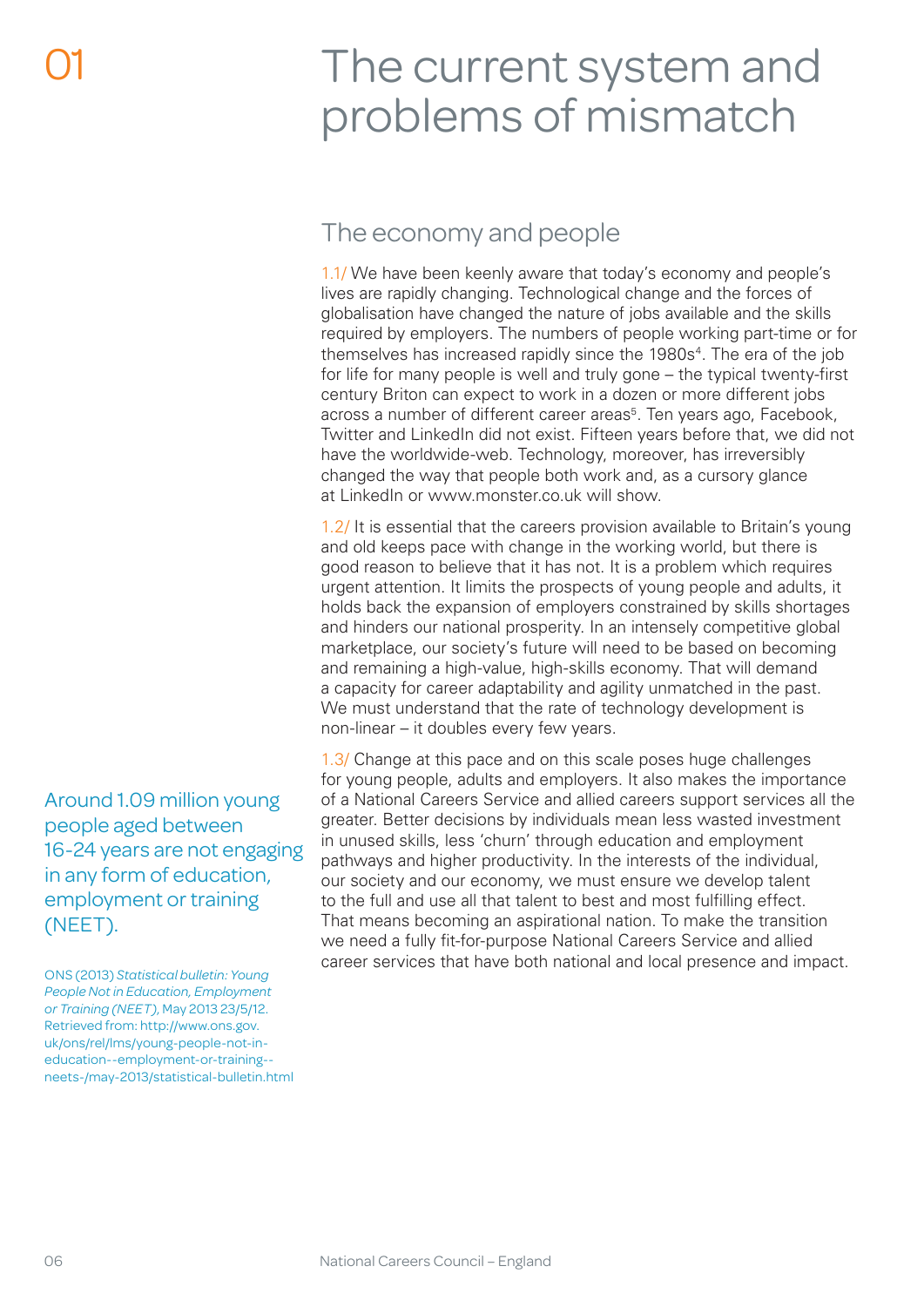# 01 The current system and problems of mismatch

## The economy and people

1.1/ We have been keenly aware that today's economy and people's lives are rapidly changing. Technological change and the forces of globalisation have changed the nature of jobs available and the skills required by employers. The numbers of people working part-time or for themselves has increased rapidly since the 1980s[4]. The era of the job for life for many people is well and truly gone – the typical twenty-first century Briton can expect to work in a dozen or more different jobs across a number of different career areas[5]. Ten years ago, Facebook, Twitter and LinkedIn did not exist. Fifteen years before that, we did not have the worldwide-web. Technology, moreover, has irreversibly changed the way that people both work and, as a cursory glance at LinkedIn or www.monster.co.uk will show.

1.2/ It is essential that the careers provision available to Britain's young and old keeps pace with change in the working world, but there is good reason to believe that it has not. It is a problem which requires urgent attention. It limits the prospects of young people and adults, it holds back the expansion of employers constrained by skills shortages and hinders our national prosperity. In an intensely competitive global marketplace, our society's future will need to be based on becoming and remaining a high-value, high-skills economy. That will demand a capacity for career adaptability and agility unmatched in the past. We must understand that the rate of technology development is non-linear – it doubles every few years.

1.3/ Change at this pace and on this scale poses huge challenges for young people, adults and employers. It also makes the importance of a National Careers Service and allied careers support services all the greater. Better decisions by individuals mean less wasted investment in unused skills, less 'churn' through education and employment pathways and higher productivity. In the interests of the individual, our society and our economy, we must ensure we develop talent to the full and use all that talent to best and most fulfilling effect. That means becoming an aspirational nation. To make the transition we need a fully fit-for-purpose National Careers Service and allied career services that have both national and local presence and impact.

Around 1.09 million young people aged between 16-24 years are not engaging in any form of education, employment or training (NEET).

ONS (2013) *Statistical bulletin: Young People Not in Education, Employment or Training (NEET)*, May 2013 23/5/12. Retrieved from: http://www.ons.gov.uk/ons/rel/lms/young-people-not-in-education--employment-or-training--neets-/may-2013/statistical-bulletin.html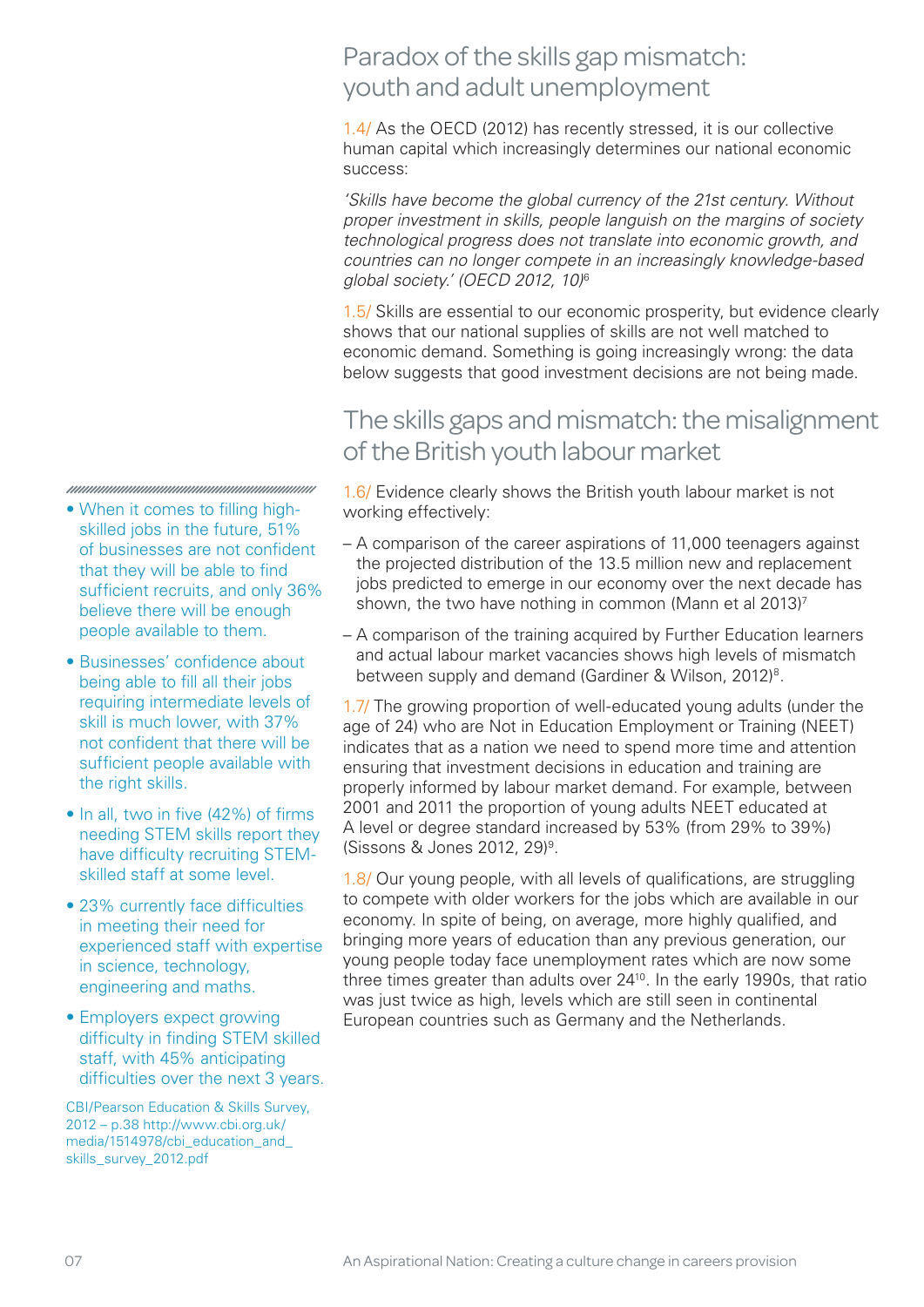## Paradox of the skills gap mismatch: youth and adult unemployment

1.4/ As the OECD (2012) has recently stressed, it is our collective human capital which increasingly determines our national economic success:

*'Skills have become the global currency of the 21st century. Without proper investment in skills, people languish on the margins of society technological progress does not translate into economic growth, and countries can no longer compete in an increasingly knowledge-based global society.' (OECD 2012, 10)*[6]

1.5/ Skills are essential to our economic prosperity, but evidence clearly shows that our national supplies of skills are not well matched to economic demand. Something is going increasingly wrong: the data below suggests that good investment decisions are not being made.

## The skills gaps and mismatch: the misalignment of the British youth labour market

1.6/ Evidence clearly shows the British youth labour market is not working effectively:

- A comparison of the career aspirations of 11,000 teenagers against the projected distribution of the 13.5 million new and replacement jobs predicted to emerge in our economy over the next decade has shown, the two have nothing in common (Mann et al 2013)[7]
- A comparison of the training acquired by Further Education learners and actual labour market vacancies shows high levels of mismatch between supply and demand (Gardiner & Wilson, 2012)[8].

1.7/ The growing proportion of well-educated young adults (under the age of 24) who are Not in Education Employment or Training (NEET) indicates that as a nation we need to spend more time and attention ensuring that investment decisions in education and training are properly informed by labour market demand. For example, between 2001 and 2011 the proportion of young adults NEET educated at A level or degree standard increased by 53% (from 29% to 39%) (Sissons & Jones 2012, 29)[9].

1.8/ Our young people, with all levels of qualifications, are struggling to compete with older workers for the jobs which are available in our economy. In spite of being, on average, more highly qualified, and bringing more years of education than any previous generation, our young people today face unemployment rates which are now some three times greater than adults over 24[10]. In the early 1990s, that ratio was just twice as high, levels which are still seen in continental European countries such as Germany and the Netherlands.

---

- When it comes to filling high-skilled jobs in the future, 51% of businesses are not confident that they will be able to find sufficient recruits, and only 36% believe there will be enough people available to them.
- Businesses' confidence about being able to fill all their jobs requiring intermediate levels of skill is much lower, with 37% not confident that there will be sufficient people available with the right skills.
- In all, two in five (42%) of firms needing STEM skills report they have difficulty recruiting STEM-skilled staff at some level.
- 23% currently face difficulties in meeting their need for experienced staff with expertise in science, technology, engineering and maths.
- Employers expect growing difficulty in finding STEM skilled staff, with 45% anticipating difficulties over the next 3 years.

CBI/Pearson Education & Skills Survey, 2012 – p.38 http://www.cbi.org.uk/media/1514978/cbi_education_and_skills_survey_2012.pdf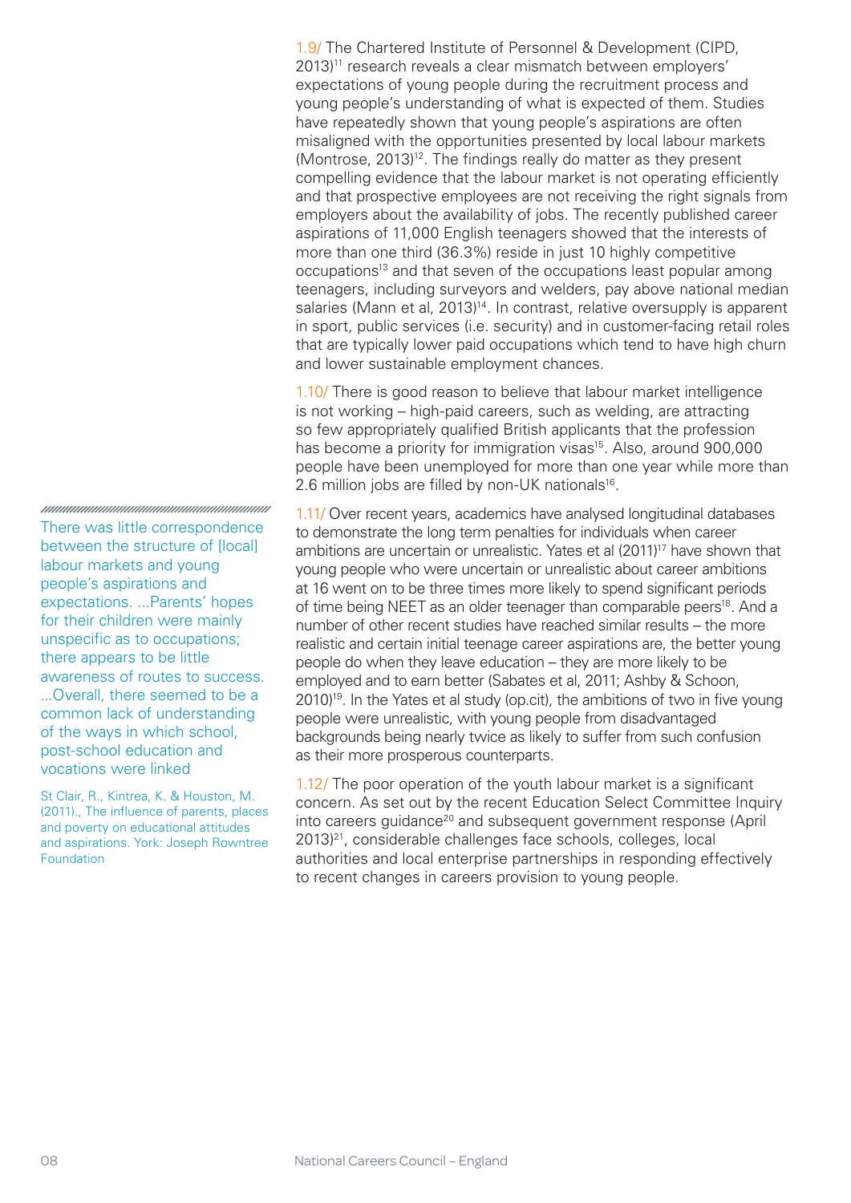1.9/ The Chartered Institute of Personnel & Development (CIPD, 2013)[11] research reveals a clear mismatch between employers' expectations of young people during the recruitment process and young people's understanding of what is expected of them. Studies have repeatedly shown that young people's aspirations are often misaligned with the opportunities presented by local labour markets (Montrose, 2013)[12]. The findings really do matter as they present compelling evidence that the labour market is not operating efficiently and that prospective employees are not receiving the right signals from employers about the availability of jobs. The recently published career aspirations of 11,000 English teenagers showed that the interests of more than one third (36.3%) reside in just 10 highly competitive occupations[13] and that seven of the occupations least popular among teenagers, including surveyors and welders, pay above national median salaries (Mann et al, 2013)[14]. In contrast, relative oversupply is apparent in sport, public services (i.e. security) and in customer-facing retail roles that are typically lower paid occupations which tend to have high churn and lower sustainable employment chances.

1.10/ There is good reason to believe that labour market intelligence is not working – high-paid careers, such as welding, are attracting so few appropriately qualified British applicants that the profession has become a priority for immigration visas[15]. Also, around 900,000 people have been unemployed for more than one year while more than 2.6 million jobs are filled by non-UK nationals[16].

> There was little correspondence between the structure of [local] labour markets and young people's aspirations and expectations. ...Parents' hopes for their children were mainly unspecific as to occupations; there appears to be little awareness of routes to success. ...Overall, there seemed to be a common lack of understanding of the ways in which school, post-school education and vocations were linked
>
> St Clair, R., Kintrea, K. & Houston, M. (2011)., The influence of parents, places and poverty on educational attitudes and aspirations. York: Joseph Rowntree Foundation

1.11/ Over recent years, academics have analysed longitudinal databases to demonstrate the long term penalties for individuals when career ambitions are uncertain or unrealistic. Yates et al (2011)[17] have shown that young people who were uncertain or unrealistic about career ambitions at 16 went on to be three times more likely to spend significant periods of time being NEET as an older teenager than comparable peers[18]. And a number of other recent studies have reached similar results – the more realistic and certain initial teenage career aspirations are, the better young people do when they leave education – they are more likely to be employed and to earn better (Sabates et al, 2011; Ashby & Schoon, 2010)[19]. In the Yates et al study (op.cit), the ambitions of two in five young people were unrealistic, with young people from disadvantaged backgrounds being nearly twice as likely to suffer from such confusion as their more prosperous counterparts.

1.12/ The poor operation of the youth labour market is a significant concern. As set out by the recent Education Select Committee Inquiry into careers guidance[20] and subsequent government response (April 2013)[21], considerable challenges face schools, colleges, local authorities and local enterprise partnerships in responding effectively to recent changes in careers provision to young people.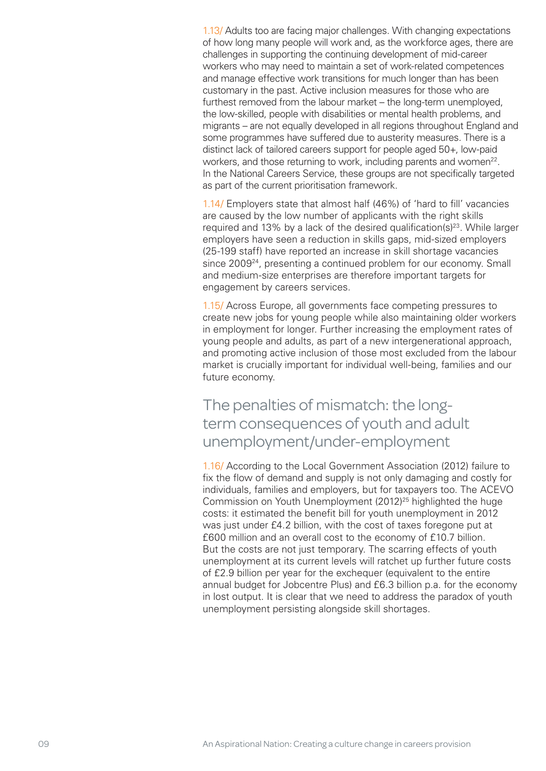1.13/ Adults too are facing major challenges. With changing expectations of how long many people will work and, as the workforce ages, there are challenges in supporting the continuing development of mid-career workers who may need to maintain a set of work-related competences and manage effective work transitions for much longer than has been customary in the past. Active inclusion measures for those who are furthest removed from the labour market – the long-term unemployed, the low-skilled, people with disabilities or mental health problems, and migrants – are not equally developed in all regions throughout England and some programmes have suffered due to austerity measures. There is a distinct lack of tailored careers support for people aged 50+, low-paid workers, and those returning to work, including parents and women[22]. In the National Careers Service, these groups are not specifically targeted as part of the current prioritisation framework.

1.14/ Employers state that almost half (46%) of 'hard to fill' vacancies are caused by the low number of applicants with the right skills required and 13% by a lack of the desired qualification(s)[23]. While larger employers have seen a reduction in skills gaps, mid-sized employers (25-199 staff) have reported an increase in skill shortage vacancies since 2009[24], presenting a continued problem for our economy. Small and medium-size enterprises are therefore important targets for engagement by careers services.

1.15/ Across Europe, all governments face competing pressures to create new jobs for young people while also maintaining older workers in employment for longer. Further increasing the employment rates of young people and adults, as part of a new intergenerational approach, and promoting active inclusion of those most excluded from the labour market is crucially important for individual well-being, families and our future economy.

## The penalties of mismatch: the long-term consequences of youth and adult unemployment/under-employment

1.16/ According to the Local Government Association (2012) failure to fix the flow of demand and supply is not only damaging and costly for individuals, families and employers, but for taxpayers too. The ACEVO Commission on Youth Unemployment (2012)[25] highlighted the huge costs: it estimated the benefit bill for youth unemployment in 2012 was just under £4.2 billion, with the cost of taxes foregone put at £600 million and an overall cost to the economy of £10.7 billion. But the costs are not just temporary. The scarring effects of youth unemployment at its current levels will ratchet up further future costs of £2.9 billion per year for the exchequer (equivalent to the entire annual budget for Jobcentre Plus) and £6.3 billion p.a. for the economy in lost output. It is clear that we need to address the paradox of youth unemployment persisting alongside skill shortages.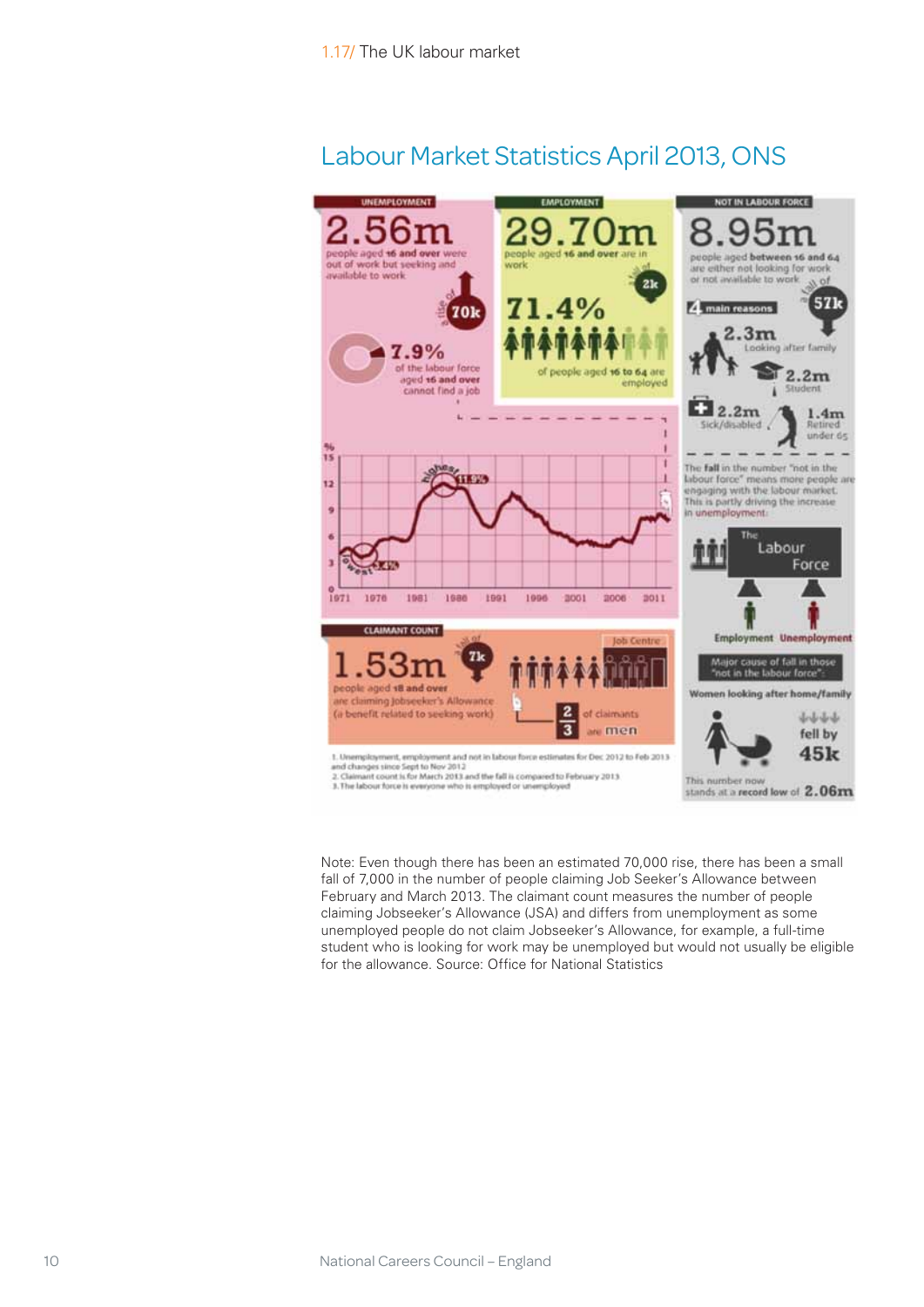## 1.17/ The UK labour market

# Labour Market Statistics April 2013, ONS

**UNEMPLOYMENT**

**2.56m**
people aged 16 and over were out of work but seeking and available to work

a rise of 70k

7.9% of the labour force aged 16 and over cannot find a job

**EMPLOYMENT**

**29.70m**
people aged 16 and over are in work

a fall of 2k

71.4% of people aged 16 to 64 are employed

**NOT IN LABOUR FORCE**

**8.95m**
people aged between 16 and 64 are either not looking for work or not available to work

a fall of 57k

4 main reasons

- 2.3m Looking after family
- 2.2m Student
- 2.2m Sick/disabled
- 1.4m Retired under 65

The fall in the number "not in the labour force" means more people are engaging with the labour market. This is partly driving the increase in unemployment.

The Labour Force: Employment, Unemployment

Major cause of fall in those "not in the labour force": Women looking after home/family fell by 45k

This number now stands at a record low of 2.06m

(Chart: unemployment rate %, 1971–2011; highest 11.9%, lowest 3.4%)

**CLAIMANT COUNT**

**1.53m**
people aged 18 and over are claiming Jobseeker's Allowance (a benefit related to seeking work)

a fall of 7k

2/3 of claimants are men

1. Unemployment, employment and not in labour force estimates for Dec 2012 to Feb 2013 and changes since Sept to Nov 2012
2. Claimant count is for March 2013 and the fall is compared to February 2013
3. The labour force is everyone who is employed or unemployed

Note: Even though there has been an estimated 70,000 rise, there has been a small fall of 7,000 in the number of people claiming Job Seeker's Allowance between February and March 2013. The claimant count measures the number of people claiming Jobseeker's Allowance (JSA) and differs from unemployment as some unemployed people do not claim Jobseeker's Allowance, for example, a full-time student who is looking for work may be unemployed but would not usually be eligible for the allowance. Source: Office for National Statistics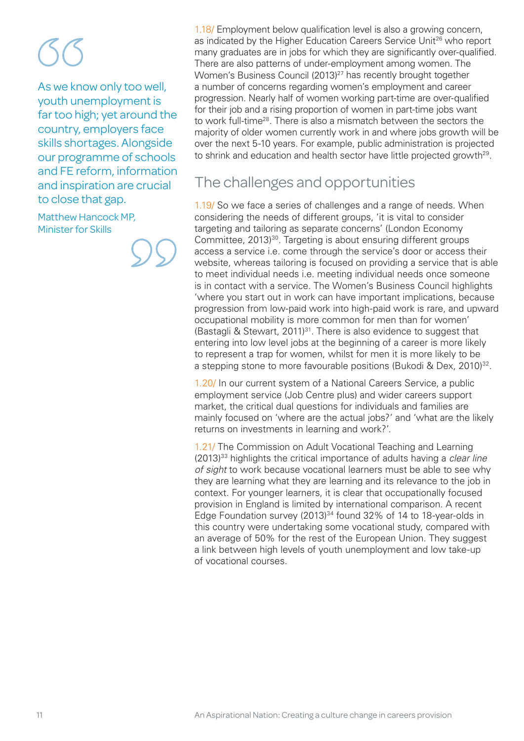> As we know only too well, youth unemployment is far too high; yet around the country, employers face skills shortages. Alongside our programme of schools and FE reform, information and inspiration are crucial to close that gap.
>
> Matthew Hancock MP, Minister for Skills

1.18/ Employment below qualification level is also a growing concern, as indicated by the Higher Education Careers Service Unit[26] who report many graduates are in jobs for which they are significantly over-qualified. There are also patterns of under-employment among women. The Women's Business Council (2013)[27] has recently brought together a number of concerns regarding women's employment and career progression. Nearly half of women working part-time are over-qualified for their job and a rising proportion of women in part-time jobs want to work full-time[28]. There is also a mismatch between the sectors the majority of older women currently work in and where jobs growth will be over the next 5-10 years. For example, public administration is projected to shrink and education and health sector have little projected growth[29].

## The challenges and opportunities

1.19/ So we face a series of challenges and a range of needs. When considering the needs of different groups, 'it is vital to consider targeting and tailoring as separate concerns' (London Economy Committee, 2013)[30]. Targeting is about ensuring different groups access a service i.e. come through the service's door or access their website, whereas tailoring is focused on providing a service that is able to meet individual needs i.e. meeting individual needs once someone is in contact with a service. The Women's Business Council highlights 'where you start out in work can have important implications, because progression from low-paid work into high-paid work is rare, and upward occupational mobility is more common for men than for women' (Bastagli & Stewart, 2011)[31]. There is also evidence to suggest that entering into low level jobs at the beginning of a career is more likely to represent a trap for women, whilst for men it is more likely to be a stepping stone to more favourable positions (Bukodi & Dex, 2010)[32].

1.20/ In our current system of a National Careers Service, a public employment service (Job Centre plus) and wider careers support market, the critical dual questions for individuals and families are mainly focused on 'where are the actual jobs?' and 'what are the likely returns on investments in learning and work?'.

1.21/ The Commission on Adult Vocational Teaching and Learning (2013)[33] highlights the critical importance of adults having a *clear line of sight* to work because vocational learners must be able to see why they are learning what they are learning and its relevance to the job in context. For younger learners, it is clear that occupationally focused provision in England is limited by international comparison. A recent Edge Foundation survey (2013)[34] found 32% of 14 to 18-year-olds in this country were undertaking some vocational study, compared with an average of 50% for the rest of the European Union. They suggest a link between high levels of youth unemployment and low take-up of vocational courses.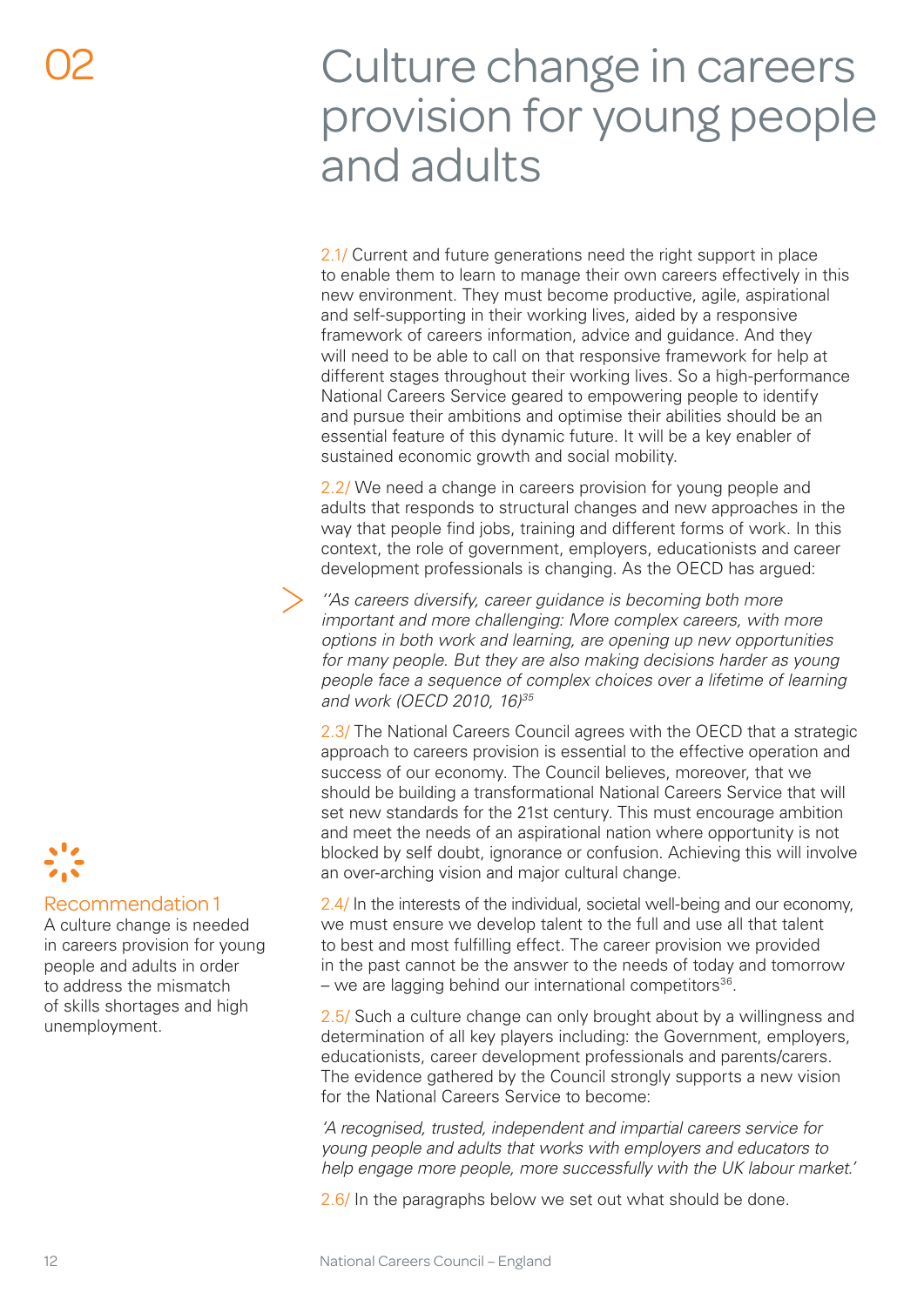# 02 Culture change in careers provision for young people and adults

2.1/ Current and future generations need the right support in place to enable them to learn to manage their own careers effectively in this new environment. They must become productive, agile, aspirational and self-supporting in their working lives, aided by a responsive framework of careers information, advice and guidance. And they will need to be able to call on that responsive framework for help at different stages throughout their working lives. So a high-performance National Careers Service geared to empowering people to identify and pursue their ambitions and optimise their abilities should be an essential feature of this dynamic future. It will be a key enabler of sustained economic growth and social mobility.

2.2/ We need a change in careers provision for young people and adults that responds to structural changes and new approaches in the way that people find jobs, training and different forms of work. In this context, the role of government, employers, educationists and career development professionals is changing. As the OECD has argued:

> *"As careers diversify, career guidance is becoming both more important and more challenging: More complex careers, with more options in both work and learning, are opening up new opportunities for many people. But they are also making decisions harder as young people face a sequence of complex choices over a lifetime of learning and work (OECD 2010, 16)*[35]

2.3/ The National Careers Council agrees with the OECD that a strategic approach to careers provision is essential to the effective operation and success of our economy. The Council believes, moreover, that we should be building a transformational National Careers Service that will set new standards for the 21st century. This must encourage ambition and meet the needs of an aspirational nation where opportunity is not blocked by self doubt, ignorance or confusion. Achieving this will involve an over-arching vision and major cultural change.

**Recommendation 1**
A culture change is needed in careers provision for young people and adults in order to address the mismatch of skills shortages and high unemployment.

2.4/ In the interests of the individual, societal well-being and our economy, we must ensure we develop talent to the full and use all that talent to best and most fulfilling effect. The career provision we provided in the past cannot be the answer to the needs of today and tomorrow – we are lagging behind our international competitors[36].

2.5/ Such a culture change can only brought about by a willingness and determination of all key players including: the Government, employers, educationists, career development professionals and parents/carers. The evidence gathered by the Council strongly supports a new vision for the National Careers Service to become:

*'A recognised, trusted, independent and impartial careers service for young people and adults that works with employers and educators to help engage more people, more successfully with the UK labour market.'*

2.6/ In the paragraphs below we set out what should be done.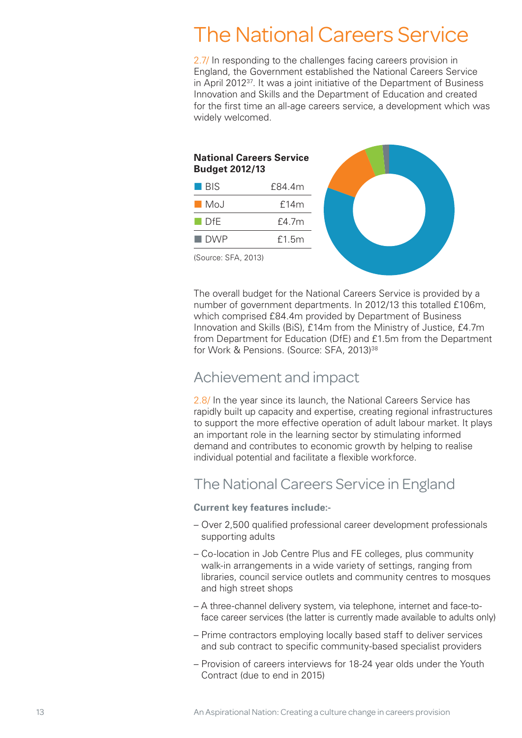# The National Careers Service

2.7/ In responding to the challenges facing careers provision in England, the Government established the National Careers Service in April 2012[37]. It was a joint initiative of the Department of Business Innovation and Skills and the Department of Education and created for the first time an all-age careers service, a development which was widely welcomed.

**National Careers Service Budget 2012/13**

| | |
|---|---|
| BIS | £84.4m |
| MoJ | £14m |
| DfE | £4.7m |
| DWP | £1.5m |

(Source: SFA, 2013)

The overall budget for the National Careers Service is provided by a number of government departments. In 2012/13 this totalled £106m, which comprised £84.4m provided by Department of Business Innovation and Skills (BiS), £14m from the Ministry of Justice, £4.7m from Department for Education (DfE) and £1.5m from the Department for Work & Pensions. (Source: SFA, 2013)[38]

## Achievement and impact

2.8/ In the year since its launch, the National Careers Service has rapidly built up capacity and expertise, creating regional infrastructures to support the more effective operation of adult labour market. It plays an important role in the learning sector by stimulating informed demand and contributes to economic growth by helping to realise individual potential and facilitate a flexible workforce.

## The National Careers Service in England

**Current key features include:-**

- Over 2,500 qualified professional career development professionals supporting adults
- Co-location in Job Centre Plus and FE colleges, plus community walk-in arrangements in a wide variety of settings, ranging from libraries, council service outlets and community centres to mosques and high street shops
- A three-channel delivery system, via telephone, internet and face-to-face career services (the latter is currently made available to adults only)
- Prime contractors employing locally based staff to deliver services and sub contract to specific community-based specialist providers
- Provision of careers interviews for 18-24 year olds under the Youth Contract (due to end in 2015)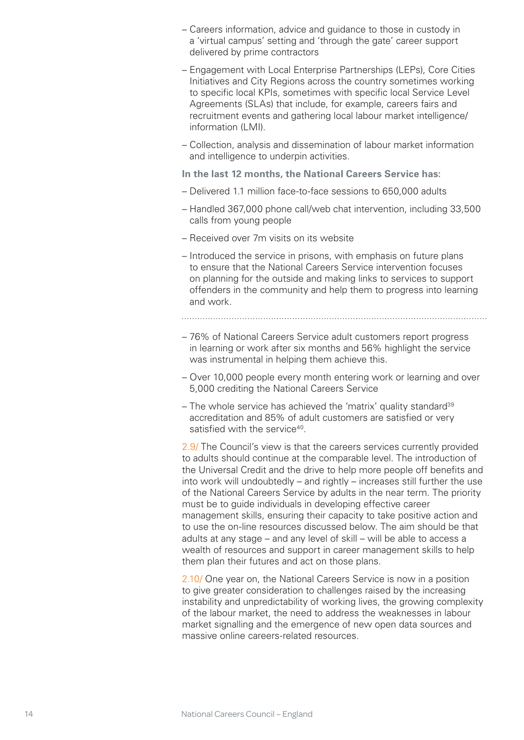- Careers information, advice and guidance to those in custody in a 'virtual campus' setting and 'through the gate' career support delivered by prime contractors
- Engagement with Local Enterprise Partnerships (LEPs), Core Cities Initiatives and City Regions across the country sometimes working to specific local KPIs, sometimes with specific local Service Level Agreements (SLAs) that include, for example, careers fairs and recruitment events and gathering local labour market intelligence/information (LMI).
- Collection, analysis and dissemination of labour market information and intelligence to underpin activities.

**In the last 12 months, the National Careers Service has:**

- Delivered 1.1 million face-to-face sessions to 650,000 adults
- Handled 367,000 phone call/web chat intervention, including 33,500 calls from young people
- Received over 7m visits on its website
- Introduced the service in prisons, with emphasis on future plans to ensure that the National Careers Service intervention focuses on planning for the outside and making links to services to support offenders in the community and help them to progress into learning and work.

---

- 76% of National Careers Service adult customers report progress in learning or work after six months and 56% highlight the service was instrumental in helping them achieve this.
- Over 10,000 people every month entering work or learning and over 5,000 crediting the National Careers Service
- The whole service has achieved the 'matrix' quality standard[39] accreditation and 85% of adult customers are satisfied or very satisfied with the service[40].

2.9/ The Council's view is that the careers services currently provided to adults should continue at the comparable level. The introduction of the Universal Credit and the drive to help more people off benefits and into work will undoubtedly – and rightly – increases still further the use of the National Careers Service by adults in the near term. The priority must be to guide individuals in developing effective career management skills, ensuring their capacity to take positive action and to use the on-line resources discussed below. The aim should be that adults at any stage – and any level of skill – will be able to access a wealth of resources and support in career management skills to help them plan their futures and act on those plans.

2.10/ One year on, the National Careers Service is now in a position to give greater consideration to challenges raised by the increasing instability and unpredictability of working lives, the growing complexity of the labour market, the need to address the weaknesses in labour market signalling and the emergence of new open data sources and massive online careers-related resources.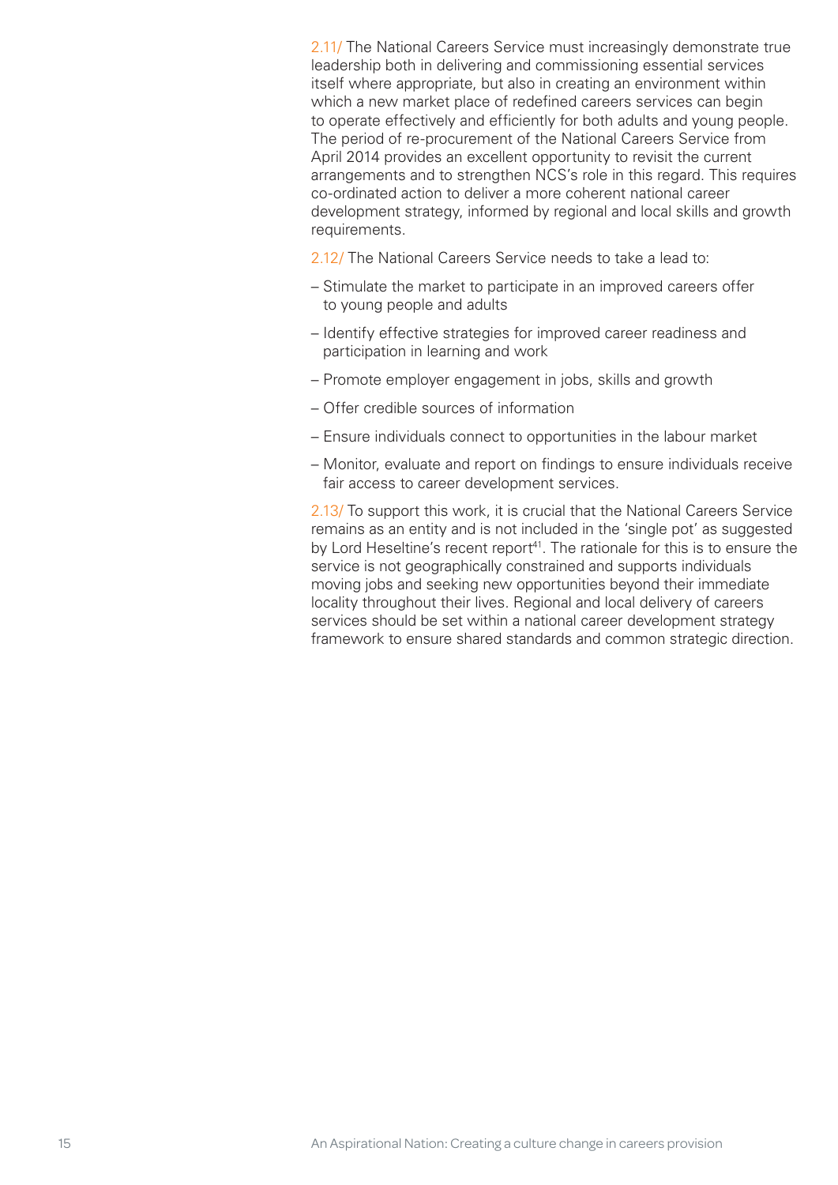2.11/ The National Careers Service must increasingly demonstrate true leadership both in delivering and commissioning essential services itself where appropriate, but also in creating an environment within which a new market place of redefined careers services can begin to operate effectively and efficiently for both adults and young people. The period of re-procurement of the National Careers Service from April 2014 provides an excellent opportunity to revisit the current arrangements and to strengthen NCS's role in this regard. This requires co-ordinated action to deliver a more coherent national career development strategy, informed by regional and local skills and growth requirements.

2.12/ The National Careers Service needs to take a lead to:

– Stimulate the market to participate in an improved careers offer to young people and adults

– Identify effective strategies for improved career readiness and participation in learning and work

– Promote employer engagement in jobs, skills and growth

– Offer credible sources of information

– Ensure individuals connect to opportunities in the labour market

– Monitor, evaluate and report on findings to ensure individuals receive fair access to career development services.

2.13/ To support this work, it is crucial that the National Careers Service remains as an entity and is not included in the 'single pot' as suggested by Lord Heseltine's recent report[41]. The rationale for this is to ensure the service is not geographically constrained and supports individuals moving jobs and seeking new opportunities beyond their immediate locality throughout their lives. Regional and local delivery of careers services should be set within a national career development strategy framework to ensure shared standards and common strategic direction.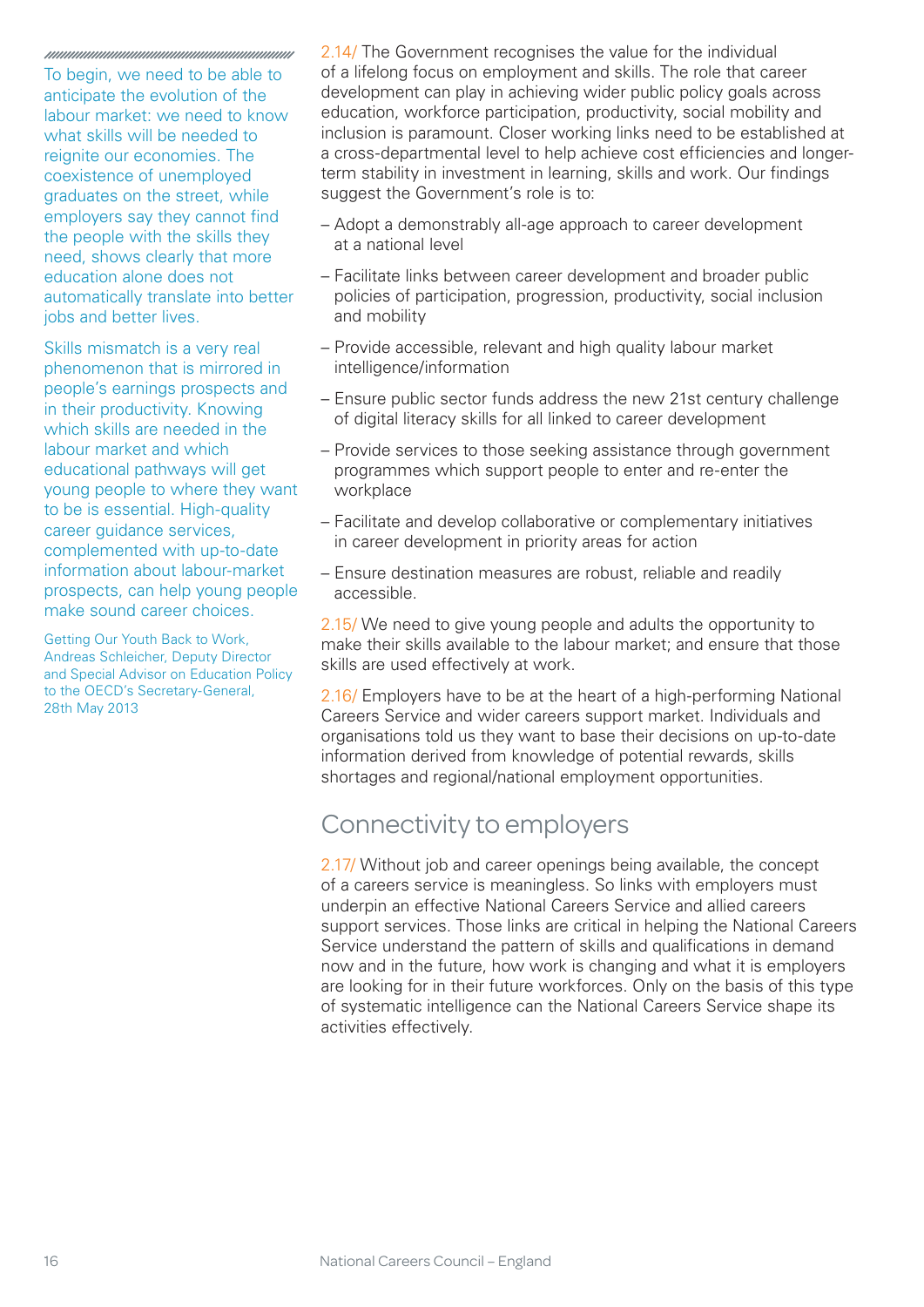> To begin, we need to be able to anticipate the evolution of the labour market: we need to know what skills will be needed to reignite our economies. The coexistence of unemployed graduates on the street, while employers say they cannot find the people with the skills they need, shows clearly that more education alone does not automatically translate into better jobs and better lives.
>
> Skills mismatch is a very real phenomenon that is mirrored in people's earnings prospects and in their productivity. Knowing which skills are needed in the labour market and which educational pathways will get young people to where they want to be is essential. High-quality career guidance services, complemented with up-to-date information about labour-market prospects, can help young people make sound career choices.
>
> Getting Our Youth Back to Work, Andreas Schleicher, Deputy Director and Special Advisor on Education Policy to the OECD's Secretary-General, 28th May 2013

2.14/ The Government recognises the value for the individual of a lifelong focus on employment and skills. The role that career development can play in achieving wider public policy goals across education, workforce participation, productivity, social mobility and inclusion is paramount. Closer working links need to be established at a cross-departmental level to help achieve cost efficiencies and longer-term stability in investment in learning, skills and work. Our findings suggest the Government's role is to:

- Adopt a demonstrably all-age approach to career development at a national level
- Facilitate links between career development and broader public policies of participation, progression, productivity, social inclusion and mobility
- Provide accessible, relevant and high quality labour market intelligence/information
- Ensure public sector funds address the new 21st century challenge of digital literacy skills for all linked to career development
- Provide services to those seeking assistance through government programmes which support people to enter and re-enter the workplace
- Facilitate and develop collaborative or complementary initiatives in career development in priority areas for action
- Ensure destination measures are robust, reliable and readily accessible.

2.15/ We need to give young people and adults the opportunity to make their skills available to the labour market; and ensure that those skills are used effectively at work.

2.16/ Employers have to be at the heart of a high-performing National Careers Service and wider careers support market. Individuals and organisations told us they want to base their decisions on up-to-date information derived from knowledge of potential rewards, skills shortages and regional/national employment opportunities.

## Connectivity to employers

2.17/ Without job and career openings being available, the concept of a careers service is meaningless. So links with employers must underpin an effective National Careers Service and allied careers support services. Those links are critical in helping the National Careers Service understand the pattern of skills and qualifications in demand now and in the future, how work is changing and what it is employers are looking for in their future workforces. Only on the basis of this type of systematic intelligence can the National Careers Service shape its activities effectively.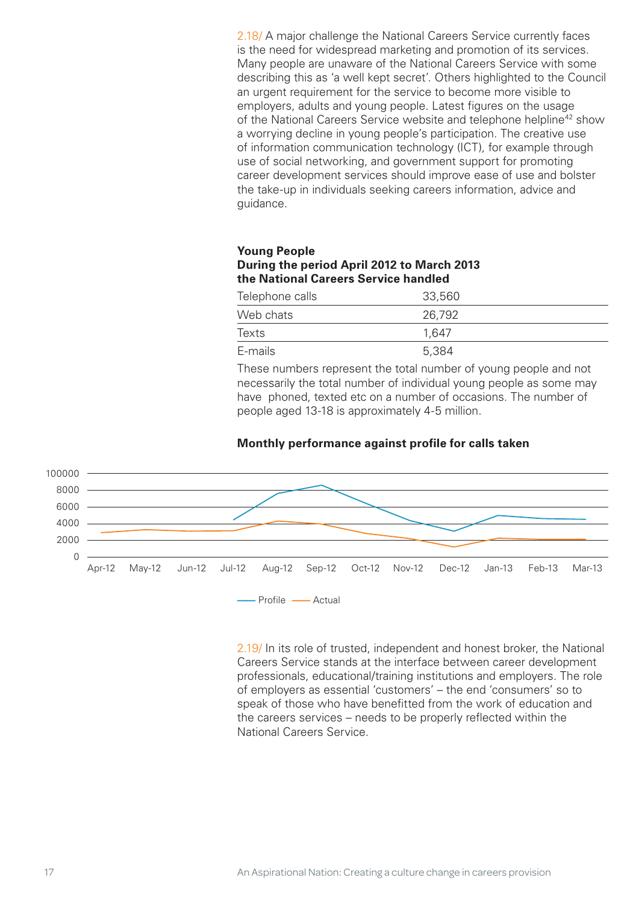2.18/ A major challenge the National Careers Service currently faces is the need for widespread marketing and promotion of its services. Many people are unaware of the National Careers Service with some describing this as 'a well kept secret'. Others highlighted to the Council an urgent requirement for the service to become more visible to employers, adults and young people. Latest figures on the usage of the National Careers Service website and telephone helpline[42] show a worrying decline in young people's participation. The creative use of information communication technology (ICT), for example through use of social networking, and government support for promoting career development services should improve ease of use and bolster the take-up in individuals seeking careers information, advice and guidance.

**Young People**
**During the period April 2012 to March 2013 the National Careers Service handled**

| | |
|---|---|
| Telephone calls | 33,560 |
| Web chats | 26,792 |
| Texts | 1,647 |
| E-mails | 5,384 |

These numbers represent the total number of young people and not necessarily the total number of individual young people as some may have phoned, texted etc on a number of occasions. The number of people aged 13-18 is approximately 4-5 million.

**Monthly performance against profile for calls taken**

2.19/ In its role of trusted, independent and honest broker, the National Careers Service stands at the interface between career development professionals, educational/training institutions and employers. The role of employers as essential 'customers' – the end 'consumers' so to speak of those who have benefitted from the work of education and the careers services – needs to be properly reflected within the National Careers Service.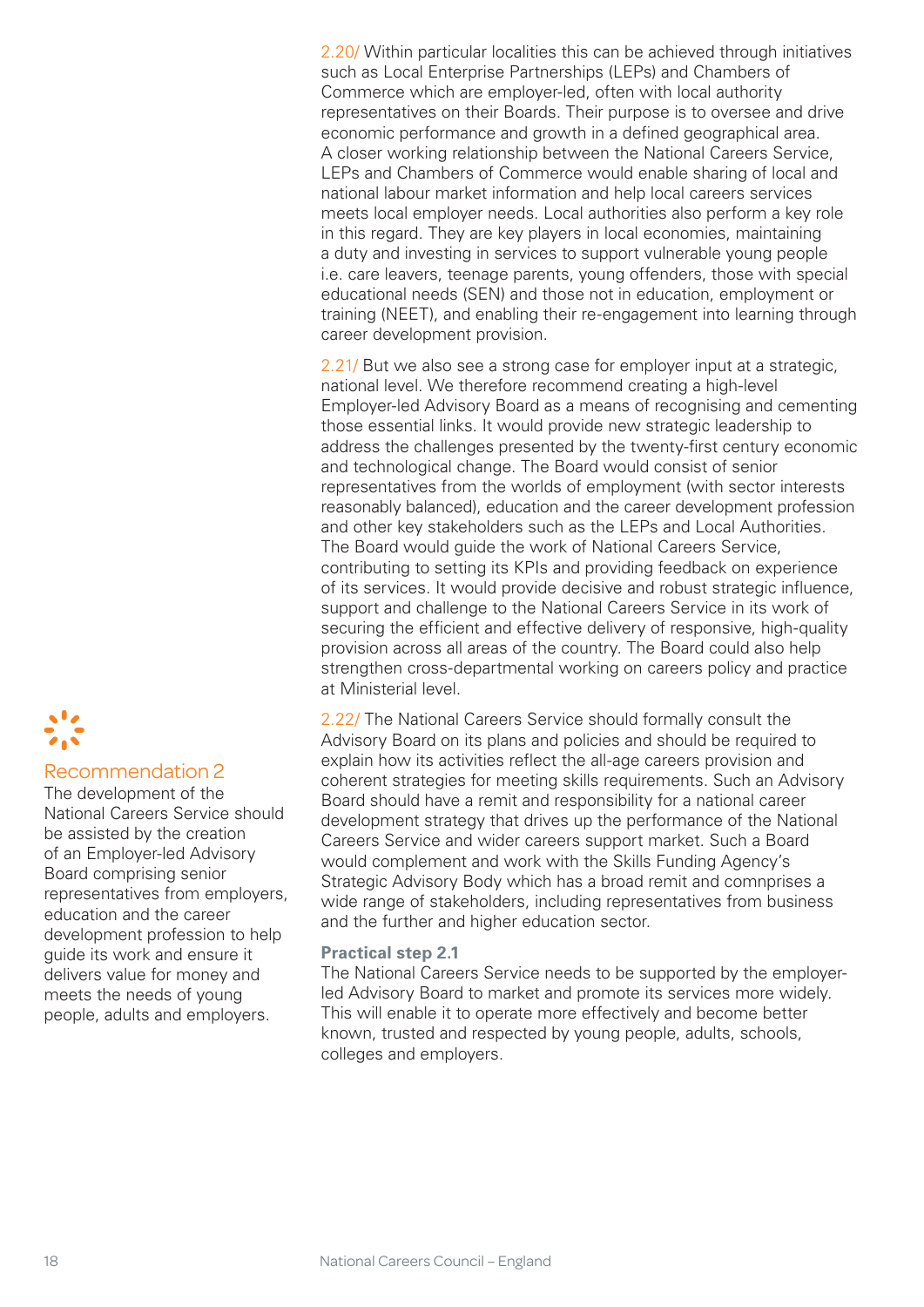2.20/ Within particular localities this can be achieved through initiatives such as Local Enterprise Partnerships (LEPs) and Chambers of Commerce which are employer-led, often with local authority representatives on their Boards. Their purpose is to oversee and drive economic performance and growth in a defined geographical area. A closer working relationship between the National Careers Service, LEPs and Chambers of Commerce would enable sharing of local and national labour market information and help local careers services meets local employer needs. Local authorities also perform a key role in this regard. They are key players in local economies, maintaining a duty and investing in services to support vulnerable young people i.e. care leavers, teenage parents, young offenders, those with special educational needs (SEN) and those not in education, employment or training (NEET), and enabling their re-engagement into learning through career development provision.

2.21/ But we also see a strong case for employer input at a strategic, national level. We therefore recommend creating a high-level Employer-led Advisory Board as a means of recognising and cementing those essential links. It would provide new strategic leadership to address the challenges presented by the twenty-first century economic and technological change. The Board would consist of senior representatives from the worlds of employment (with sector interests reasonably balanced), education and the career development profession and other key stakeholders such as the LEPs and Local Authorities. The Board would guide the work of National Careers Service, contributing to setting its KPIs and providing feedback on experience of its services. It would provide decisive and robust strategic influence, support and challenge to the National Careers Service in its work of securing the efficient and effective delivery of responsive, high-quality provision across all areas of the country. The Board could also help strengthen cross-departmental working on careers policy and practice at Ministerial level.

### Recommendation 2

The development of the National Careers Service should be assisted by the creation of an Employer-led Advisory Board comprising senior representatives from employers, education and the career development profession to help guide its work and ensure it delivers value for money and meets the needs of young people, adults and employers.

2.22/ The National Careers Service should formally consult the Advisory Board on its plans and policies and should be required to explain how its activities reflect the all-age careers provision and coherent strategies for meeting skills requirements. Such an Advisory Board should have a remit and responsibility for a national career development strategy that drives up the performance of the National Careers Service and wider careers support market. Such a Board would complement and work with the Skills Funding Agency's Strategic Advisory Body which has a broad remit and comnprises a wide range of stakeholders, including representatives from business and the further and higher education sector.

**Practical step 2.1**

The National Careers Service needs to be supported by the employer-led Advisory Board to market and promote its services more widely. This will enable it to operate more effectively and become better known, trusted and respected by young people, adults, schools, colleges and employers.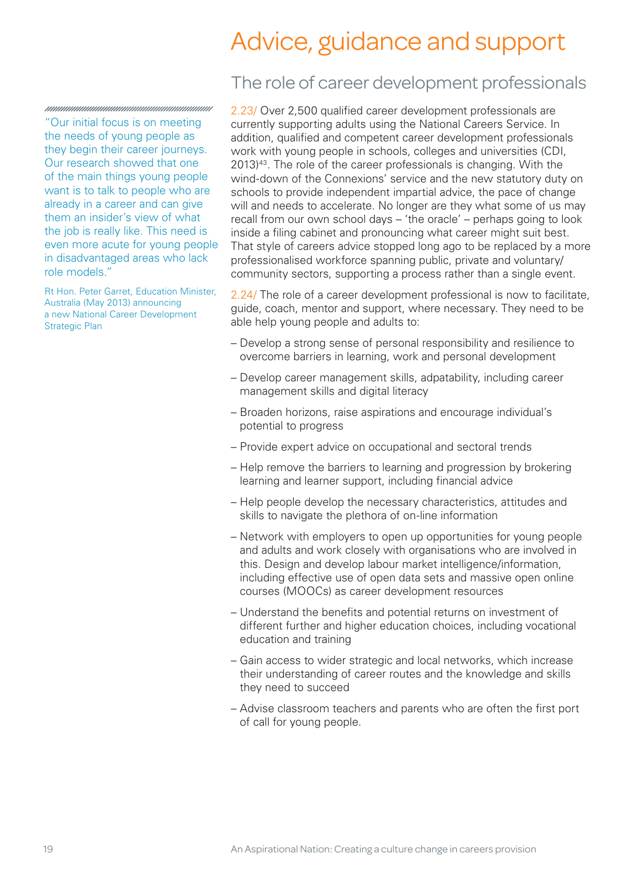# Advice, guidance and support

## The role of career development professionals

> "Our initial focus is on meeting the needs of young people as they begin their career journeys. Our research showed that one of the main things young people want is to talk to people who are already in a career and can give them an insider's view of what the job is really like. This need is even more acute for young people in disadvantaged areas who lack role models."
>
> Rt Hon. Peter Garret, Education Minister, Australia (May 2013) announcing a new National Career Development Strategic Plan

2.23/ Over 2,500 qualified career development professionals are currently supporting adults using the National Careers Service. In addition, qualified and competent career development professionals work with young people in schools, colleges and universities (CDI, 2013)[43]. The role of the career professionals is changing. With the wind-down of the Connexions' service and the new statutory duty on schools to provide independent impartial advice, the pace of change will and needs to accelerate. No longer are they what some of us may recall from our own school days – 'the oracle' – perhaps going to look inside a filing cabinet and pronouncing what career might suit best. That style of careers advice stopped long ago to be replaced by a more professionalised workforce spanning public, private and voluntary/ community sectors, supporting a process rather than a single event.

2.24/ The role of a career development professional is now to facilitate, guide, coach, mentor and support, where necessary. They need to be able help young people and adults to:

- Develop a strong sense of personal responsibility and resilience to overcome barriers in learning, work and personal development
- Develop career management skills, adpatability, including career management skills and digital literacy
- Broaden horizons, raise aspirations and encourage individual's potential to progress
- Provide expert advice on occupational and sectoral trends
- Help remove the barriers to learning and progression by brokering learning and learner support, including financial advice
- Help people develop the necessary characteristics, attitudes and skills to navigate the plethora of on-line information
- Network with employers to open up opportunities for young people and adults and work closely with organisations who are involved in this. Design and develop labour market intelligence/information, including effective use of open data sets and massive open online courses (MOOCs) as career development resources
- Understand the benefits and potential returns on investment of different further and higher education choices, including vocational education and training
- Gain access to wider strategic and local networks, which increase their understanding of career routes and the knowledge and skills they need to succeed
- Advise classroom teachers and parents who are often the first port of call for young people.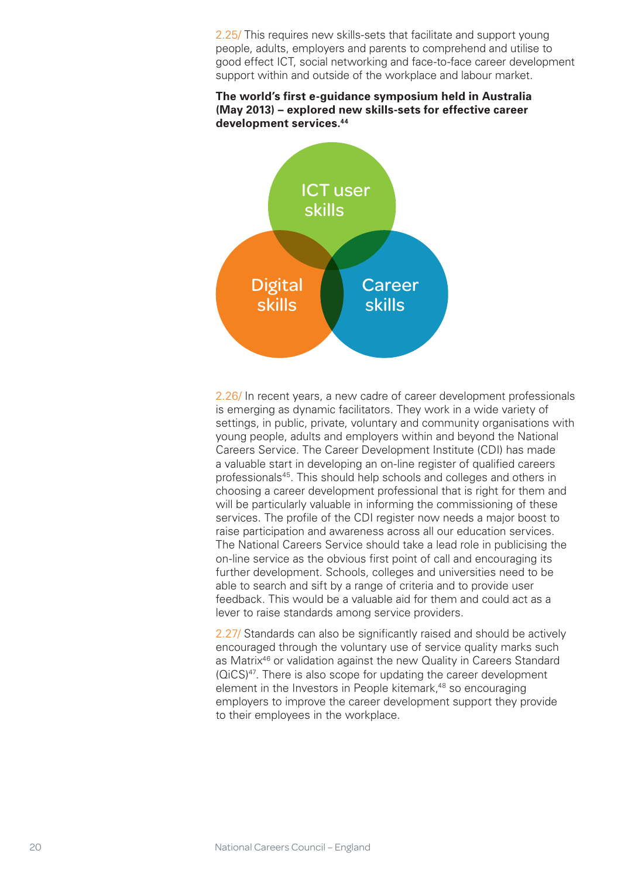2.25/ This requires new skills-sets that facilitate and support young people, adults, employers and parents to comprehend and utilise to good effect ICT, social networking and face-to-face career development support within and outside of the workplace and labour market.

**The world's first e-guidance symposium held in Australia (May 2013) – explored new skills-sets for effective career development services.[44]**

ICT user skills

Digital skills

Career skills

2.26/ In recent years, a new cadre of career development professionals is emerging as dynamic facilitators. They work in a wide variety of settings, in public, private, voluntary and community organisations with young people, adults and employers within and beyond the National Careers Service. The Career Development Institute (CDI) has made a valuable start in developing an on-line register of qualified careers professionals[45]. This should help schools and colleges and others in choosing a career development professional that is right for them and will be particularly valuable in informing the commissioning of these services. The profile of the CDI register now needs a major boost to raise participation and awareness across all our education services. The National Careers Service should take a lead role in publicising the on-line service as the obvious first point of call and encouraging its further development. Schools, colleges and universities need to be able to search and sift by a range of criteria and to provide user feedback. This would be a valuable aid for them and could act as a lever to raise standards among service providers.

2.27/ Standards can also be significantly raised and should be actively encouraged through the voluntary use of service quality marks such as Matrix[46] or validation against the new Quality in Careers Standard (QiCS)[47]. There is also scope for updating the career development element in the Investors in People kitemark,[48] so encouraging employers to improve the career development support they provide to their employees in the workplace.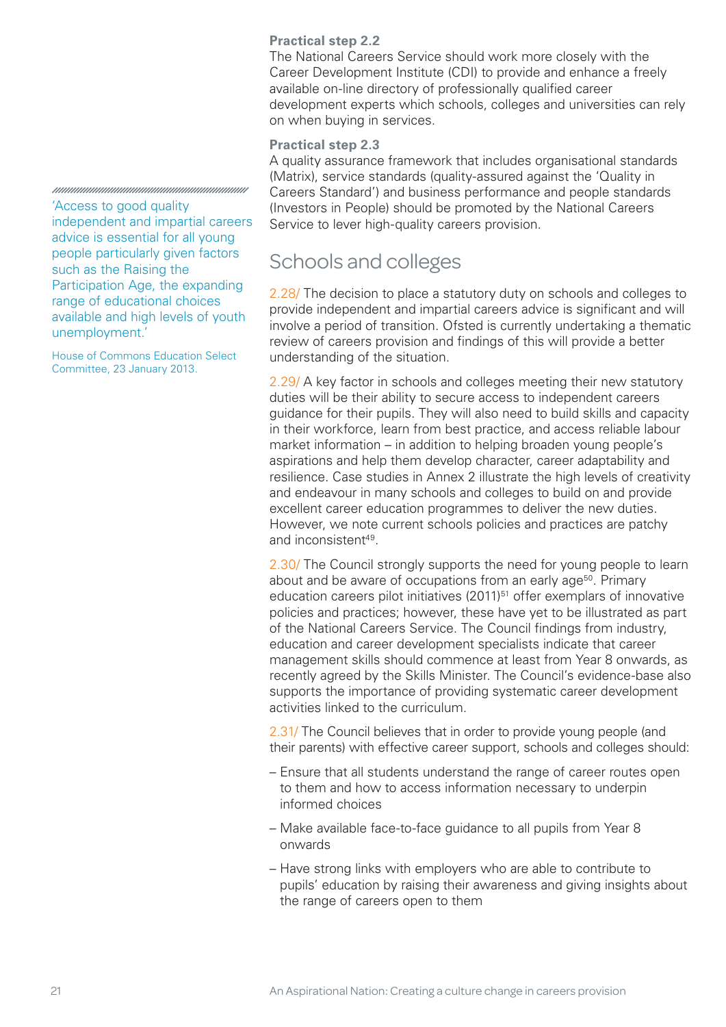**Practical step 2.2**
The National Careers Service should work more closely with the Career Development Institute (CDI) to provide and enhance a freely available on-line directory of professionally qualified career development experts which schools, colleges and universities can rely on when buying in services.

**Practical step 2.3**
A quality assurance framework that includes organisational standards (Matrix), service standards (quality-assured against the 'Quality in Careers Standard') and business performance and people standards (Investors in People) should be promoted by the National Careers Service to lever high-quality careers provision.

'Access to good quality independent and impartial careers advice is essential for all young people particularly given factors such as the Raising the Participation Age, the expanding range of educational choices available and high levels of youth unemployment.'

House of Commons Education Select Committee, 23 January 2013.

## Schools and colleges

2.28/ The decision to place a statutory duty on schools and colleges to provide independent and impartial careers advice is significant and will involve a period of transition. Ofsted is currently undertaking a thematic review of careers provision and findings of this will provide a better understanding of the situation.

2.29/ A key factor in schools and colleges meeting their new statutory duties will be their ability to secure access to independent careers guidance for their pupils. They will also need to build skills and capacity in their workforce, learn from best practice, and access reliable labour market information – in addition to helping broaden young people's aspirations and help them develop character, career adaptability and resilience. Case studies in Annex 2 illustrate the high levels of creativity and endeavour in many schools and colleges to build on and provide excellent career education programmes to deliver the new duties. However, we note current schools policies and practices are patchy and inconsistent[49].

2.30/ The Council strongly supports the need for young people to learn about and be aware of occupations from an early age[50]. Primary education careers pilot initiatives (2011)[51] offer exemplars of innovative policies and practices; however, these have yet to be illustrated as part of the National Careers Service. The Council findings from industry, education and career development specialists indicate that career management skills should commence at least from Year 8 onwards, as recently agreed by the Skills Minister. The Council's evidence-base also supports the importance of providing systematic career development activities linked to the curriculum.

2.31/ The Council believes that in order to provide young people (and their parents) with effective career support, schools and colleges should:

- Ensure that all students understand the range of career routes open to them and how to access information necessary to underpin informed choices
- Make available face-to-face guidance to all pupils from Year 8 onwards
- Have strong links with employers who are able to contribute to pupils' education by raising their awareness and giving insights about the range of careers open to them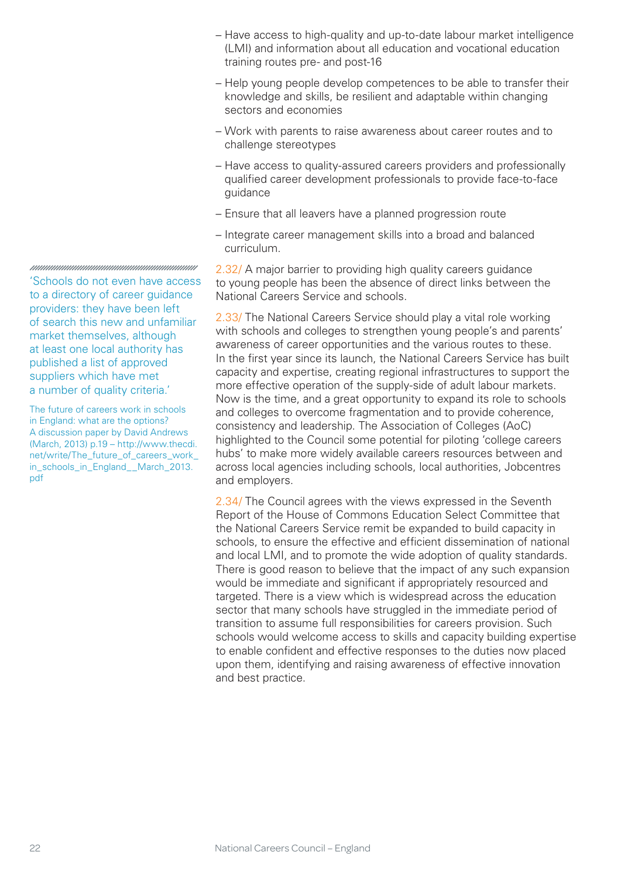- Have access to high-quality and up-to-date labour market intelligence (LMI) and information about all education and vocational education training routes pre- and post-16
- Help young people develop competences to be able to transfer their knowledge and skills, be resilient and adaptable within changing sectors and economies
- Work with parents to raise awareness about career routes and to challenge stereotypes
- Have access to quality-assured careers providers and professionally qualified career development professionals to provide face-to-face guidance
- Ensure that all leavers have a planned progression route
- Integrate career management skills into a broad and balanced curriculum.

2.32/ A major barrier to providing high quality careers guidance to young people has been the absence of direct links between the National Careers Service and schools.

2.33/ The National Careers Service should play a vital role working with schools and colleges to strengthen young people's and parents' awareness of career opportunities and the various routes to these. In the first year since its launch, the National Careers Service has built capacity and expertise, creating regional infrastructures to support the more effective operation of the supply-side of adult labour markets. Now is the time, and a great opportunity to expand its role to schools and colleges to overcome fragmentation and to provide coherence, consistency and leadership. The Association of Colleges (AoC) highlighted to the Council some potential for piloting 'college careers hubs' to make more widely available careers resources between and across local agencies including schools, local authorities, Jobcentres and employers.

2.34/ The Council agrees with the views expressed in the Seventh Report of the House of Commons Education Select Committee that the National Careers Service remit be expanded to build capacity in schools, to ensure the effective and efficient dissemination of national and local LMI, and to promote the wide adoption of quality standards. There is good reason to believe that the impact of any such expansion would be immediate and significant if appropriately resourced and targeted. There is a view which is widespread across the education sector that many schools have struggled in the immediate period of transition to assume full responsibilities for careers provision. Such schools would welcome access to skills and capacity building expertise to enable confident and effective responses to the duties now placed upon them, identifying and raising awareness of effective innovation and best practice.

> 'Schools do not even have access to a directory of career guidance providers: they have been left of search this new and unfamiliar market themselves, although at least one local authority has published a list of approved suppliers which have met a number of quality criteria.'
>
> The future of careers work in schools in England: what are the options? A discussion paper by David Andrews (March, 2013) p.19 – http://www.thecdi.net/write/The_future_of_careers_work_in_schools_in_England__March_2013.pdf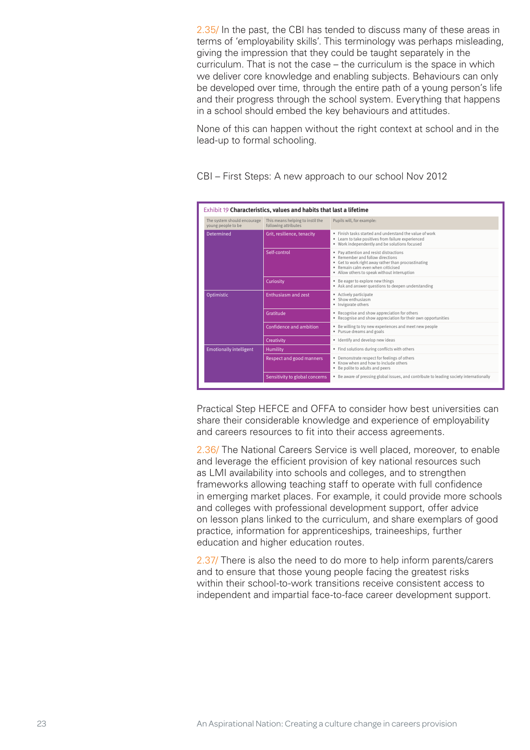2.35/ In the past, the CBI has tended to discuss many of these areas in terms of 'employability skills'. This terminology was perhaps misleading, giving the impression that they could be taught separately in the curriculum. That is not the case – the curriculum is the space in which we deliver core knowledge and enabling subjects. Behaviours can only be developed over time, through the entire path of a young person's life and their progress through the school system. Everything that happens in a school should embed the key behaviours and attitudes.

None of this can happen without the right context at school and in the lead-up to formal schooling.

CBI – First Steps: A new approach to our school Nov 2012

Exhibit 19 **Characteristics, values and habits that last a lifetime**

| The system should encourage young people to be | This means helping to instil the following attributes | Pupils will, for example: |
|---|---|---|
| Determined | Grit, resilience, tenacity | • Finish tasks started and understand the value of work<br>• Learn to take positives from failure experienced<br>• Work independently and be solutions focused |
| | Self-control | • Pay attention and resist distractions<br>• Remember and follow directions<br>• Get to work right away rather than procrastinating<br>• Remain calm even when criticised<br>• Allow others to speak without interruption |
| | Curiosity | • Be eager to explore new things<br>• Ask and answer questions to deepen understanding |
| Optimistic | Enthusiasm and zest | • Actively participate<br>• Show enthusiasm<br>• Invigorate others |
| | Gratitude | • Recognise and show appreciation for others<br>• Recognise and show appreciation for their own opportunities |
| | Confidence and ambition | • Be willing to try new experiences and meet new people<br>• Pursue dreams and goals |
| | Creativity | • Identify and develop new ideas |
| Emotionally intelligent | Humility | • Find solutions during conflicts with others |
| | Respect and good manners | • Demonstrate respect for feelings of others<br>• Know when and how to include others<br>• Be polite to adults and peers |
| | Sensitivity to global concerns | • Be aware of pressing global issues, and contribute to leading society internationally |

Practical Step HEFCE and OFFA to consider how best universities can share their considerable knowledge and experience of employability and careers resources to fit into their access agreements.

2.36/ The National Careers Service is well placed, moreover, to enable and leverage the efficient provision of key national resources such as LMI availability into schools and colleges, and to strengthen frameworks allowing teaching staff to operate with full confidence in emerging market places. For example, it could provide more schools and colleges with professional development support, offer advice on lesson plans linked to the curriculum, and share exemplars of good practice, information for apprenticeships, traineeships, further education and higher education routes.

2.37/ There is also the need to do more to help inform parents/carers and to ensure that those young people facing the greatest risks within their school-to-work transitions receive consistent access to independent and impartial face-to-face career development support.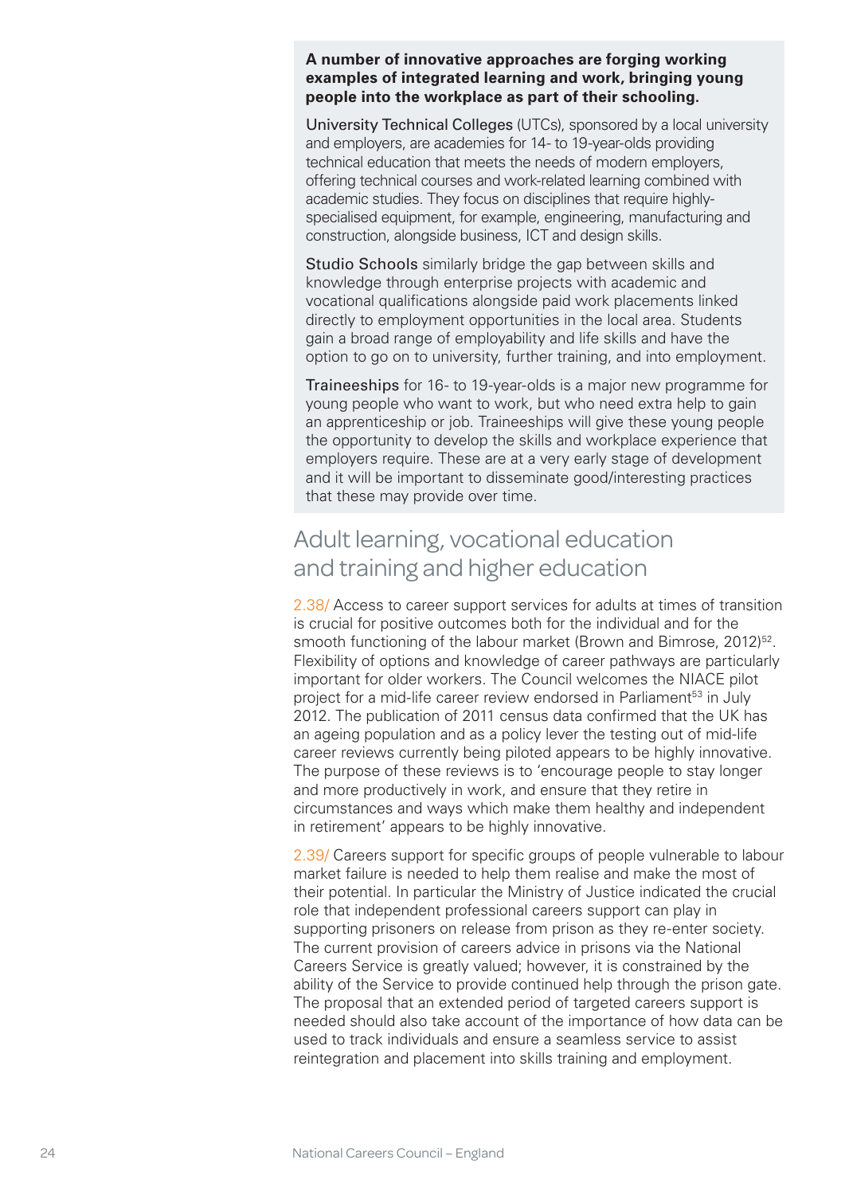**A number of innovative approaches are forging working examples of integrated learning and work, bringing young people into the workplace as part of their schooling.**

University Technical Colleges (UTCs), sponsored by a local university and employers, are academies for 14- to 19-year-olds providing technical education that meets the needs of modern employers, offering technical courses and work-related learning combined with academic studies. They focus on disciplines that require highly-specialised equipment, for example, engineering, manufacturing and construction, alongside business, ICT and design skills.

Studio Schools similarly bridge the gap between skills and knowledge through enterprise projects with academic and vocational qualifications alongside paid work placements linked directly to employment opportunities in the local area. Students gain a broad range of employability and life skills and have the option to go on to university, further training, and into employment.

Traineeships for 16- to 19-year-olds is a major new programme for young people who want to work, but who need extra help to gain an apprenticeship or job. Traineeships will give these young people the opportunity to develop the skills and workplace experience that employers require. These are at a very early stage of development and it will be important to disseminate good/interesting practices that these may provide over time.

## Adult learning, vocational education and training and higher education

2.38/ Access to career support services for adults at times of transition is crucial for positive outcomes both for the individual and for the smooth functioning of the labour market (Brown and Bimrose, 2012)[52]. Flexibility of options and knowledge of career pathways are particularly important for older workers. The Council welcomes the NIACE pilot project for a mid-life career review endorsed in Parliament[53] in July 2012. The publication of 2011 census data confirmed that the UK has an ageing population and as a policy lever the testing out of mid-life career reviews currently being piloted appears to be highly innovative. The purpose of these reviews is to 'encourage people to stay longer and more productively in work, and ensure that they retire in circumstances and ways which make them healthy and independent in retirement' appears to be highly innovative.

2.39/ Careers support for specific groups of people vulnerable to labour market failure is needed to help them realise and make the most of their potential. In particular the Ministry of Justice indicated the crucial role that independent professional careers support can play in supporting prisoners on release from prison as they re-enter society. The current provision of careers advice in prisons via the National Careers Service is greatly valued; however, it is constrained by the ability of the Service to provide continued help through the prison gate. The proposal that an extended period of targeted careers support is needed should also take account of the importance of how data can be used to track individuals and ensure a seamless service to assist reintegration and placement into skills training and employment.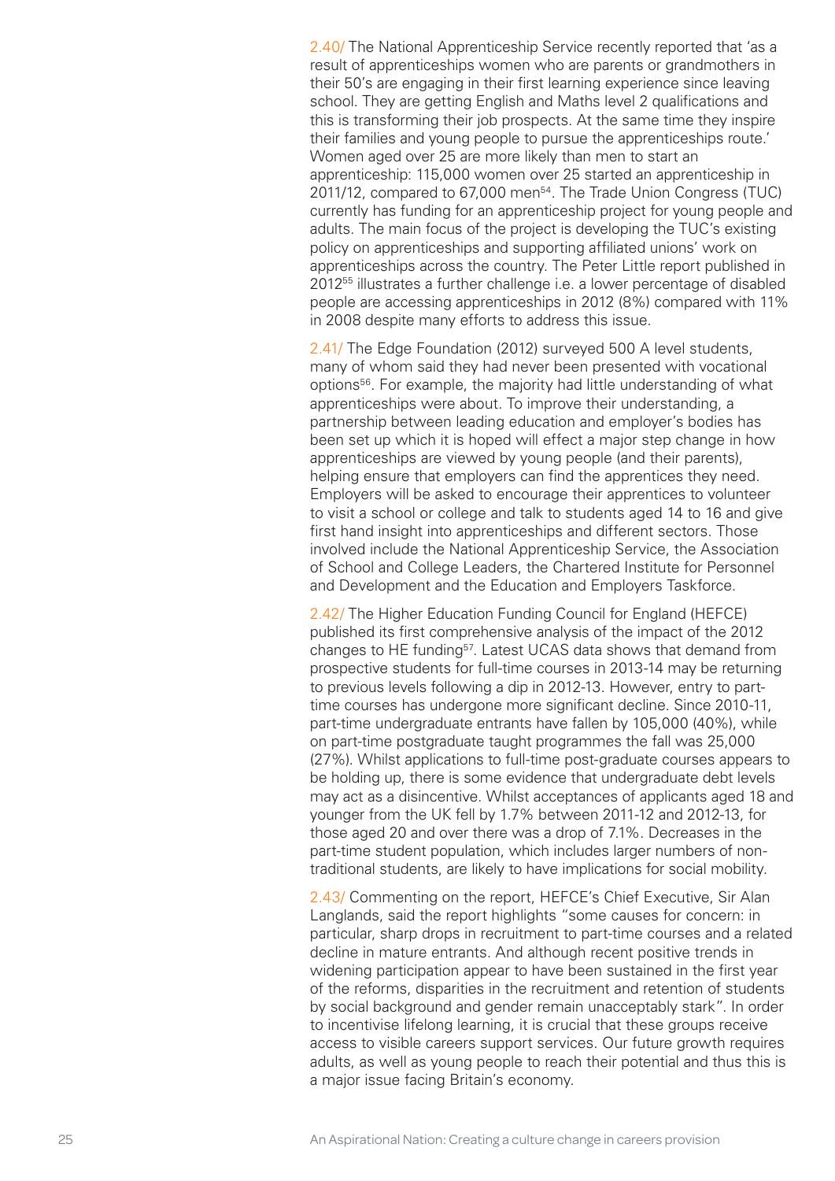2.40/ The National Apprenticeship Service recently reported that 'as a result of apprenticeships women who are parents or grandmothers in their 50's are engaging in their first learning experience since leaving school. They are getting English and Maths level 2 qualifications and this is transforming their job prospects. At the same time they inspire their families and young people to pursue the apprenticeships route.' Women aged over 25 are more likely than men to start an apprenticeship: 115,000 women over 25 started an apprenticeship in 2011/12, compared to 67,000 men[54]. The Trade Union Congress (TUC) currently has funding for an apprenticeship project for young people and adults. The main focus of the project is developing the TUC's existing policy on apprenticeships and supporting affiliated unions' work on apprenticeships across the country. The Peter Little report published in 2012[55] illustrates a further challenge i.e. a lower percentage of disabled people are accessing apprenticeships in 2012 (8%) compared with 11% in 2008 despite many efforts to address this issue.

2.41/ The Edge Foundation (2012) surveyed 500 A level students, many of whom said they had never been presented with vocational options[56]. For example, the majority had little understanding of what apprenticeships were about. To improve their understanding, a partnership between leading education and employer's bodies has been set up which it is hoped will effect a major step change in how apprenticeships are viewed by young people (and their parents), helping ensure that employers can find the apprentices they need. Employers will be asked to encourage their apprentices to volunteer to visit a school or college and talk to students aged 14 to 16 and give first hand insight into apprenticeships and different sectors. Those involved include the National Apprenticeship Service, the Association of School and College Leaders, the Chartered Institute for Personnel and Development and the Education and Employers Taskforce.

2.42/ The Higher Education Funding Council for England (HEFCE) published its first comprehensive analysis of the impact of the 2012 changes to HE funding[57]. Latest UCAS data shows that demand from prospective students for full-time courses in 2013-14 may be returning to previous levels following a dip in 2012-13. However, entry to part-time courses has undergone more significant decline. Since 2010-11, part-time undergraduate entrants have fallen by 105,000 (40%), while on part-time postgraduate taught programmes the fall was 25,000 (27%). Whilst applications to full-time post-graduate courses appears to be holding up, there is some evidence that undergraduate debt levels may act as a disincentive. Whilst acceptances of applicants aged 18 and younger from the UK fell by 1.7% between 2011-12 and 2012-13, for those aged 20 and over there was a drop of 7.1%. Decreases in the part-time student population, which includes larger numbers of non-traditional students, are likely to have implications for social mobility.

2.43/ Commenting on the report, HEFCE's Chief Executive, Sir Alan Langlands, said the report highlights "some causes for concern: in particular, sharp drops in recruitment to part-time courses and a related decline in mature entrants. And although recent positive trends in widening participation appear to have been sustained in the first year of the reforms, disparities in the recruitment and retention of students by social background and gender remain unacceptably stark". In order to incentivise lifelong learning, it is crucial that these groups receive access to visible careers support services. Our future growth requires adults, as well as young people to reach their potential and thus this is a major issue facing Britain's economy.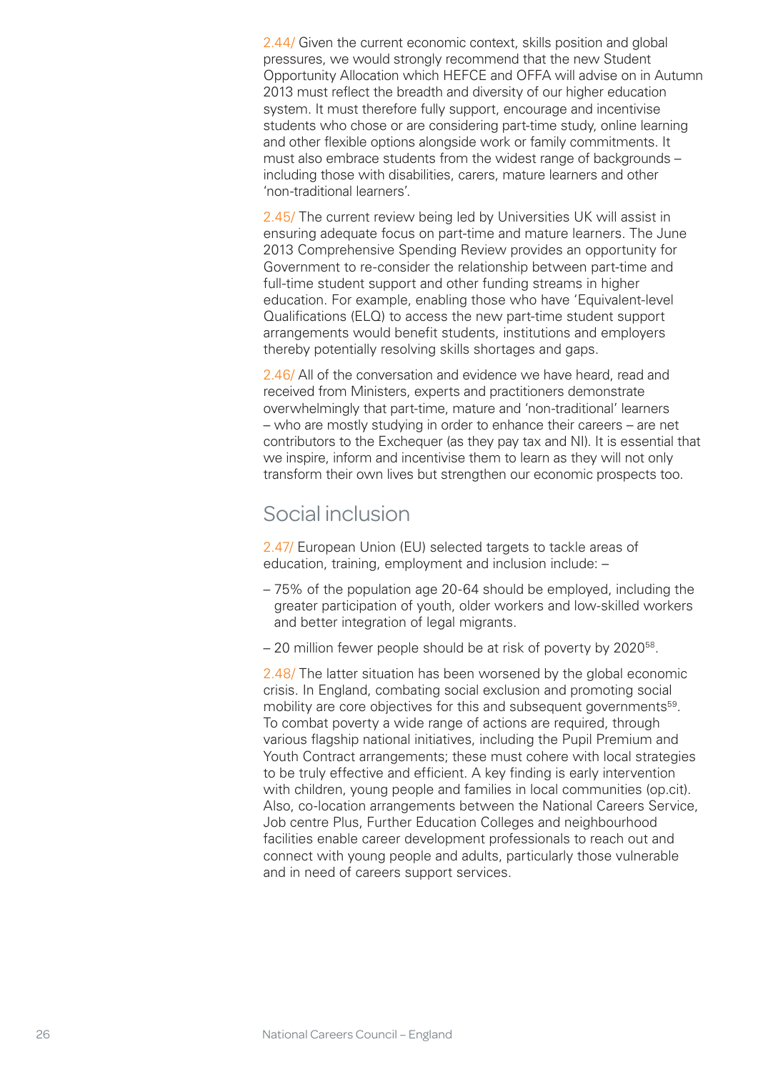2.44/ Given the current economic context, skills position and global pressures, we would strongly recommend that the new Student Opportunity Allocation which HEFCE and OFFA will advise on in Autumn 2013 must reflect the breadth and diversity of our higher education system. It must therefore fully support, encourage and incentivise students who chose or are considering part-time study, online learning and other flexible options alongside work or family commitments. It must also embrace students from the widest range of backgrounds – including those with disabilities, carers, mature learners and other 'non-traditional learners'.

2.45/ The current review being led by Universities UK will assist in ensuring adequate focus on part-time and mature learners. The June 2013 Comprehensive Spending Review provides an opportunity for Government to re-consider the relationship between part-time and full-time student support and other funding streams in higher education. For example, enabling those who have 'Equivalent-level Qualifications (ELQ) to access the new part-time student support arrangements would benefit students, institutions and employers thereby potentially resolving skills shortages and gaps.

2.46/ All of the conversation and evidence we have heard, read and received from Ministers, experts and practitioners demonstrate overwhelmingly that part-time, mature and 'non-traditional' learners – who are mostly studying in order to enhance their careers – are net contributors to the Exchequer (as they pay tax and NI). It is essential that we inspire, inform and incentivise them to learn as they will not only transform their own lives but strengthen our economic prospects too.

## Social inclusion

2.47/ European Union (EU) selected targets to tackle areas of education, training, employment and inclusion include: –

- 75% of the population age 20-64 should be employed, including the greater participation of youth, older workers and low-skilled workers and better integration of legal migrants.
- 20 million fewer people should be at risk of poverty by 2020[58].

2.48/ The latter situation has been worsened by the global economic crisis. In England, combating social exclusion and promoting social mobility are core objectives for this and subsequent governments[59]. To combat poverty a wide range of actions are required, through various flagship national initiatives, including the Pupil Premium and Youth Contract arrangements; these must cohere with local strategies to be truly effective and efficient. A key finding is early intervention with children, young people and families in local communities (op.cit). Also, co-location arrangements between the National Careers Service, Job centre Plus, Further Education Colleges and neighbourhood facilities enable career development professionals to reach out and connect with young people and adults, particularly those vulnerable and in need of careers support services.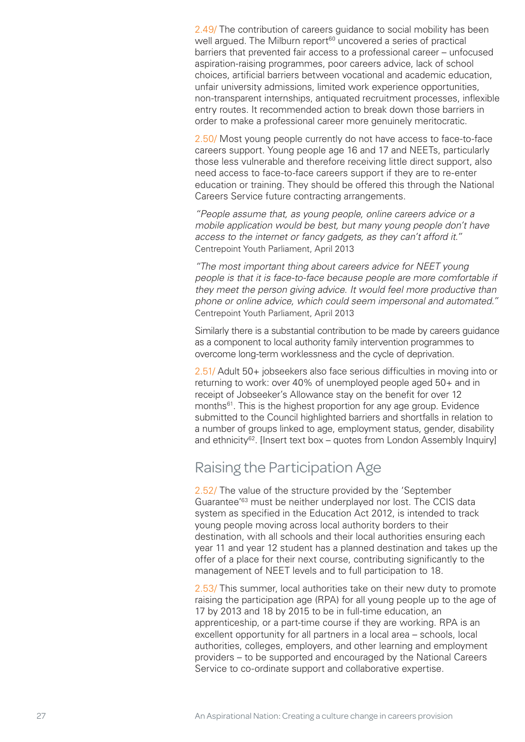2.49/ The contribution of careers guidance to social mobility has been well argued. The Milburn report[60] uncovered a series of practical barriers that prevented fair access to a professional career – unfocused aspiration-raising programmes, poor careers advice, lack of school choices, artificial barriers between vocational and academic education, unfair university admissions, limited work experience opportunities, non-transparent internships, antiquated recruitment processes, inflexible entry routes. It recommended action to break down those barriers in order to make a professional career more genuinely meritocratic.

2.50/ Most young people currently do not have access to face-to-face careers support. Young people age 16 and 17 and NEETs, particularly those less vulnerable and therefore receiving little direct support, also need access to face-to-face careers support if they are to re-enter education or training. They should be offered this through the National Careers Service future contracting arrangements.

*"People assume that, as young people, online careers advice or a mobile application would be best, but many young people don't have access to the internet or fancy gadgets, as they can't afford it."*
Centrepoint Youth Parliament, April 2013

*"The most important thing about careers advice for NEET young people is that it is face-to-face because people are more comfortable if they meet the person giving advice. It would feel more productive than phone or online advice, which could seem impersonal and automated."*
Centrepoint Youth Parliament, April 2013

Similarly there is a substantial contribution to be made by careers guidance as a component to local authority family intervention programmes to overcome long-term worklessness and the cycle of deprivation.

2.51/ Adult 50+ jobseekers also face serious difficulties in moving into or returning to work: over 40% of unemployed people aged 50+ and in receipt of Jobseeker's Allowance stay on the benefit for over 12 months[61]. This is the highest proportion for any age group. Evidence submitted to the Council highlighted barriers and shortfalls in relation to a number of groups linked to age, employment status, gender, disability and ethnicity[62]. [Insert text box – quotes from London Assembly Inquiry]

## Raising the Participation Age

2.52/ The value of the structure provided by the 'September Guarantee'[63] must be neither underplayed nor lost. The CCIS data system as specified in the Education Act 2012, is intended to track young people moving across local authority borders to their destination, with all schools and their local authorities ensuring each year 11 and year 12 student has a planned destination and takes up the offer of a place for their next course, contributing significantly to the management of NEET levels and to full participation to 18.

2.53/ This summer, local authorities take on their new duty to promote raising the participation age (RPA) for all young people up to the age of 17 by 2013 and 18 by 2015 to be in full-time education, an apprenticeship, or a part-time course if they are working. RPA is an excellent opportunity for all partners in a local area – schools, local authorities, colleges, employers, and other learning and employment providers – to be supported and encouraged by the National Careers Service to co-ordinate support and collaborative expertise.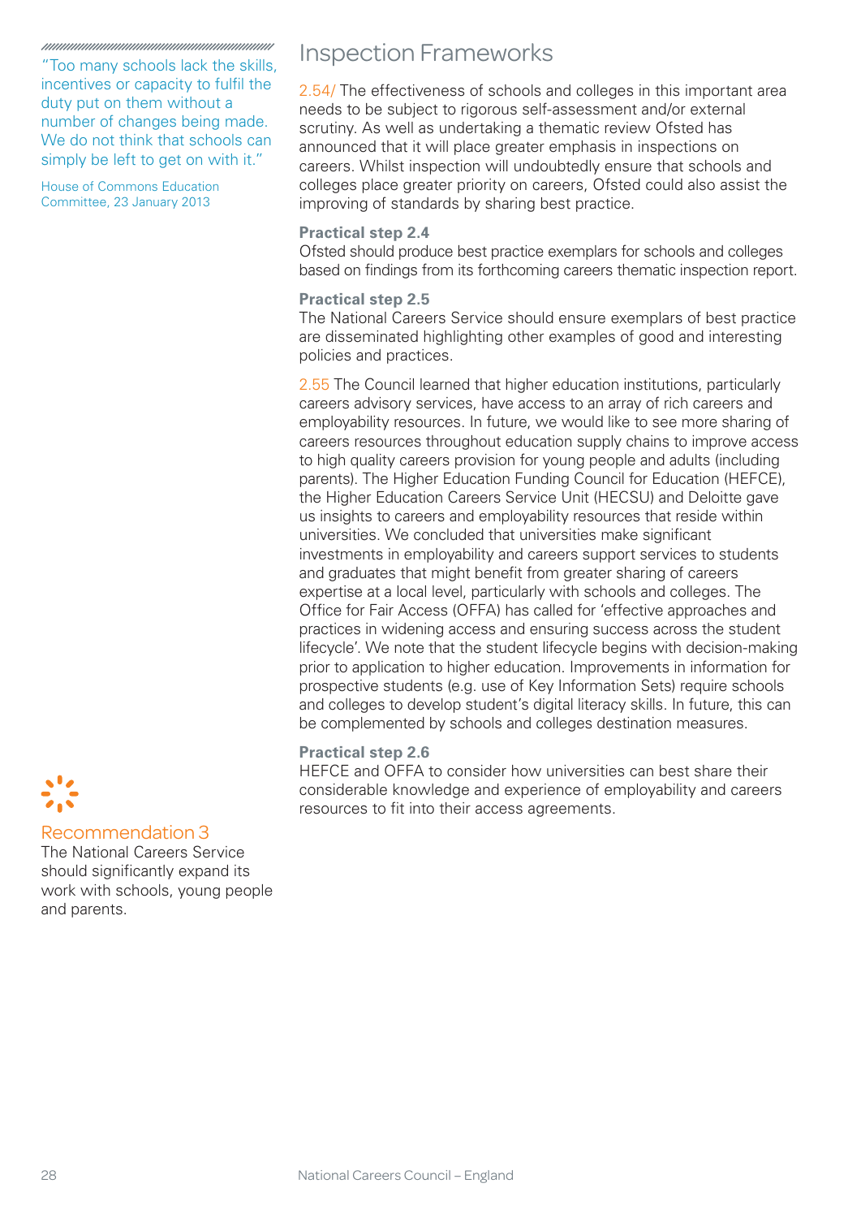"Too many schools lack the skills, incentives or capacity to fulfil the duty put on them without a number of changes being made. We do not think that schools can simply be left to get on with it."

House of Commons Education Committee, 23 January 2013

## Inspection Frameworks

2.54/ The effectiveness of schools and colleges in this important area needs to be subject to rigorous self-assessment and/or external scrutiny. As well as undertaking a thematic review Ofsted has announced that it will place greater emphasis in inspections on careers. Whilst inspection will undoubtedly ensure that schools and colleges place greater priority on careers, Ofsted could also assist the improving of standards by sharing best practice.

**Practical step 2.4**
Ofsted should produce best practice exemplars for schools and colleges based on findings from its forthcoming careers thematic inspection report.

**Practical step 2.5**
The National Careers Service should ensure exemplars of best practice are disseminated highlighting other examples of good and interesting policies and practices.

2.55 The Council learned that higher education institutions, particularly careers advisory services, have access to an array of rich careers and employability resources. In future, we would like to see more sharing of careers resources throughout education supply chains to improve access to high quality careers provision for young people and adults (including parents). The Higher Education Funding Council for Education (HEFCE), the Higher Education Careers Service Unit (HECSU) and Deloitte gave us insights to careers and employability resources that reside within universities. We concluded that universities make significant investments in employability and careers support services to students and graduates that might benefit from greater sharing of careers expertise at a local level, particularly with schools and colleges. The Office for Fair Access (OFFA) has called for 'effective approaches and practices in widening access and ensuring success across the student lifecycle'. We note that the student lifecycle begins with decision-making prior to application to higher education. Improvements in information for prospective students (e.g. use of Key Information Sets) require schools and colleges to develop student's digital literacy skills. In future, this can be complemented by schools and colleges destination measures.

**Practical step 2.6**
HEFCE and OFFA to consider how universities can best share their considerable knowledge and experience of employability and careers resources to fit into their access agreements.

### Recommendation 3

The National Careers Service should significantly expand its work with schools, young people and parents.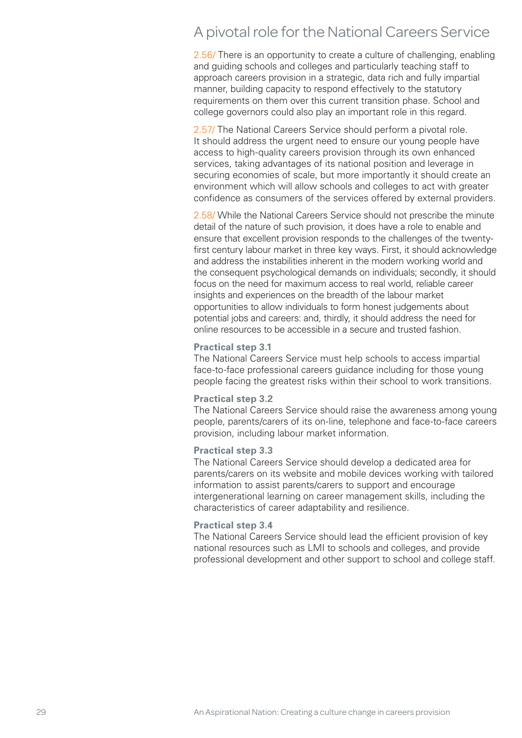## A pivotal role for the National Careers Service

2.56/ There is an opportunity to create a culture of challenging, enabling and guiding schools and colleges and particularly teaching staff to approach careers provision in a strategic, data rich and fully impartial manner, building capacity to respond effectively to the statutory requirements on them over this current transition phase. School and college governors could also play an important role in this regard.

2.57/ The National Careers Service should perform a pivotal role. It should address the urgent need to ensure our young people have access to high-quality careers provision through its own enhanced services, taking advantages of its national position and leverage in securing economies of scale, but more importantly it should create an environment which will allow schools and colleges to act with greater confidence as consumers of the services offered by external providers.

2.58/ While the National Careers Service should not prescribe the minute detail of the nature of such provision, it does have a role to enable and ensure that excellent provision responds to the challenges of the twenty-first century labour market in three key ways. First, it should acknowledge and address the instabilities inherent in the modern working world and the consequent psychological demands on individuals; secondly, it should focus on the need for maximum access to real world, reliable career insights and experiences on the breadth of the labour market opportunities to allow individuals to form honest judgements about potential jobs and careers: and, thirdly, it should address the need for online resources to be accessible in a secure and trusted fashion.

**Practical step 3.1**
The National Careers Service must help schools to access impartial face-to-face professional careers guidance including for those young people facing the greatest risks within their school to work transitions.

**Practical step 3.2**
The National Careers Service should raise the awareness among young people, parents/carers of its on-line, telephone and face-to-face careers provision, including labour market information.

**Practical step 3.3**
The National Careers Service should develop a dedicated area for parents/carers on its website and mobile devices working with tailored information to assist parents/carers to support and encourage intergenerational learning on career management skills, including the characteristics of career adaptability and resilience.

**Practical step 3.4**
The National Careers Service should lead the efficient provision of key national resources such as LMI to schools and colleges, and provide professional development and other support to school and college staff.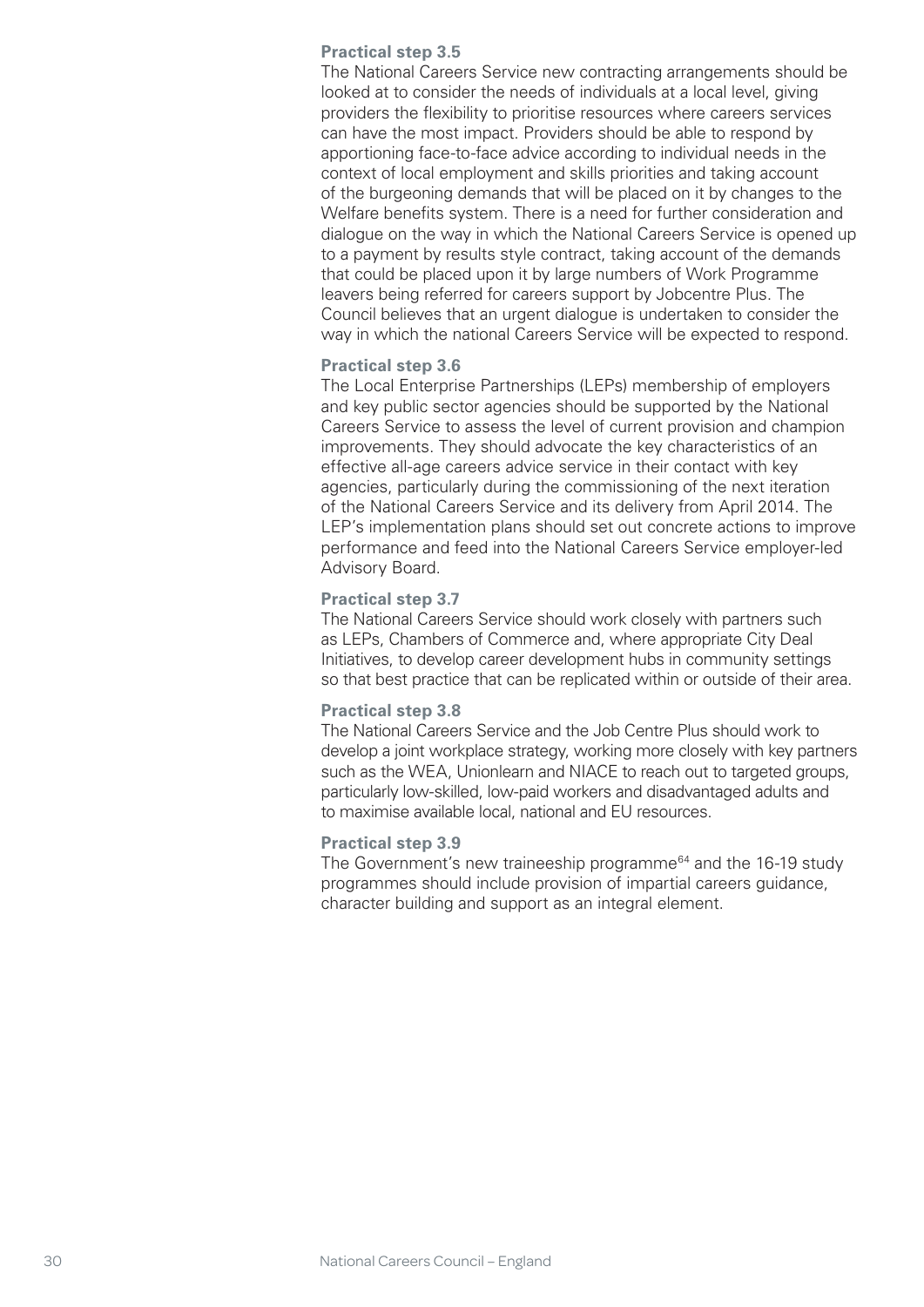**Practical step 3.5**

The National Careers Service new contracting arrangements should be looked at to consider the needs of individuals at a local level, giving providers the flexibility to prioritise resources where careers services can have the most impact. Providers should be able to respond by apportioning face-to-face advice according to individual needs in the context of local employment and skills priorities and taking account of the burgeoning demands that will be placed on it by changes to the Welfare benefits system. There is a need for further consideration and dialogue on the way in which the National Careers Service is opened up to a payment by results style contract, taking account of the demands that could be placed upon it by large numbers of Work Programme leavers being referred for careers support by Jobcentre Plus. The Council believes that an urgent dialogue is undertaken to consider the way in which the national Careers Service will be expected to respond.

**Practical step 3.6**

The Local Enterprise Partnerships (LEPs) membership of employers and key public sector agencies should be supported by the National Careers Service to assess the level of current provision and champion improvements. They should advocate the key characteristics of an effective all-age careers advice service in their contact with key agencies, particularly during the commissioning of the next iteration of the National Careers Service and its delivery from April 2014. The LEP's implementation plans should set out concrete actions to improve performance and feed into the National Careers Service employer-led Advisory Board.

**Practical step 3.7**

The National Careers Service should work closely with partners such as LEPs, Chambers of Commerce and, where appropriate City Deal Initiatives, to develop career development hubs in community settings so that best practice that can be replicated within or outside of their area.

**Practical step 3.8**

The National Careers Service and the Job Centre Plus should work to develop a joint workplace strategy, working more closely with key partners such as the WEA, Unionlearn and NIACE to reach out to targeted groups, particularly low-skilled, low-paid workers and disadvantaged adults and to maximise available local, national and EU resources.

**Practical step 3.9**

The Government's new traineeship programme[64] and the 16-19 study programmes should include provision of impartial careers guidance, character building and support as an integral element.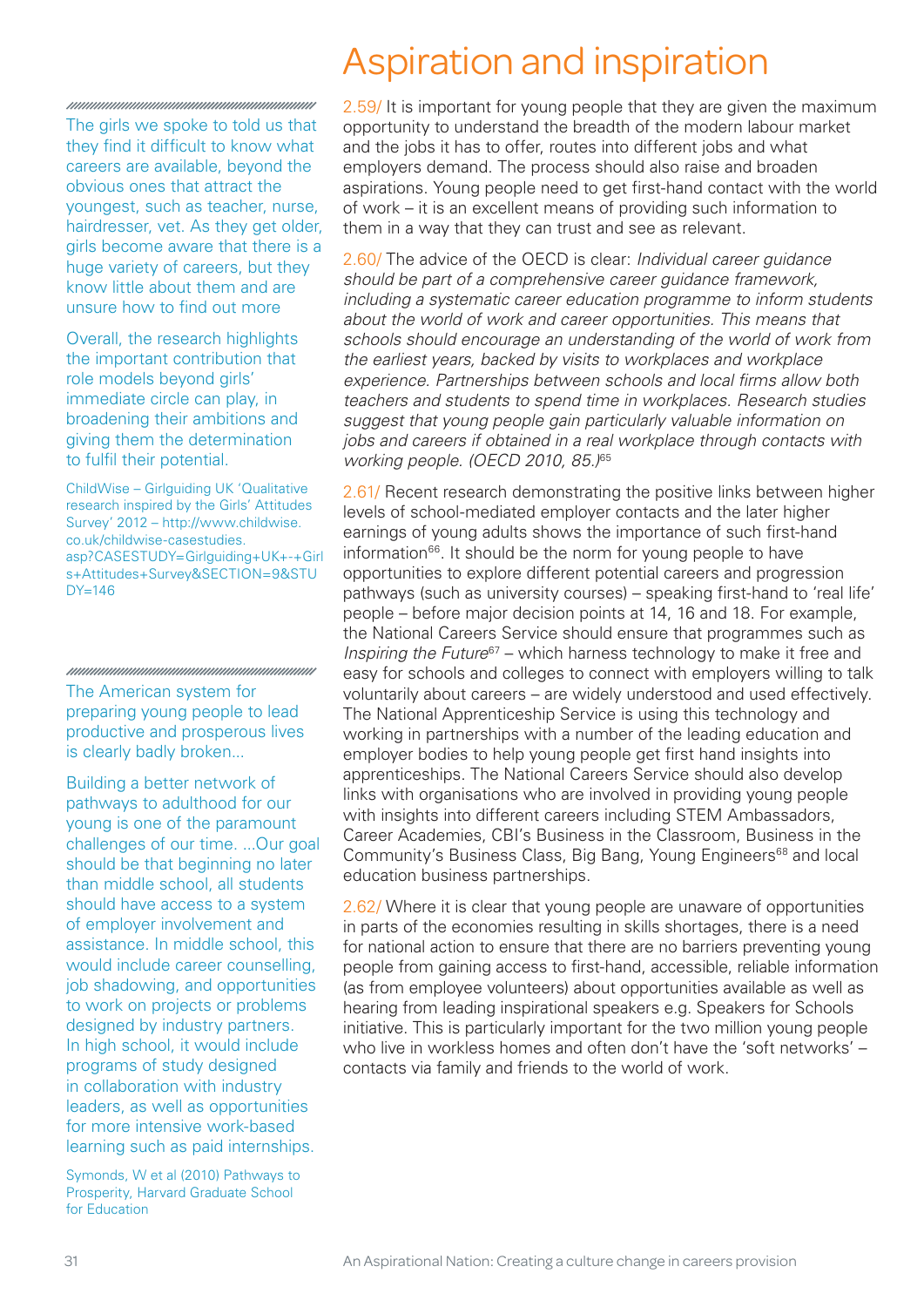# Aspiration and inspiration

2.59/ It is important for young people that they are given the maximum opportunity to understand the breadth of the modern labour market and the jobs it has to offer, routes into different jobs and what employers demand. The process should also raise and broaden aspirations. Young people need to get first-hand contact with the world of work – it is an excellent means of providing such information to them in a way that they can trust and see as relevant.

2.60/ The advice of the OECD is clear: *Individual career guidance should be part of a comprehensive career guidance framework, including a systematic career education programme to inform students about the world of work and career opportunities. This means that schools should encourage an understanding of the world of work from the earliest years, backed by visits to workplaces and workplace experience. Partnerships between schools and local firms allow both teachers and students to spend time in workplaces. Research studies suggest that young people gain particularly valuable information on jobs and careers if obtained in a real workplace through contacts with working people. (OECD 2010, 85.)*[65]

2.61/ Recent research demonstrating the positive links between higher levels of school-mediated employer contacts and the later higher earnings of young adults shows the importance of such first-hand information[66]. It should be the norm for young people to have opportunities to explore different potential careers and progression pathways (such as university courses) – speaking first-hand to 'real life' people – before major decision points at 14, 16 and 18. For example, the National Careers Service should ensure that programmes such as *Inspiring the Future*[67] – which harness technology to make it free and easy for schools and colleges to connect with employers willing to talk voluntarily about careers – are widely understood and used effectively. The National Apprenticeship Service is using this technology and working in partnerships with a number of the leading education and employer bodies to help young people get first hand insights into apprenticeships. The National Careers Service should also develop links with organisations who are involved in providing young people with insights into different careers including STEM Ambassadors, Career Academies, CBI's Business in the Classroom, Business in the Community's Business Class, Big Bang, Young Engineers[68] and local education business partnerships.

2.62/ Where it is clear that young people are unaware of opportunities in parts of the economies resulting in skills shortages, there is a need for national action to ensure that there are no barriers preventing young people from gaining access to first-hand, accessible, reliable information (as from employee volunteers) about opportunities available as well as hearing from leading inspirational speakers e.g. Speakers for Schools initiative. This is particularly important for the two million young people who live in workless homes and often don't have the 'soft networks' – contacts via family and friends to the world of work.

---

The girls we spoke to told us that they find it difficult to know what careers are available, beyond the obvious ones that attract the youngest, such as teacher, nurse, hairdresser, vet. As they get older, girls become aware that there is a huge variety of careers, but they know little about them and are unsure how to find out more

Overall, the research highlights the important contribution that role models beyond girls' immediate circle can play, in broadening their ambitions and giving them the determination to fulfil their potential.

ChildWise – Girlguiding UK 'Qualitative research inspired by the Girls' Attitudes Survey' 2012 – http://www.childwise.co.uk/childwise-casestudies.asp?CASESTUDY=Girlguiding+UK+-+Girls+Attitudes+Survey&SECTION=9&STUDY=146

---

The American system for preparing young people to lead productive and prosperous lives is clearly badly broken...

Building a better network of pathways to adulthood for our young is one of the paramount challenges of our time. ...Our goal should be that beginning no later than middle school, all students should have access to a system of employer involvement and assistance. In middle school, this would include career counselling, job shadowing, and opportunities to work on projects or problems designed by industry partners. In high school, it would include programs of study designed in collaboration with industry leaders, as well as opportunities for more intensive work-based learning such as paid internships.

Symonds, W et al (2010) Pathways to Prosperity, Harvard Graduate School for Education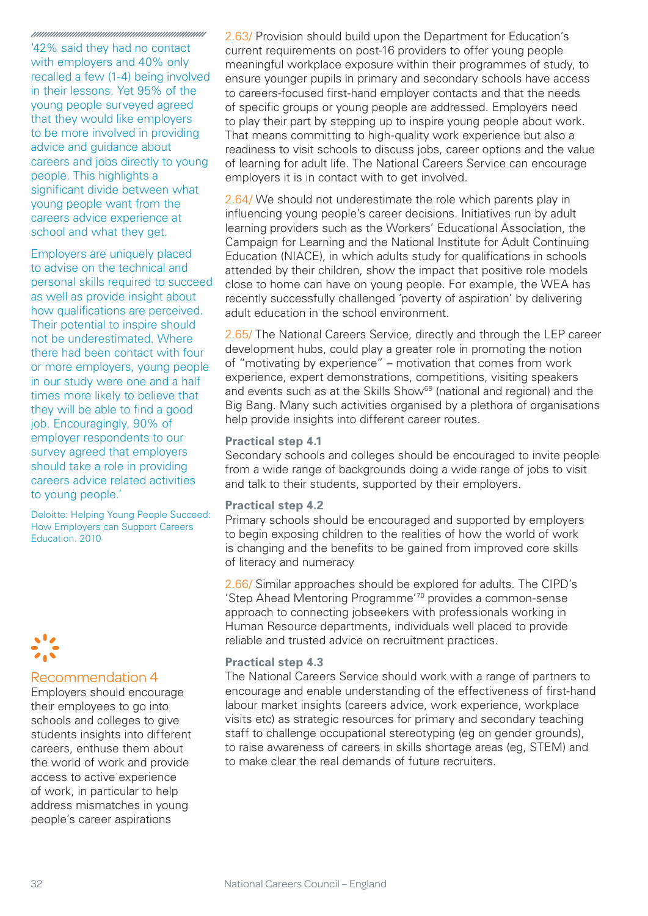'42% said they had no contact with employers and 40% only recalled a few (1-4) being involved in their lessons. Yet 95% of the young people surveyed agreed that they would like employers to be more involved in providing advice and guidance about careers and jobs directly to young people. This highlights a significant divide between what young people want from the careers advice experience at school and what they get.

Employers are uniquely placed to advise on the technical and personal skills required to succeed as well as provide insight about how qualifications are perceived. Their potential to inspire should not be underestimated. Where there had been contact with four or more employers, young people in our study were one and a half times more likely to believe that they will be able to find a good job. Encouragingly, 90% of employer respondents to our survey agreed that employers should take a role in providing careers advice related activities to young people.'

Deloitte: Helping Young People Succeed: How Employers can Support Careers Education. 2010

## Recommendation 4

Employers should encourage their employees to go into schools and colleges to give students insights into different careers, enthuse them about the world of work and provide access to active experience of work, in particular to help address mismatches in young people's career aspirations

2.63/ Provision should build upon the Department for Education's current requirements on post-16 providers to offer young people meaningful workplace exposure within their programmes of study, to ensure younger pupils in primary and secondary schools have access to careers-focused first-hand employer contacts and that the needs of specific groups or young people are addressed. Employers need to play their part by stepping up to inspire young people about work. That means committing to high-quality work experience but also a readiness to visit schools to discuss jobs, career options and the value of learning for adult life. The National Careers Service can encourage employers it is in contact with to get involved.

2.64/ We should not underestimate the role which parents play in influencing young people's career decisions. Initiatives run by adult learning providers such as the Workers' Educational Association, the Campaign for Learning and the National Institute for Adult Continuing Education (NIACE), in which adults study for qualifications in schools attended by their children, show the impact that positive role models close to home can have on young people. For example, the WEA has recently successfully challenged 'poverty of aspiration' by delivering adult education in the school environment.

2.65/ The National Careers Service, directly and through the LEP career development hubs, could play a greater role in promoting the notion of "motivating by experience" – motivation that comes from work experience, expert demonstrations, competitions, visiting speakers and events such as at the Skills Show[69] (national and regional) and the Big Bang. Many such activities organised by a plethora of organisations help provide insights into different career routes.

**Practical step 4.1**
Secondary schools and colleges should be encouraged to invite people from a wide range of backgrounds doing a wide range of jobs to visit and talk to their students, supported by their employers.

**Practical step 4.2**
Primary schools should be encouraged and supported by employers to begin exposing children to the realities of how the world of work is changing and the benefits to be gained from improved core skills of literacy and numeracy

2.66/ Similar approaches should be explored for adults. The CIPD's 'Step Ahead Mentoring Programme'[70] provides a common-sense approach to connecting jobseekers with professionals working in Human Resource departments, individuals well placed to provide reliable and trusted advice on recruitment practices.

**Practical step 4.3**
The National Careers Service should work with a range of partners to encourage and enable understanding of the effectiveness of first-hand labour market insights (careers advice, work experience, workplace visits etc) as strategic resources for primary and secondary teaching staff to challenge occupational stereotyping (eg on gender grounds), to raise awareness of careers in skills shortage areas (eg, STEM) and to make clear the real demands of future recruiters.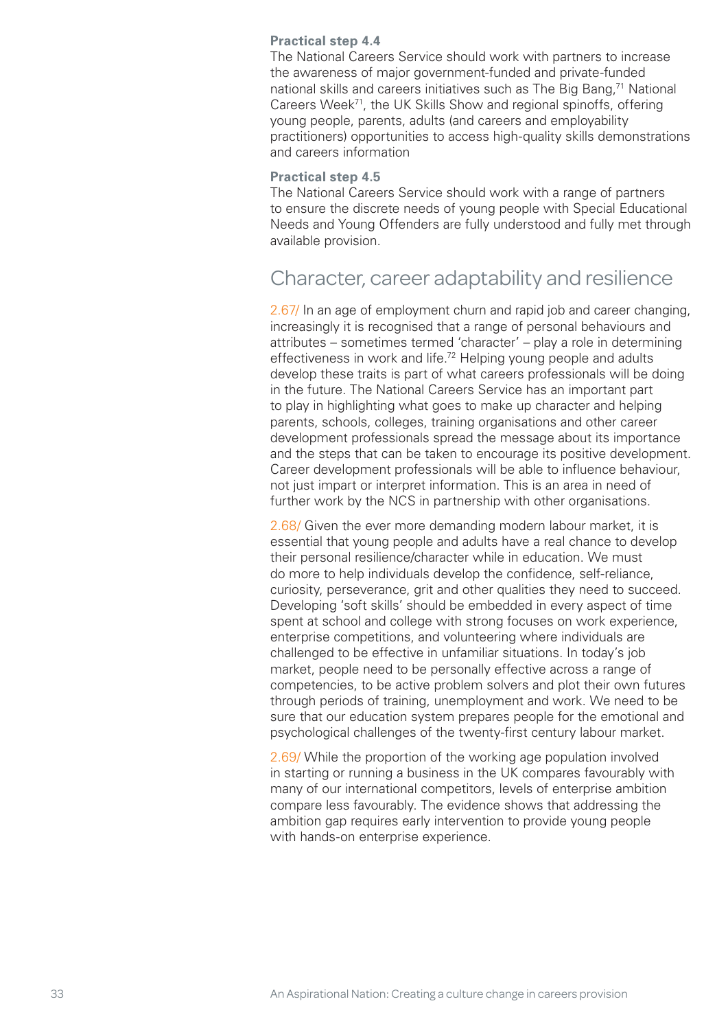**Practical step 4.4**
The National Careers Service should work with partners to increase the awareness of major government-funded and private-funded national skills and careers initiatives such as The Big Bang,[71] National Careers Week[71], the UK Skills Show and regional spinoffs, offering young people, parents, adults (and careers and employability practitioners) opportunities to access high-quality skills demonstrations and careers information

**Practical step 4.5**
The National Careers Service should work with a range of partners to ensure the discrete needs of young people with Special Educational Needs and Young Offenders are fully understood and fully met through available provision.

## Character, career adaptability and resilience

2.67/ In an age of employment churn and rapid job and career changing, increasingly it is recognised that a range of personal behaviours and attributes – sometimes termed 'character' – play a role in determining effectiveness in work and life.[72] Helping young people and adults develop these traits is part of what careers professionals will be doing in the future. The National Careers Service has an important part to play in highlighting what goes to make up character and helping parents, schools, colleges, training organisations and other career development professionals spread the message about its importance and the steps that can be taken to encourage its positive development. Career development professionals will be able to influence behaviour, not just impart or interpret information. This is an area in need of further work by the NCS in partnership with other organisations.

2.68/ Given the ever more demanding modern labour market, it is essential that young people and adults have a real chance to develop their personal resilience/character while in education. We must do more to help individuals develop the confidence, self-reliance, curiosity, perseverance, grit and other qualities they need to succeed. Developing 'soft skills' should be embedded in every aspect of time spent at school and college with strong focuses on work experience, enterprise competitions, and volunteering where individuals are challenged to be effective in unfamiliar situations. In today's job market, people need to be personally effective across a range of competencies, to be active problem solvers and plot their own futures through periods of training, unemployment and work. We need to be sure that our education system prepares people for the emotional and psychological challenges of the twenty-first century labour market.

2.69/ While the proportion of the working age population involved in starting or running a business in the UK compares favourably with many of our international competitors, levels of enterprise ambition compare less favourably. The evidence shows that addressing the ambition gap requires early intervention to provide young people with hands-on enterprise experience.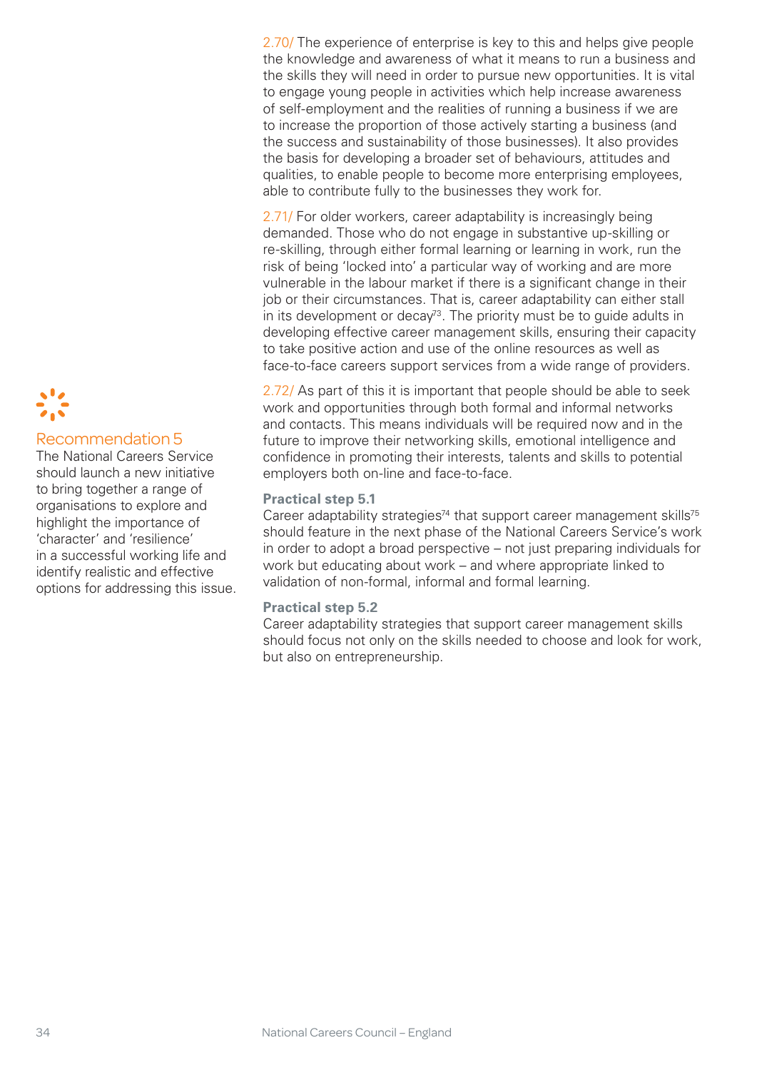2.70/ The experience of enterprise is key to this and helps give people the knowledge and awareness of what it means to run a business and the skills they will need in order to pursue new opportunities. It is vital to engage young people in activities which help increase awareness of self-employment and the realities of running a business if we are to increase the proportion of those actively starting a business (and the success and sustainability of those businesses). It also provides the basis for developing a broader set of behaviours, attitudes and qualities, to enable people to become more enterprising employees, able to contribute fully to the businesses they work for.

2.71/ For older workers, career adaptability is increasingly being demanded. Those who do not engage in substantive up-skilling or re-skilling, through either formal learning or learning in work, run the risk of being 'locked into' a particular way of working and are more vulnerable in the labour market if there is a significant change in their job or their circumstances. That is, career adaptability can either stall in its development or decay[73]. The priority must be to guide adults in developing effective career management skills, ensuring their capacity to take positive action and use of the online resources as well as face-to-face careers support services from a wide range of providers.

2.72/ As part of this it is important that people should be able to seek work and opportunities through both formal and informal networks and contacts. This means individuals will be required now and in the future to improve their networking skills, emotional intelligence and confidence in promoting their interests, talents and skills to potential employers both on-line and face-to-face.

## Recommendation 5

The National Careers Service should launch a new initiative to bring together a range of organisations to explore and highlight the importance of 'character' and 'resilience' in a successful working life and identify realistic and effective options for addressing this issue.

**Practical step 5.1**

Career adaptability strategies[74] that support career management skills[75] should feature in the next phase of the National Careers Service's work in order to adopt a broad perspective – not just preparing individuals for work but educating about work – and where appropriate linked to validation of non-formal, informal and formal learning.

**Practical step 5.2**

Career adaptability strategies that support career management skills should focus not only on the skills needed to choose and look for work, but also on entrepreneurship.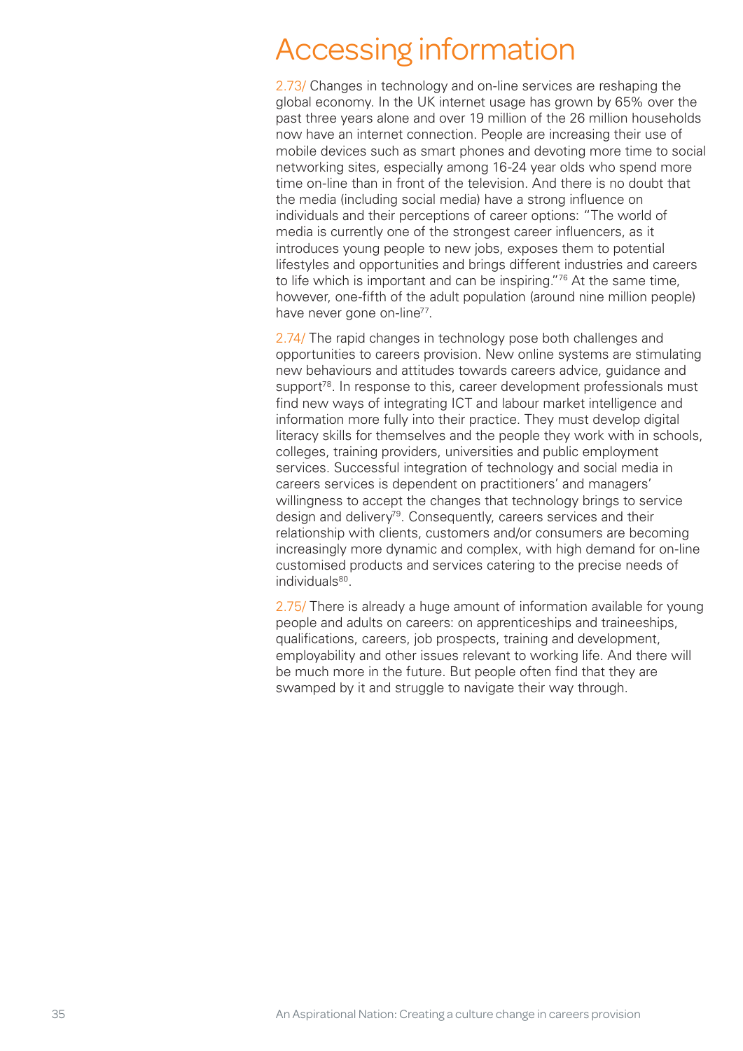# Accessing information

2.73/ Changes in technology and on-line services are reshaping the global economy. In the UK internet usage has grown by 65% over the past three years alone and over 19 million of the 26 million households now have an internet connection. People are increasing their use of mobile devices such as smart phones and devoting more time to social networking sites, especially among 16-24 year olds who spend more time on-line than in front of the television. And there is no doubt that the media (including social media) have a strong influence on individuals and their perceptions of career options: "The world of media is currently one of the strongest career influencers, as it introduces young people to new jobs, exposes them to potential lifestyles and opportunities and brings different industries and careers to life which is important and can be inspiring."[76] At the same time, however, one-fifth of the adult population (around nine million people) have never gone on-line[77].

2.74/ The rapid changes in technology pose both challenges and opportunities to careers provision. New online systems are stimulating new behaviours and attitudes towards careers advice, guidance and support[78]. In response to this, career development professionals must find new ways of integrating ICT and labour market intelligence and information more fully into their practice. They must develop digital literacy skills for themselves and the people they work with in schools, colleges, training providers, universities and public employment services. Successful integration of technology and social media in careers services is dependent on practitioners' and managers' willingness to accept the changes that technology brings to service design and delivery[79]. Consequently, careers services and their relationship with clients, customers and/or consumers are becoming increasingly more dynamic and complex, with high demand for on-line customised products and services catering to the precise needs of individuals[80].

2.75/ There is already a huge amount of information available for young people and adults on careers: on apprenticeships and traineeships, qualifications, careers, job prospects, training and development, employability and other issues relevant to working life. And there will be much more in the future. But people often find that they are swamped by it and struggle to navigate their way through.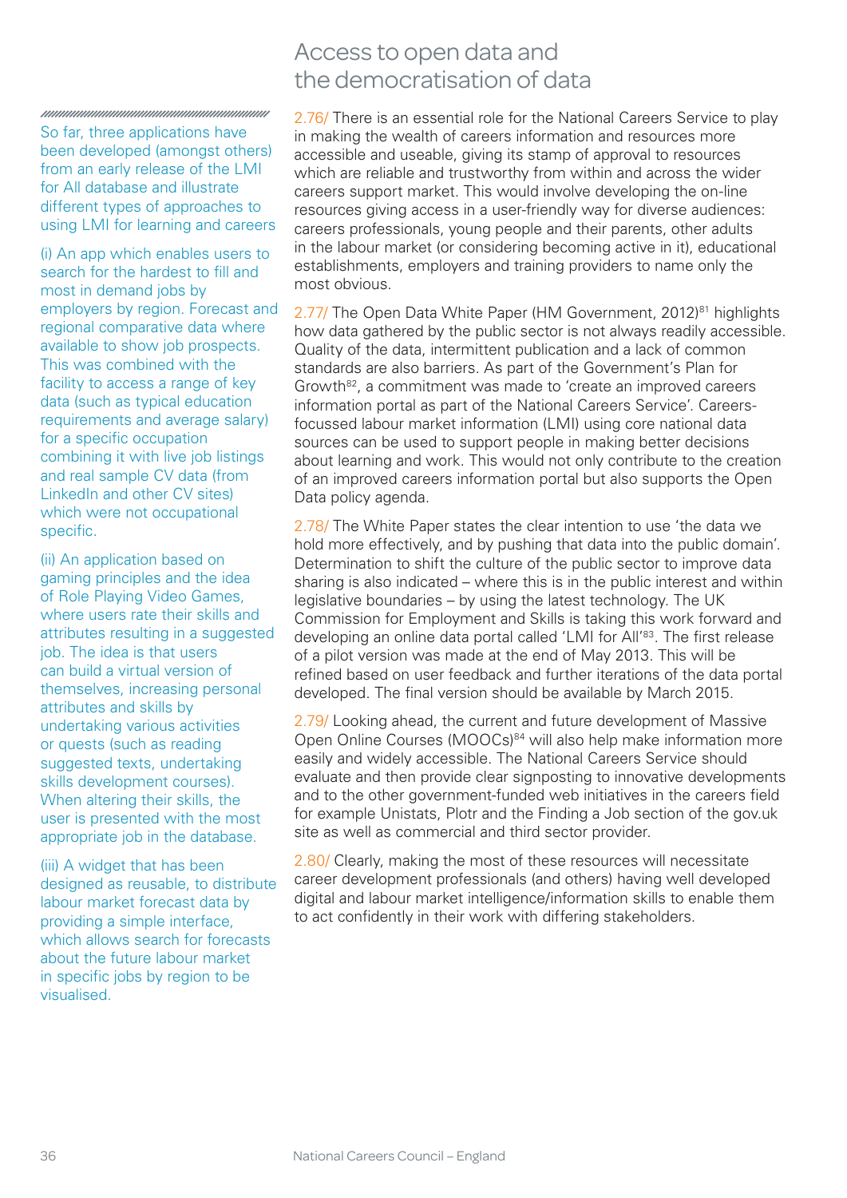## Access to open data and the democratisation of data

So far, three applications have been developed (amongst others) from an early release of the LMI for All database and illustrate different types of approaches to using LMI for learning and careers

(i) An app which enables users to search for the hardest to fill and most in demand jobs by employers by region. Forecast and regional comparative data where available to show job prospects. This was combined with the facility to access a range of key data (such as typical education requirements and average salary) for a specific occupation combining it with live job listings and real sample CV data (from LinkedIn and other CV sites) which were not occupational specific.

(ii) An application based on gaming principles and the idea of Role Playing Video Games, where users rate their skills and attributes resulting in a suggested job. The idea is that users can build a virtual version of themselves, increasing personal attributes and skills by undertaking various activities or quests (such as reading suggested texts, undertaking skills development courses). When altering their skills, the user is presented with the most appropriate job in the database.

(iii) A widget that has been designed as reusable, to distribute labour market forecast data by providing a simple interface, which allows search for forecasts about the future labour market in specific jobs by region to be visualised.

2.76/ There is an essential role for the National Careers Service to play in making the wealth of careers information and resources more accessible and useable, giving its stamp of approval to resources which are reliable and trustworthy from within and across the wider careers support market. This would involve developing the on-line resources giving access in a user-friendly way for diverse audiences: careers professionals, young people and their parents, other adults in the labour market (or considering becoming active in it), educational establishments, employers and training providers to name only the most obvious.

2.77/ The Open Data White Paper (HM Government, 2012)[81] highlights how data gathered by the public sector is not always readily accessible. Quality of the data, intermittent publication and a lack of common standards are also barriers. As part of the Government's Plan for Growth[82], a commitment was made to 'create an improved careers information portal as part of the National Careers Service'. Careers-focussed labour market information (LMI) using core national data sources can be used to support people in making better decisions about learning and work. This would not only contribute to the creation of an improved careers information portal but also supports the Open Data policy agenda.

2.78/ The White Paper states the clear intention to use 'the data we hold more effectively, and by pushing that data into the public domain'. Determination to shift the culture of the public sector to improve data sharing is also indicated – where this is in the public interest and within legislative boundaries – by using the latest technology. The UK Commission for Employment and Skills is taking this work forward and developing an online data portal called 'LMI for All'[83]. The first release of a pilot version was made at the end of May 2013. This will be refined based on user feedback and further iterations of the data portal developed. The final version should be available by March 2015.

2.79/ Looking ahead, the current and future development of Massive Open Online Courses (MOOCs)[84] will also help make information more easily and widely accessible. The National Careers Service should evaluate and then provide clear signposting to innovative developments and to the other government-funded web initiatives in the careers field for example Unistats, Plotr and the Finding a Job section of the gov.uk site as well as commercial and third sector provider.

2.80/ Clearly, making the most of these resources will necessitate career development professionals (and others) having well developed digital and labour market intelligence/information skills to enable them to act confidently in their work with differing stakeholders.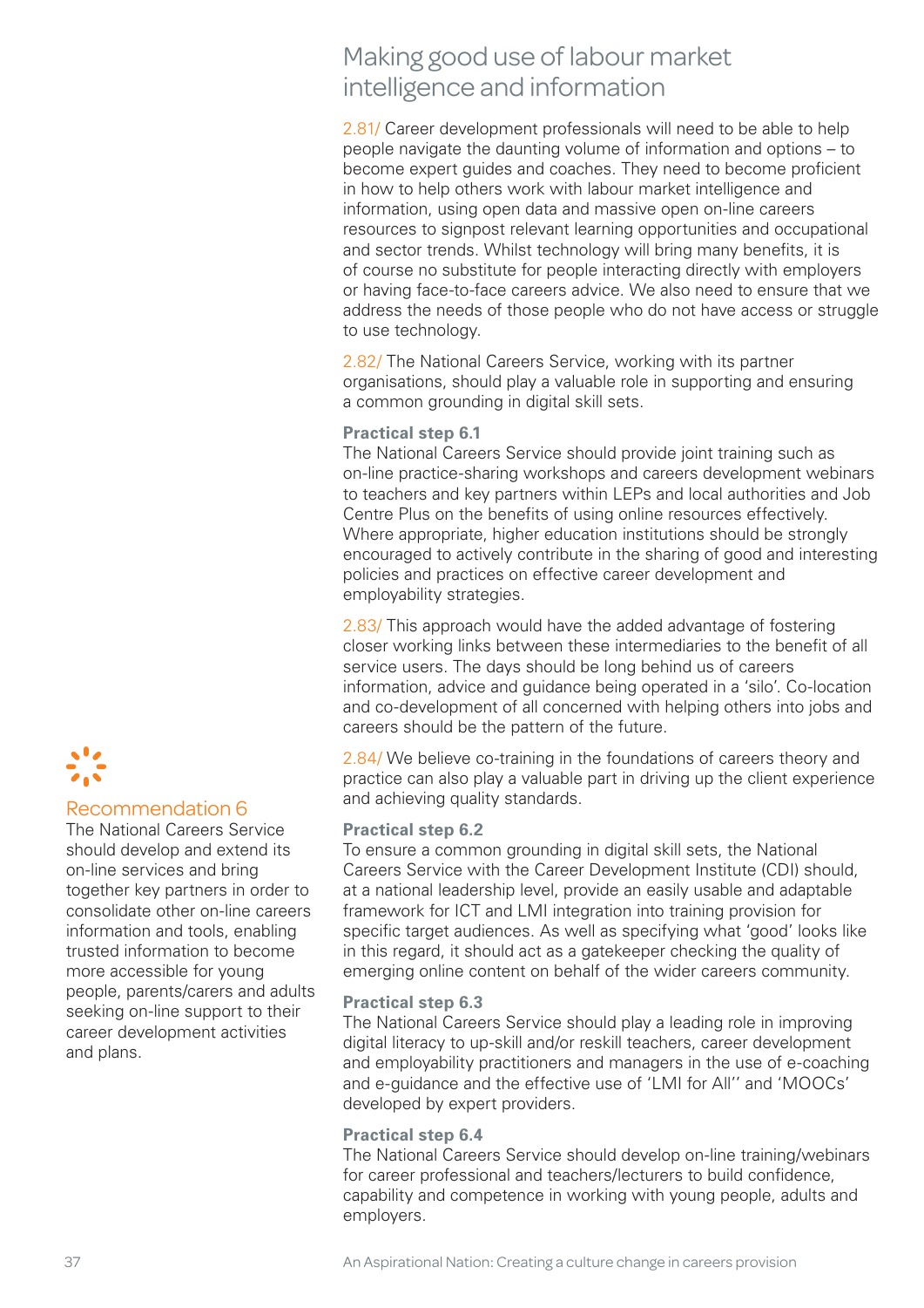## Making good use of labour market intelligence and information

2.81/ Career development professionals will need to be able to help people navigate the daunting volume of information and options – to become expert guides and coaches. They need to become proficient in how to help others work with labour market intelligence and information, using open data and massive open on-line careers resources to signpost relevant learning opportunities and occupational and sector trends. Whilst technology will bring many benefits, it is of course no substitute for people interacting directly with employers or having face-to-face careers advice. We also need to ensure that we address the needs of those people who do not have access or struggle to use technology.

2.82/ The National Careers Service, working with its partner organisations, should play a valuable role in supporting and ensuring a common grounding in digital skill sets.

**Practical step 6.1**
The National Careers Service should provide joint training such as on-line practice-sharing workshops and careers development webinars to teachers and key partners within LEPs and local authorities and Job Centre Plus on the benefits of using online resources effectively. Where appropriate, higher education institutions should be strongly encouraged to actively contribute in the sharing of good and interesting policies and practices on effective career development and employability strategies.

2.83/ This approach would have the added advantage of fostering closer working links between these intermediaries to the benefit of all service users. The days should be long behind us of careers information, advice and guidance being operated in a 'silo'. Co-location and co-development of all concerned with helping others into jobs and careers should be the pattern of the future.

2.84/ We believe co-training in the foundations of careers theory and practice can also play a valuable part in driving up the client experience and achieving quality standards.

### Recommendation 6

The National Careers Service should develop and extend its on-line services and bring together key partners in order to consolidate other on-line careers information and tools, enabling trusted information to become more accessible for young people, parents/carers and adults seeking on-line support to their career development activities and plans.

**Practical step 6.2**
To ensure a common grounding in digital skill sets, the National Careers Service with the Career Development Institute (CDI) should, at a national leadership level, provide an easily usable and adaptable framework for ICT and LMI integration into training provision for specific target audiences. As well as specifying what 'good' looks like in this regard, it should act as a gatekeeper checking the quality of emerging online content on behalf of the wider careers community.

**Practical step 6.3**
The National Careers Service should play a leading role in improving digital literacy to up-skill and/or reskill teachers, career development and employability practitioners and managers in the use of e-coaching and e-guidance and the effective use of 'LMI for All'' and 'MOOCs' developed by expert providers.

**Practical step 6.4**
The National Careers Service should develop on-line training/webinars for career professional and teachers/lecturers to build confidence, capability and competence in working with young people, adults and employers.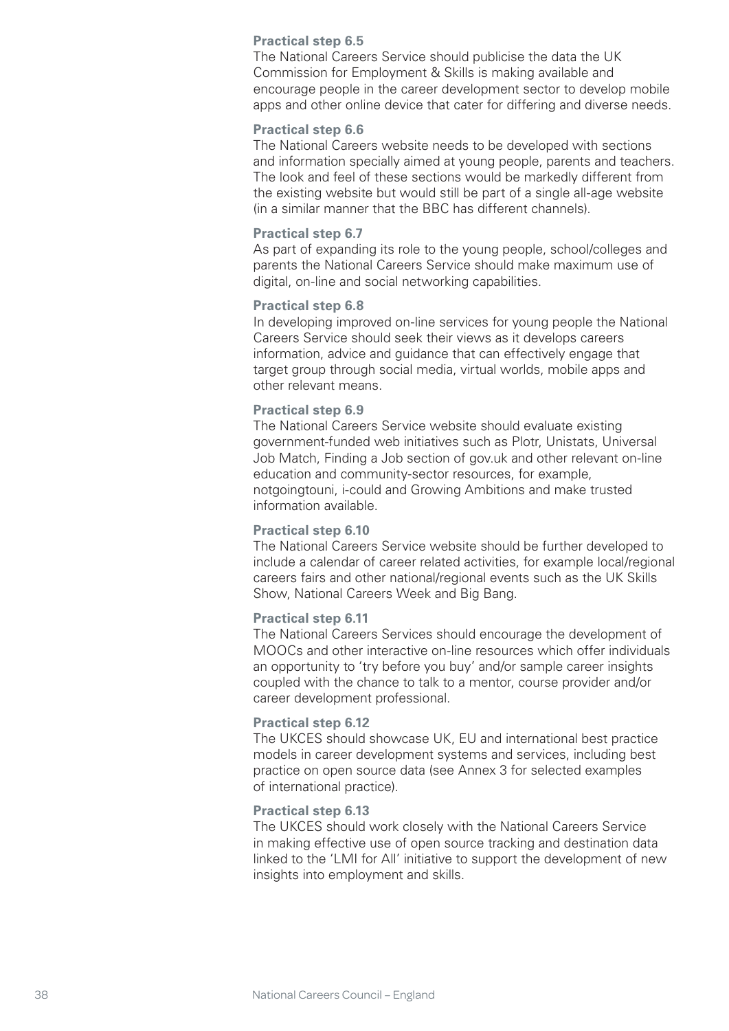**Practical step 6.5**
The National Careers Service should publicise the data the UK Commission for Employment & Skills is making available and encourage people in the career development sector to develop mobile apps and other online device that cater for differing and diverse needs.

**Practical step 6.6**
The National Careers website needs to be developed with sections and information specially aimed at young people, parents and teachers. The look and feel of these sections would be markedly different from the existing website but would still be part of a single all-age website (in a similar manner that the BBC has different channels).

**Practical step 6.7**
As part of expanding its role to the young people, school/colleges and parents the National Careers Service should make maximum use of digital, on-line and social networking capabilities.

**Practical step 6.8**
In developing improved on-line services for young people the National Careers Service should seek their views as it develops careers information, advice and guidance that can effectively engage that target group through social media, virtual worlds, mobile apps and other relevant means.

**Practical step 6.9**
The National Careers Service website should evaluate existing government-funded web initiatives such as Plotr, Unistats, Universal Job Match, Finding a Job section of gov.uk and other relevant on-line education and community-sector resources, for example, notgoingtouni, i-could and Growing Ambitions and make trusted information available.

**Practical step 6.10**
The National Careers Service website should be further developed to include a calendar of career related activities, for example local/regional careers fairs and other national/regional events such as the UK Skills Show, National Careers Week and Big Bang.

**Practical step 6.11**
The National Careers Services should encourage the development of MOOCs and other interactive on-line resources which offer individuals an opportunity to 'try before you buy' and/or sample career insights coupled with the chance to talk to a mentor, course provider and/or career development professional.

**Practical step 6.12**
The UKCES should showcase UK, EU and international best practice models in career development systems and services, including best practice on open source data (see Annex 3 for selected examples of international practice).

**Practical step 6.13**
The UKCES should work closely with the National Careers Service in making effective use of open source tracking and destination data linked to the 'LMI for All' initiative to support the development of new insights into employment and skills.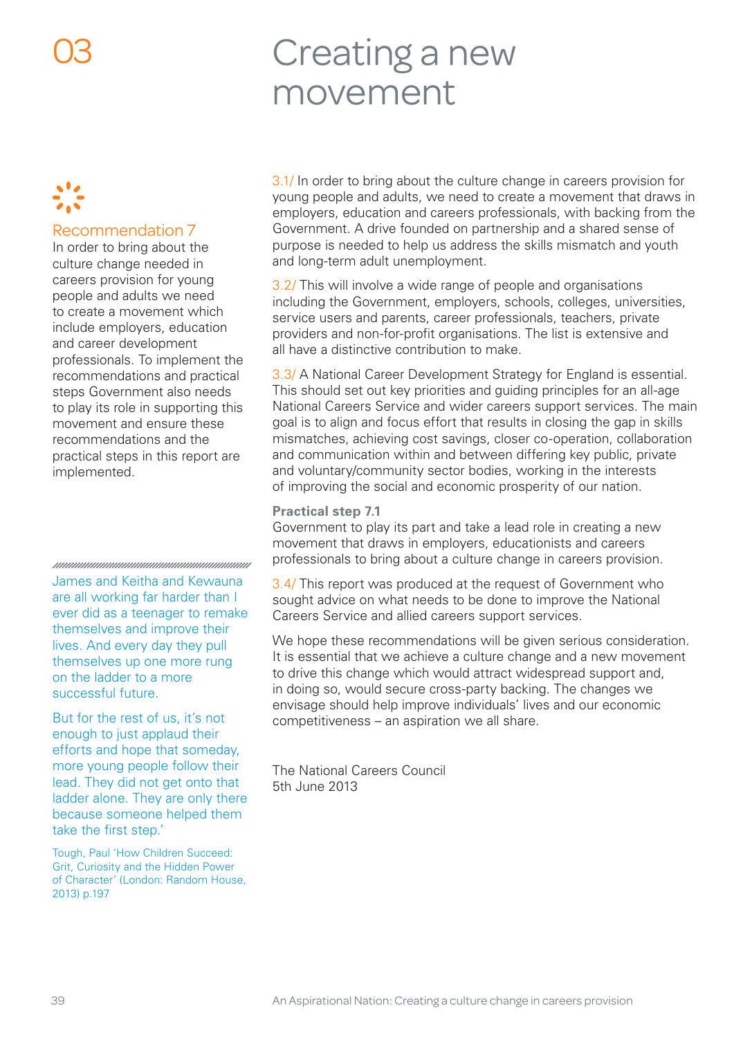# 03 Creating a new movement

## Recommendation 7

In order to bring about the culture change needed in careers provision for young people and adults we need to create a movement which include employers, education and career development professionals. To implement the recommendations and practical steps Government also needs to play its role in supporting this movement and ensure these recommendations and the practical steps in this report are implemented.

James and Keitha and Kewauna are all working far harder than I ever did as a teenager to remake themselves and improve their lives. And every day they pull themselves up one more rung on the ladder to a more successful future.

But for the rest of us, it's not enough to just applaud their efforts and hope that someday, more young people follow their lead. They did not get onto that ladder alone. They are only there because someone helped them take the first step.'

Tough, Paul 'How Children Succeed: Grit, Curiosity and the Hidden Power of Character' (London: Random House, 2013) p.197

3.1/ In order to bring about the culture change in careers provision for young people and adults, we need to create a movement that draws in employers, education and careers professionals, with backing from the Government. A drive founded on partnership and a shared sense of purpose is needed to help us address the skills mismatch and youth and long-term adult unemployment.

3.2/ This will involve a wide range of people and organisations including the Government, employers, schools, colleges, universities, service users and parents, career professionals, teachers, private providers and non-for-profit organisations. The list is extensive and all have a distinctive contribution to make.

3.3/ A National Career Development Strategy for England is essential. This should set out key priorities and guiding principles for an all-age National Careers Service and wider careers support services. The main goal is to align and focus effort that results in closing the gap in skills mismatches, achieving cost savings, closer co-operation, collaboration and communication within and between differing key public, private and voluntary/community sector bodies, working in the interests of improving the social and economic prosperity of our nation.

**Practical step 7.1**
Government to play its part and take a lead role in creating a new movement that draws in employers, educationists and careers professionals to bring about a culture change in careers provision.

3.4/ This report was produced at the request of Government who sought advice on what needs to be done to improve the National Careers Service and allied careers support services.

We hope these recommendations will be given serious consideration. It is essential that we achieve a culture change and a new movement to drive this change which would attract widespread support and, in doing so, would secure cross-party backing. The changes we envisage should help improve individuals' lives and our economic competitiveness – an aspiration we all share.

The National Careers Council
5th June 2013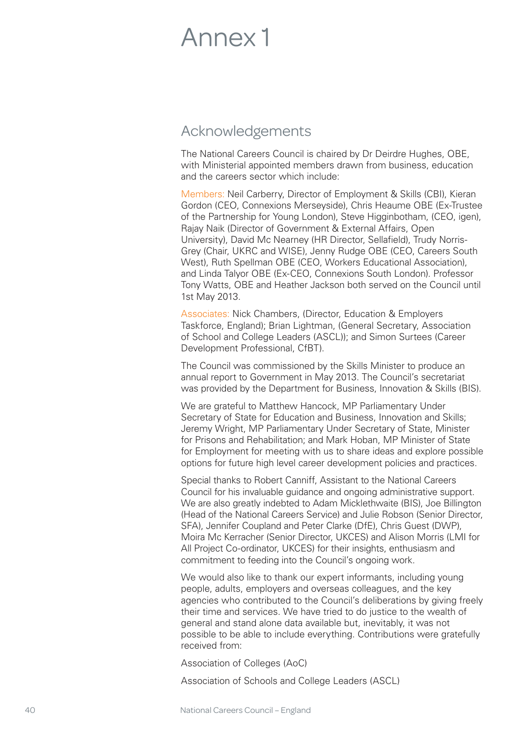# Annex 1

## Acknowledgements

The National Careers Council is chaired by Dr Deirdre Hughes, OBE, with Ministerial appointed members drawn from business, education and the careers sector which include:

Members: Neil Carberry, Director of Employment & Skills (CBI), Kieran Gordon (CEO, Connexions Merseyside), Chris Heaume OBE (Ex-Trustee of the Partnership for Young London), Steve Higginbotham, (CEO, igen), Rajay Naik (Director of Government & External Affairs, Open University), David Mc Nearney (HR Director, Sellafield), Trudy Norris-Grey (Chair, UKRC and WISE), Jenny Rudge OBE (CEO, Careers South West), Ruth Spellman OBE (CEO, Workers Educational Association), and Linda Talyor OBE (Ex-CEO, Connexions South London). Professor Tony Watts, OBE and Heather Jackson both served on the Council until 1st May 2013.

Associates: Nick Chambers, (Director, Education & Employers Taskforce, England); Brian Lightman, (General Secretary, Association of School and College Leaders (ASCL)); and Simon Surtees (Career Development Professional, CfBT).

The Council was commissioned by the Skills Minister to produce an annual report to Government in May 2013. The Council's secretariat was provided by the Department for Business, Innovation & Skills (BIS).

We are grateful to Matthew Hancock, MP Parliamentary Under Secretary of State for Education and Business, Innovation and Skills; Jeremy Wright, MP Parliamentary Under Secretary of State, Minister for Prisons and Rehabilitation; and Mark Hoban, MP Minister of State for Employment for meeting with us to share ideas and explore possible options for future high level career development policies and practices.

Special thanks to Robert Canniff, Assistant to the National Careers Council for his invaluable guidance and ongoing administrative support. We are also greatly indebted to Adam Micklethwaite (BIS), Joe Billington (Head of the National Careers Service) and Julie Robson (Senior Director, SFA), Jennifer Coupland and Peter Clarke (DfE), Chris Guest (DWP), Moira Mc Kerracher (Senior Director, UKCES) and Alison Morris (LMI for All Project Co-ordinator, UKCES) for their insights, enthusiasm and commitment to feeding into the Council's ongoing work.

We would also like to thank our expert informants, including young people, adults, employers and overseas colleagues, and the key agencies who contributed to the Council's deliberations by giving freely their time and services. We have tried to do justice to the wealth of general and stand alone data available but, inevitably, it was not possible to be able to include everything. Contributions were gratefully received from:

Association of Colleges (AoC)

Association of Schools and College Leaders (ASCL)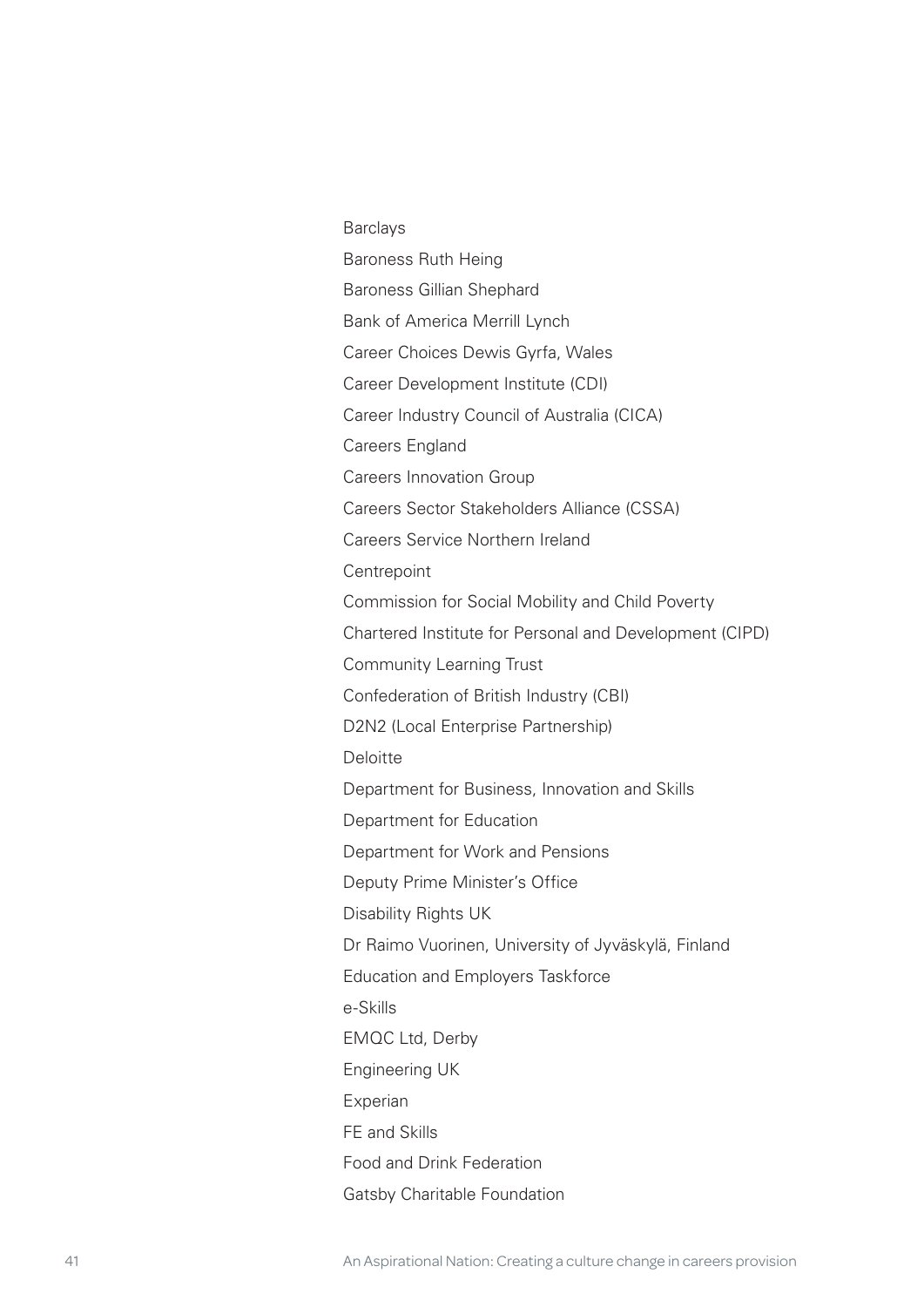Barclays

Baroness Ruth Heing

Baroness Gillian Shephard

Bank of America Merrill Lynch

Career Choices Dewis Gyrfa, Wales

Career Development Institute (CDI)

Career Industry Council of Australia (CICA)

Careers England

Careers Innovation Group

Careers Sector Stakeholders Alliance (CSSA)

Careers Service Northern Ireland

Centrepoint

Commission for Social Mobility and Child Poverty

Chartered Institute for Personal and Development (CIPD)

Community Learning Trust

Confederation of British Industry (CBI)

D2N2 (Local Enterprise Partnership)

Deloitte

Department for Business, Innovation and Skills

Department for Education

Department for Work and Pensions

Deputy Prime Minister's Office

Disability Rights UK

Dr Raimo Vuorinen, University of Jyväskylä, Finland

Education and Employers Taskforce

e-Skills

EMQC Ltd, Derby

Engineering UK

Experian

FE and Skills

Food and Drink Federation

Gatsby Charitable Foundation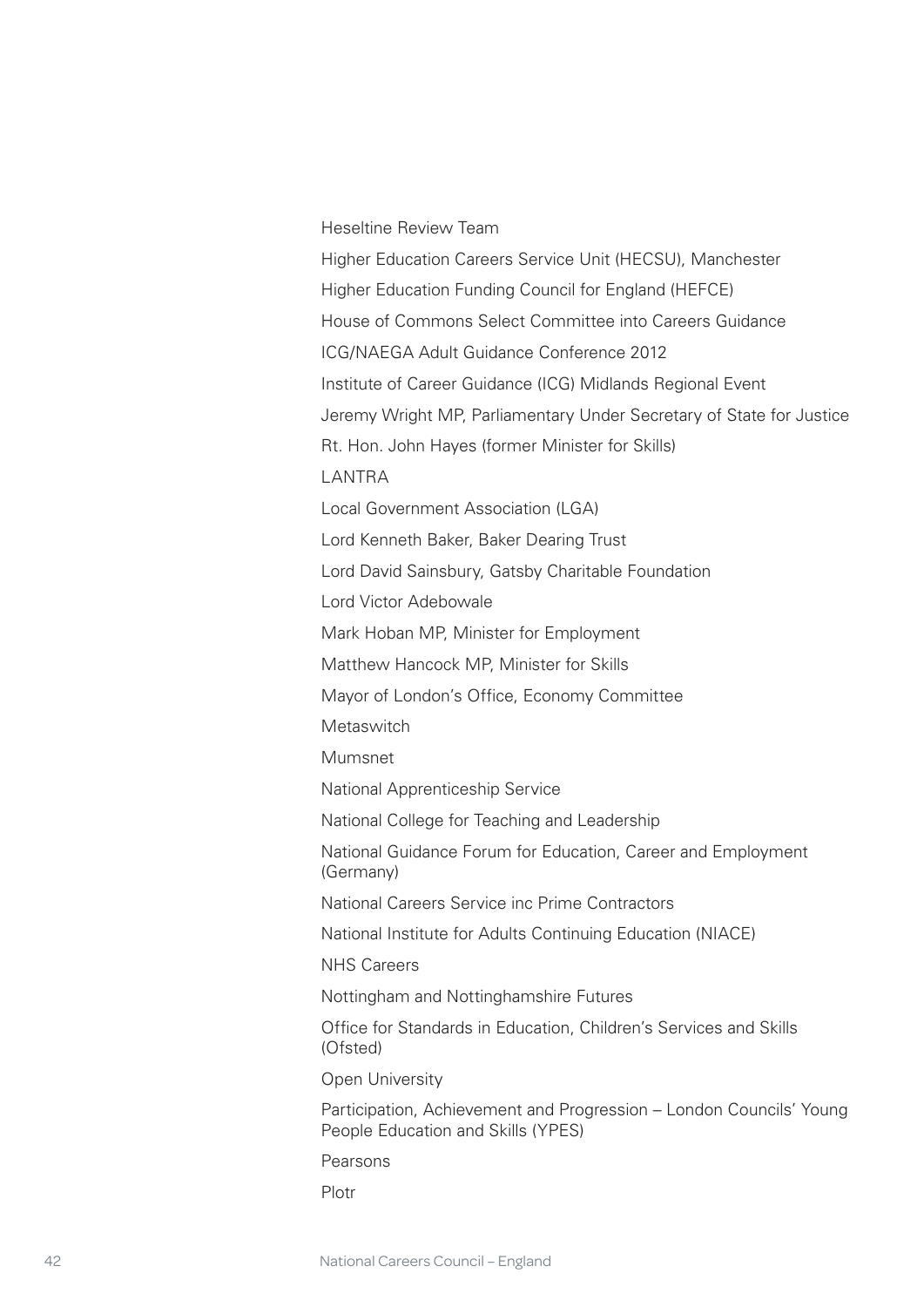Heseltine Review Team

Higher Education Careers Service Unit (HECSU), Manchester

Higher Education Funding Council for England (HEFCE)

House of Commons Select Committee into Careers Guidance

ICG/NAEGA Adult Guidance Conference 2012

Institute of Career Guidance (ICG) Midlands Regional Event

Jeremy Wright MP, Parliamentary Under Secretary of State for Justice

Rt. Hon. John Hayes (former Minister for Skills)

LANTRA

Local Government Association (LGA)

Lord Kenneth Baker, Baker Dearing Trust

Lord David Sainsbury, Gatsby Charitable Foundation

Lord Victor Adebowale

Mark Hoban MP, Minister for Employment

Matthew Hancock MP, Minister for Skills

Mayor of London's Office, Economy Committee

Metaswitch

Mumsnet

National Apprenticeship Service

National College for Teaching and Leadership

National Guidance Forum for Education, Career and Employment (Germany)

National Careers Service inc Prime Contractors

National Institute for Adults Continuing Education (NIACE)

NHS Careers

Nottingham and Nottinghamshire Futures

Office for Standards in Education, Children's Services and Skills (Ofsted)

Open University

Participation, Achievement and Progression – London Councils' Young People Education and Skills (YPES)

Pearsons

Plotr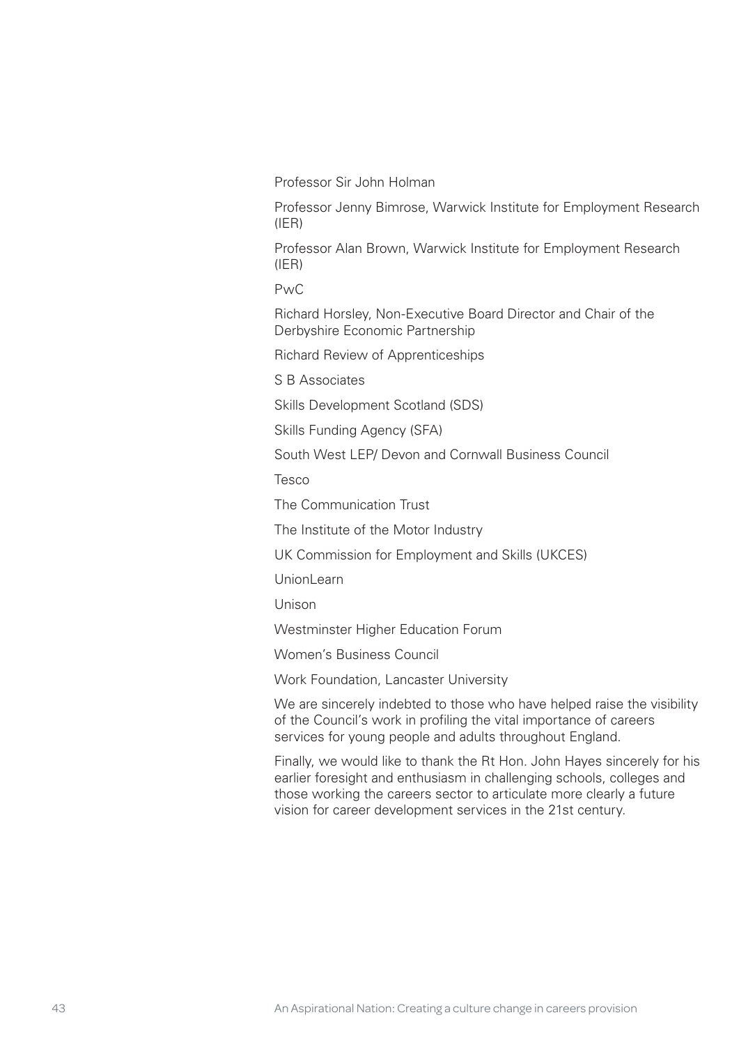Professor Sir John Holman

Professor Jenny Bimrose, Warwick Institute for Employment Research (IER)

Professor Alan Brown, Warwick Institute for Employment Research (IER)

PwC

Richard Horsley, Non-Executive Board Director and Chair of the Derbyshire Economic Partnership

Richard Review of Apprenticeships

S B Associates

Skills Development Scotland (SDS)

Skills Funding Agency (SFA)

South West LEP/ Devon and Cornwall Business Council

Tesco

The Communication Trust

The Institute of the Motor Industry

UK Commission for Employment and Skills (UKCES)

UnionLearn

Unison

Westminster Higher Education Forum

Women's Business Council

Work Foundation, Lancaster University

We are sincerely indebted to those who have helped raise the visibility of the Council's work in profiling the vital importance of careers services for young people and adults throughout England.

Finally, we would like to thank the Rt Hon. John Hayes sincerely for his earlier foresight and enthusiasm in challenging schools, colleges and those working the careers sector to articulate more clearly a future vision for career development services in the 21st century.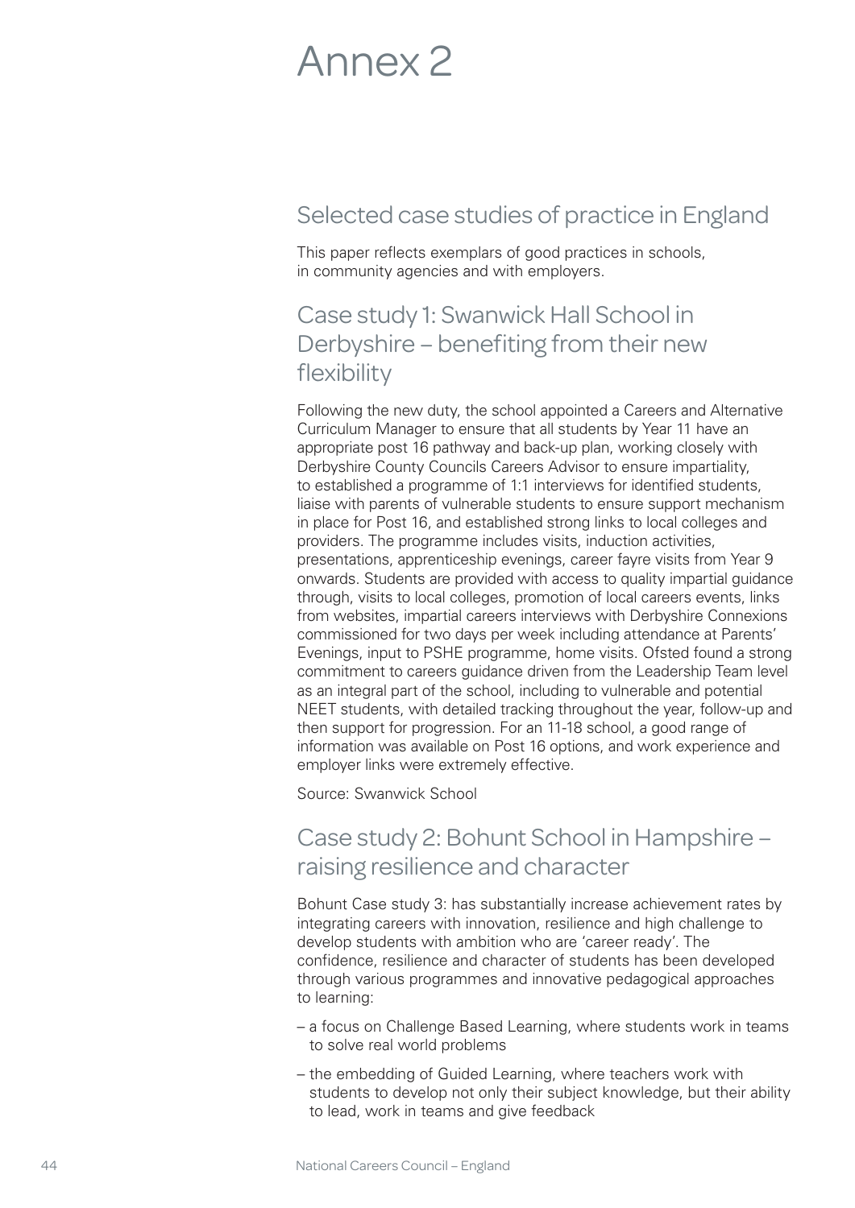# Annex 2

## Selected case studies of practice in England

This paper reflects exemplars of good practices in schools, in community agencies and with employers.

### Case study 1: Swanwick Hall School in Derbyshire – benefiting from their new flexibility

Following the new duty, the school appointed a Careers and Alternative Curriculum Manager to ensure that all students by Year 11 have an appropriate post 16 pathway and back-up plan, working closely with Derbyshire County Councils Careers Advisor to ensure impartiality, to established a programme of 1:1 interviews for identified students, liaise with parents of vulnerable students to ensure support mechanism in place for Post 16, and established strong links to local colleges and providers. The programme includes visits, induction activities, presentations, apprenticeship evenings, career fayre visits from Year 9 onwards. Students are provided with access to quality impartial guidance through, visits to local colleges, promotion of local careers events, links from websites, impartial careers interviews with Derbyshire Connexions commissioned for two days per week including attendance at Parents' Evenings, input to PSHE programme, home visits. Ofsted found a strong commitment to careers guidance driven from the Leadership Team level as an integral part of the school, including to vulnerable and potential NEET students, with detailed tracking throughout the year, follow-up and then support for progression. For an 11-18 school, a good range of information was available on Post 16 options, and work experience and employer links were extremely effective.

Source: Swanwick School

### Case study 2: Bohunt School in Hampshire – raising resilience and character

Bohunt Case study 3: has substantially increase achievement rates by integrating careers with innovation, resilience and high challenge to develop students with ambition who are 'career ready'. The confidence, resilience and character of students has been developed through various programmes and innovative pedagogical approaches to learning:

- a focus on Challenge Based Learning, where students work in teams to solve real world problems
- the embedding of Guided Learning, where teachers work with students to develop not only their subject knowledge, but their ability to lead, work in teams and give feedback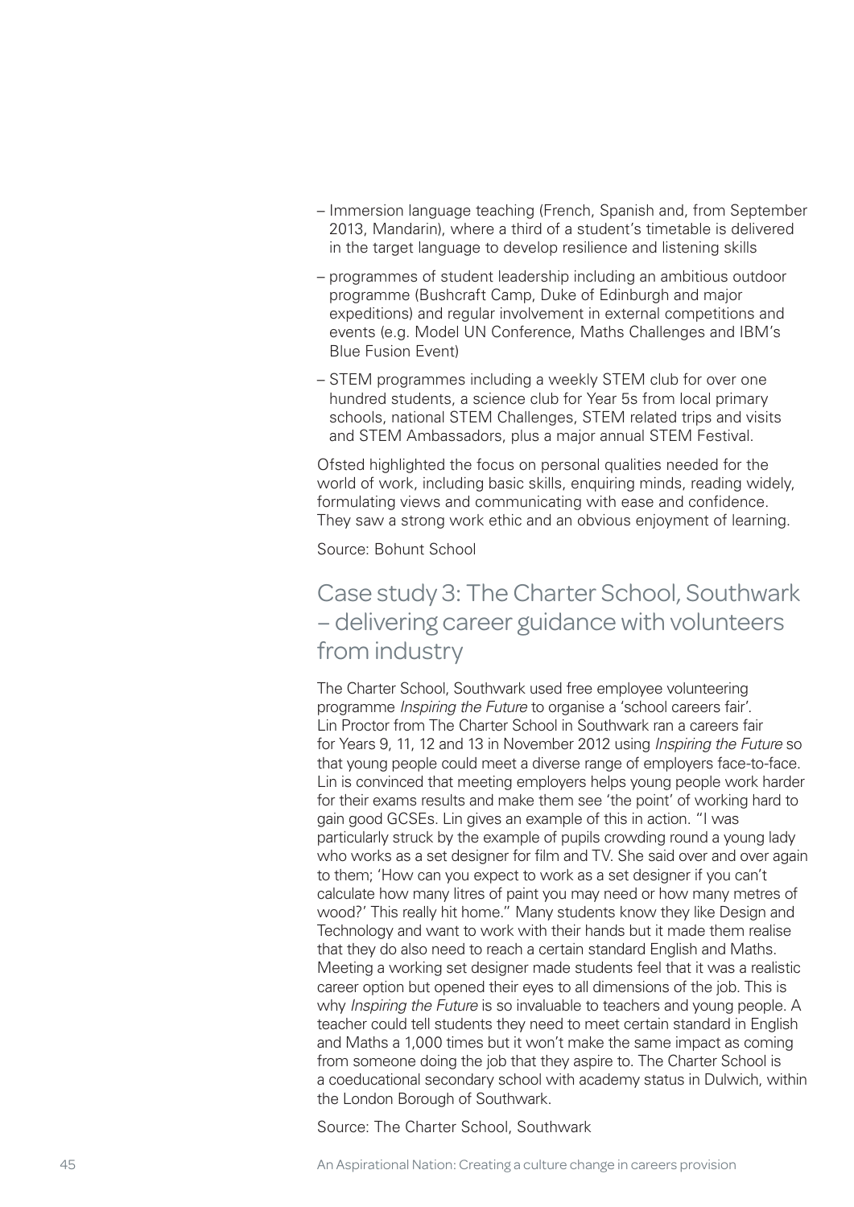- Immersion language teaching (French, Spanish and, from September 2013, Mandarin), where a third of a student's timetable is delivered in the target language to develop resilience and listening skills
- programmes of student leadership including an ambitious outdoor programme (Bushcraft Camp, Duke of Edinburgh and major expeditions) and regular involvement in external competitions and events (e.g. Model UN Conference, Maths Challenges and IBM's Blue Fusion Event)
- STEM programmes including a weekly STEM club for over one hundred students, a science club for Year 5s from local primary schools, national STEM Challenges, STEM related trips and visits and STEM Ambassadors, plus a major annual STEM Festival.

Ofsted highlighted the focus on personal qualities needed for the world of work, including basic skills, enquiring minds, reading widely, formulating views and communicating with ease and confidence. They saw a strong work ethic and an obvious enjoyment of learning.

Source: Bohunt School

## Case study 3: The Charter School, Southwark – delivering career guidance with volunteers from industry

The Charter School, Southwark used free employee volunteering programme *Inspiring the Future* to organise a 'school careers fair'. Lin Proctor from The Charter School in Southwark ran a careers fair for Years 9, 11, 12 and 13 in November 2012 using *Inspiring the Future* so that young people could meet a diverse range of employers face-to-face. Lin is convinced that meeting employers helps young people work harder for their exams results and make them see 'the point' of working hard to gain good GCSEs. Lin gives an example of this in action. "I was particularly struck by the example of pupils crowding round a young lady who works as a set designer for film and TV. She said over and over again to them; 'How can you expect to work as a set designer if you can't calculate how many litres of paint you may need or how many metres of wood?' This really hit home." Many students know they like Design and Technology and want to work with their hands but it made them realise that they do also need to reach a certain standard English and Maths. Meeting a working set designer made students feel that it was a realistic career option but opened their eyes to all dimensions of the job. This is why *Inspiring the Future* is so invaluable to teachers and young people. A teacher could tell students they need to meet certain standard in English and Maths a 1,000 times but it won't make the same impact as coming from someone doing the job that they aspire to. The Charter School is a coeducational secondary school with academy status in Dulwich, within the London Borough of Southwark.

Source: The Charter School, Southwark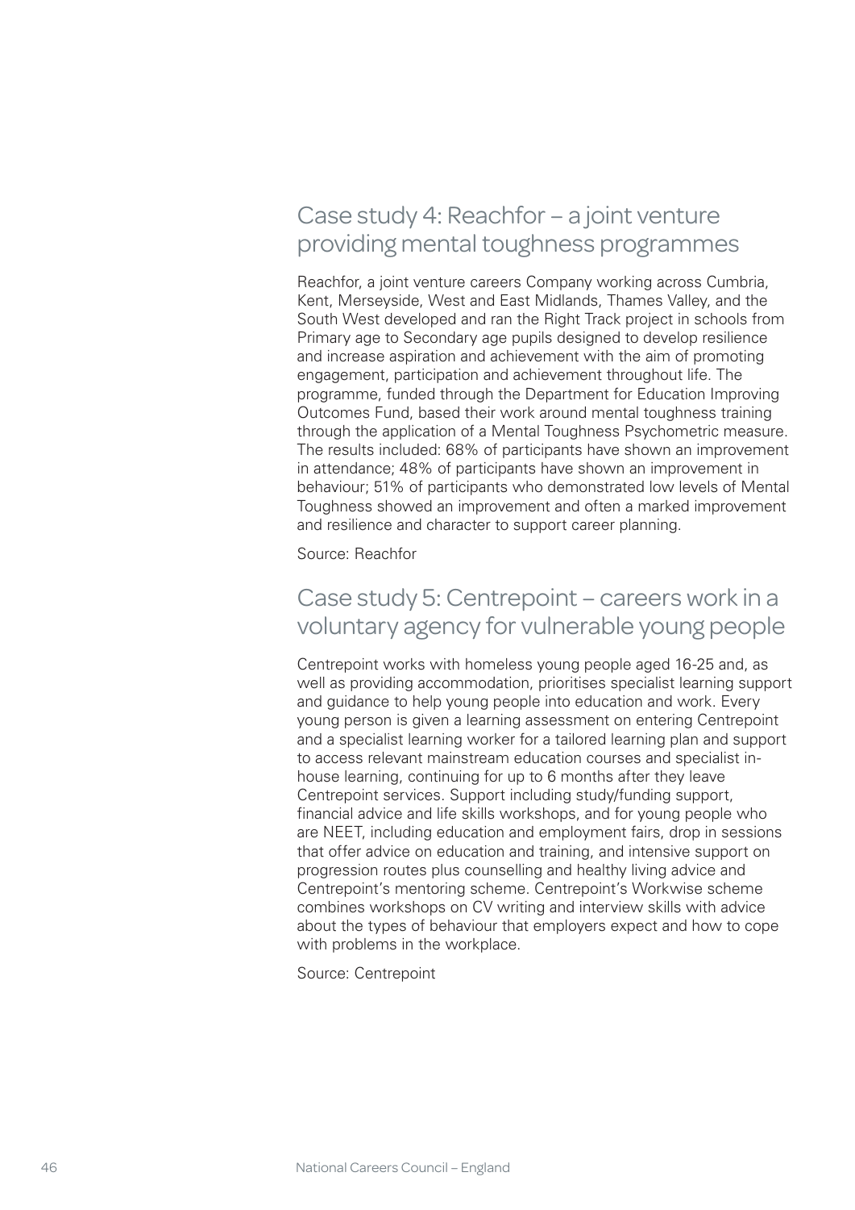## Case study 4: Reachfor – a joint venture providing mental toughness programmes

Reachfor, a joint venture careers Company working across Cumbria, Kent, Merseyside, West and East Midlands, Thames Valley, and the South West developed and ran the Right Track project in schools from Primary age to Secondary age pupils designed to develop resilience and increase aspiration and achievement with the aim of promoting engagement, participation and achievement throughout life. The programme, funded through the Department for Education Improving Outcomes Fund, based their work around mental toughness training through the application of a Mental Toughness Psychometric measure. The results included: 68% of participants have shown an improvement in attendance; 48% of participants have shown an improvement in behaviour; 51% of participants who demonstrated low levels of Mental Toughness showed an improvement and often a marked improvement and resilience and character to support career planning.

Source: Reachfor

## Case study 5: Centrepoint – careers work in a voluntary agency for vulnerable young people

Centrepoint works with homeless young people aged 16-25 and, as well as providing accommodation, prioritises specialist learning support and guidance to help young people into education and work. Every young person is given a learning assessment on entering Centrepoint and a specialist learning worker for a tailored learning plan and support to access relevant mainstream education courses and specialist in-house learning, continuing for up to 6 months after they leave Centrepoint services. Support including study/funding support, financial advice and life skills workshops, and for young people who are NEET, including education and employment fairs, drop in sessions that offer advice on education and training, and intensive support on progression routes plus counselling and healthy living advice and Centrepoint's mentoring scheme. Centrepoint's Workwise scheme combines workshops on CV writing and interview skills with advice about the types of behaviour that employers expect and how to cope with problems in the workplace.

Source: Centrepoint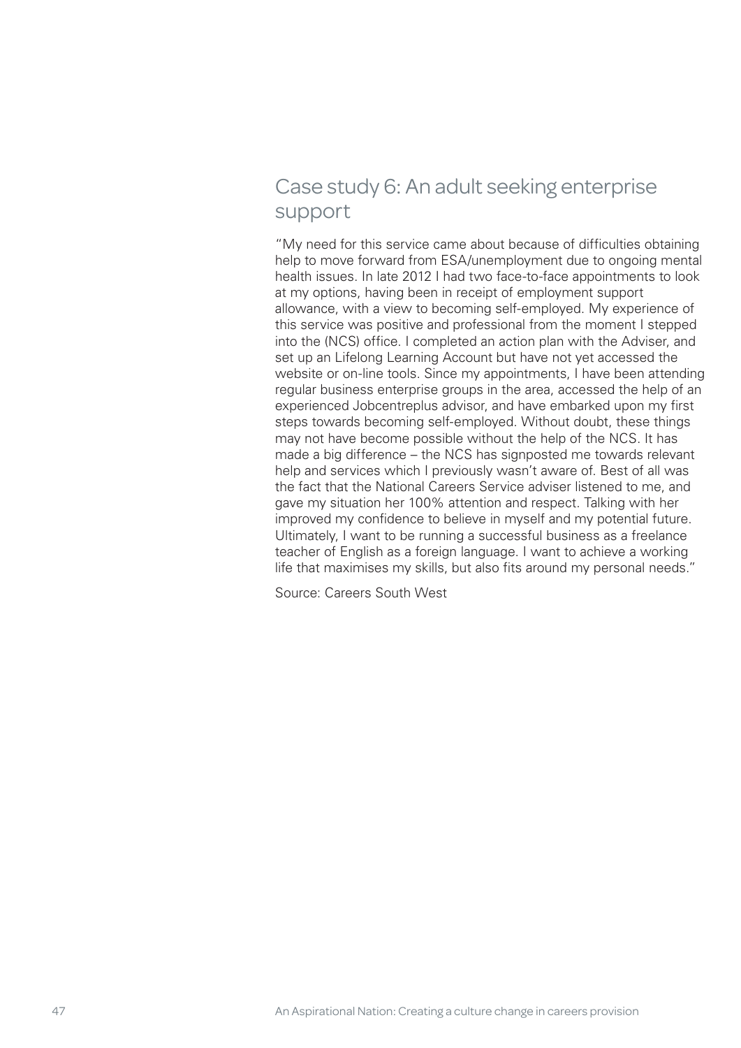## Case study 6: An adult seeking enterprise support

"My need for this service came about because of difficulties obtaining help to move forward from ESA/unemployment due to ongoing mental health issues. In late 2012 I had two face-to-face appointments to look at my options, having been in receipt of employment support allowance, with a view to becoming self-employed. My experience of this service was positive and professional from the moment I stepped into the (NCS) office. I completed an action plan with the Adviser, and set up an Lifelong Learning Account but have not yet accessed the website or on-line tools. Since my appointments, I have been attending regular business enterprise groups in the area, accessed the help of an experienced Jobcentreplus advisor, and have embarked upon my first steps towards becoming self-employed. Without doubt, these things may not have become possible without the help of the NCS. It has made a big difference – the NCS has signposted me towards relevant help and services which I previously wasn't aware of. Best of all was the fact that the National Careers Service adviser listened to me, and gave my situation her 100% attention and respect. Talking with her improved my confidence to believe in myself and my potential future. Ultimately, I want to be running a successful business as a freelance teacher of English as a foreign language. I want to achieve a working life that maximises my skills, but also fits around my personal needs."

Source: Careers South West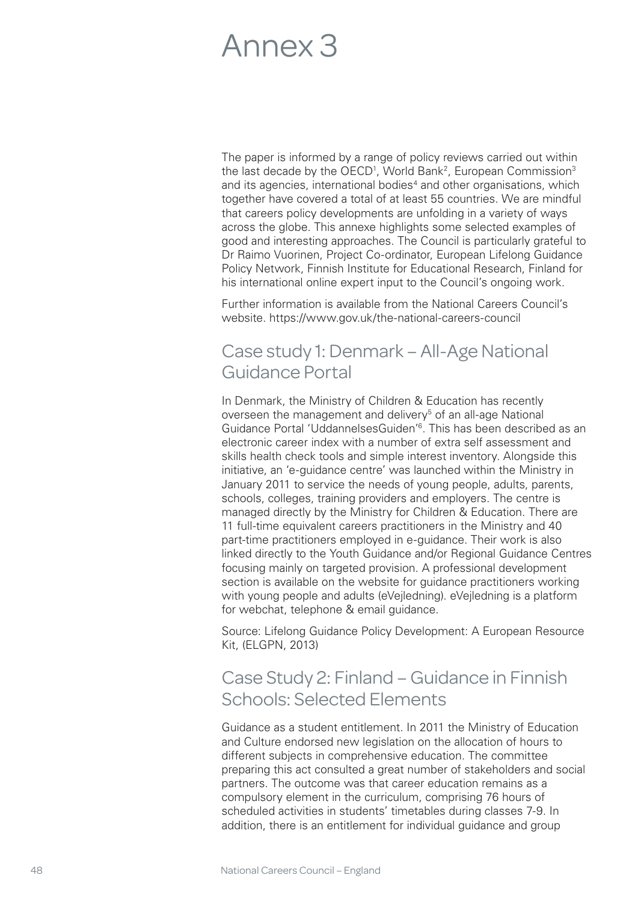# Annex 3

The paper is informed by a range of policy reviews carried out within the last decade by the OECD[1], World Bank[2], European Commission[3] and its agencies, international bodies[4] and other organisations, which together have covered a total of at least 55 countries. We are mindful that careers policy developments are unfolding in a variety of ways across the globe. This annexe highlights some selected examples of good and interesting approaches. The Council is particularly grateful to Dr Raimo Vuorinen, Project Co-ordinator, European Lifelong Guidance Policy Network, Finnish Institute for Educational Research, Finland for his international online expert input to the Council's ongoing work.

Further information is available from the National Careers Council's website. https://www.gov.uk/the-national-careers-council

## Case study 1: Denmark – All-Age National Guidance Portal

In Denmark, the Ministry of Children & Education has recently overseen the management and delivery[5] of an all-age National Guidance Portal 'UddannelsesGuiden'[6]. This has been described as an electronic career index with a number of extra self assessment and skills health check tools and simple interest inventory. Alongside this initiative, an 'e-guidance centre' was launched within the Ministry in January 2011 to service the needs of young people, adults, parents, schools, colleges, training providers and employers. The centre is managed directly by the Ministry for Children & Education. There are 11 full-time equivalent careers practitioners in the Ministry and 40 part-time practitioners employed in e-guidance. Their work is also linked directly to the Youth Guidance and/or Regional Guidance Centres focusing mainly on targeted provision. A professional development section is available on the website for guidance practitioners working with young people and adults (eVejledning). eVejledning is a platform for webchat, telephone & email guidance.

Source: Lifelong Guidance Policy Development: A European Resource Kit, (ELGPN, 2013)

## Case Study 2: Finland – Guidance in Finnish Schools: Selected Elements

Guidance as a student entitlement. In 2011 the Ministry of Education and Culture endorsed new legislation on the allocation of hours to different subjects in comprehensive education. The committee preparing this act consulted a great number of stakeholders and social partners. The outcome was that career education remains as a compulsory element in the curriculum, comprising 76 hours of scheduled activities in students' timetables during classes 7-9. In addition, there is an entitlement for individual guidance and group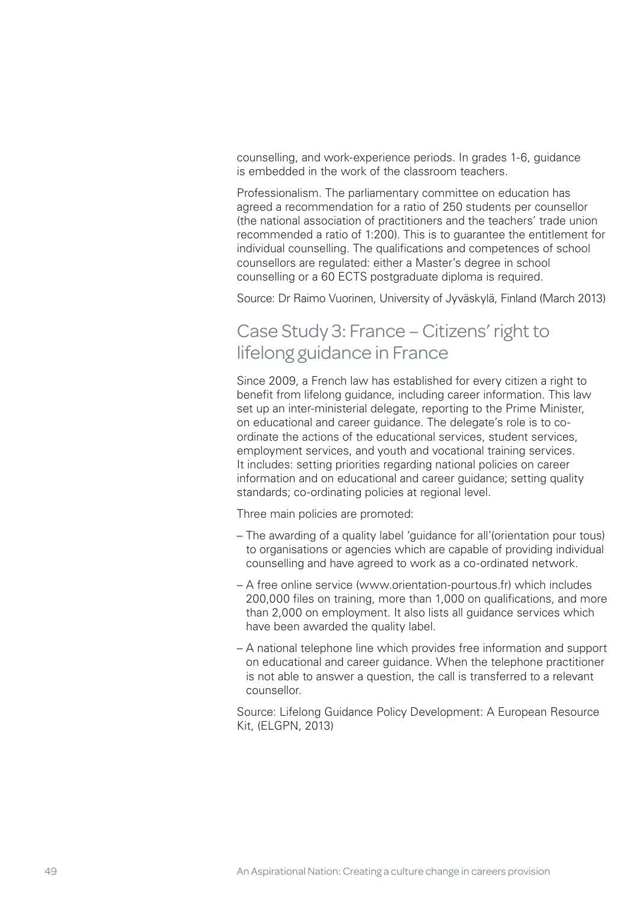counselling, and work-experience periods. In grades 1-6, guidance is embedded in the work of the classroom teachers.

Professionalism. The parliamentary committee on education has agreed a recommendation for a ratio of 250 students per counsellor (the national association of practitioners and the teachers' trade union recommended a ratio of 1:200). This is to guarantee the entitlement for individual counselling. The qualifications and competences of school counsellors are regulated: either a Master's degree in school counselling or a 60 ECTS postgraduate diploma is required.

Source: Dr Raimo Vuorinen, University of Jyväskylä, Finland (March 2013)

## Case Study 3: France – Citizens' right to lifelong guidance in France

Since 2009, a French law has established for every citizen a right to benefit from lifelong guidance, including career information. This law set up an inter-ministerial delegate, reporting to the Prime Minister, on educational and career guidance. The delegate's role is to co-ordinate the actions of the educational services, student services, employment services, and youth and vocational training services. It includes: setting priorities regarding national policies on career information and on educational and career guidance; setting quality standards; co-ordinating policies at regional level.

Three main policies are promoted:

- The awarding of a quality label 'guidance for all'(orientation pour tous) to organisations or agencies which are capable of providing individual counselling and have agreed to work as a co-ordinated network.
- A free online service (www.orientation-pourtous.fr) which includes 200,000 files on training, more than 1,000 on qualifications, and more than 2,000 on employment. It also lists all guidance services which have been awarded the quality label.
- A national telephone line which provides free information and support on educational and career guidance. When the telephone practitioner is not able to answer a question, the call is transferred to a relevant counsellor.

Source: Lifelong Guidance Policy Development: A European Resource Kit, (ELGPN, 2013)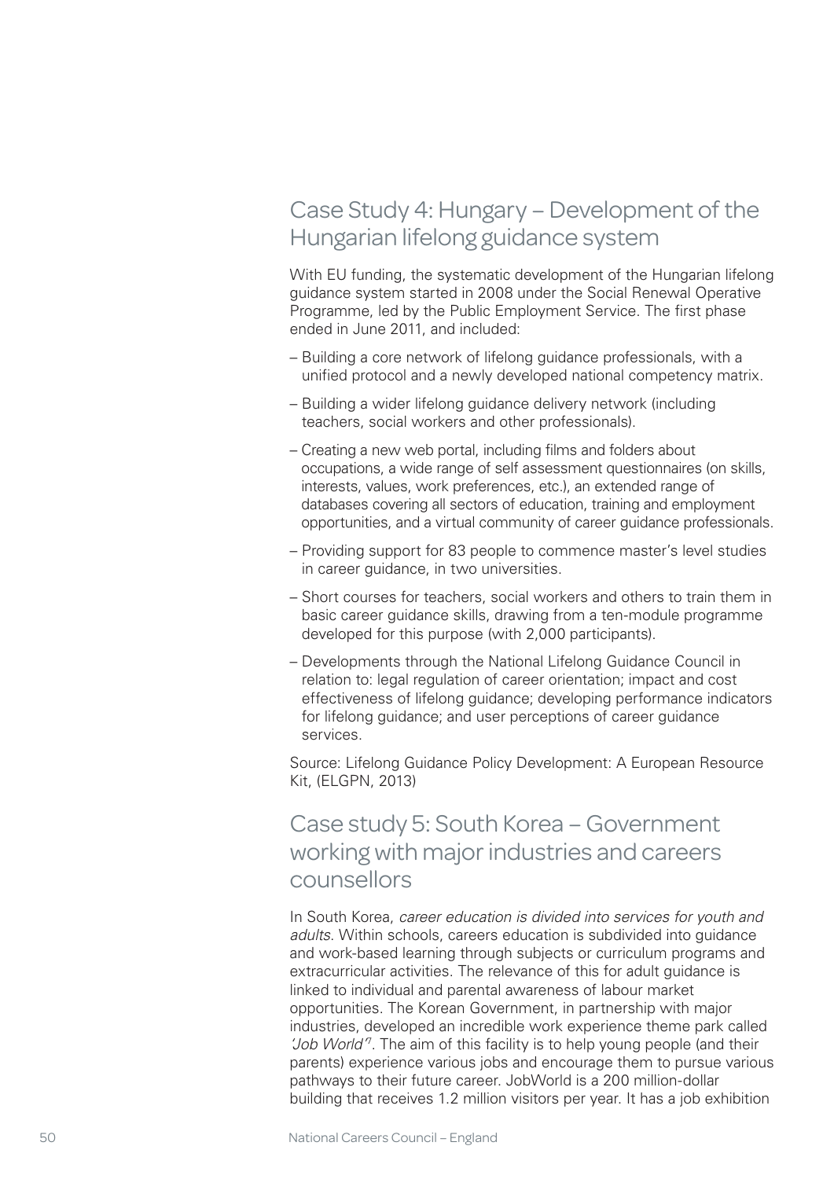## Case Study 4: Hungary – Development of the Hungarian lifelong guidance system

With EU funding, the systematic development of the Hungarian lifelong guidance system started in 2008 under the Social Renewal Operative Programme, led by the Public Employment Service. The first phase ended in June 2011, and included:

- Building a core network of lifelong guidance professionals, with a unified protocol and a newly developed national competency matrix.
- Building a wider lifelong guidance delivery network (including teachers, social workers and other professionals).
- Creating a new web portal, including films and folders about occupations, a wide range of self assessment questionnaires (on skills, interests, values, work preferences, etc.), an extended range of databases covering all sectors of education, training and employment opportunities, and a virtual community of career guidance professionals.
- Providing support for 83 people to commence master's level studies in career guidance, in two universities.
- Short courses for teachers, social workers and others to train them in basic career guidance skills, drawing from a ten-module programme developed for this purpose (with 2,000 participants).
- Developments through the National Lifelong Guidance Council in relation to: legal regulation of career orientation; impact and cost effectiveness of lifelong guidance; developing performance indicators for lifelong guidance; and user perceptions of career guidance services.

Source: Lifelong Guidance Policy Development: A European Resource Kit, (ELGPN, 2013)

## Case study 5: South Korea – Government working with major industries and careers counsellors

In South Korea, *career education is divided into services for youth and adults*. Within schools, careers education is subdivided into guidance and work-based learning through subjects or curriculum programs and extracurricular activities. The relevance of this for adult guidance is linked to individual and parental awareness of labour market opportunities. The Korean Government, in partnership with major industries, developed an incredible work experience theme park called *'Job World'*[7]. The aim of this facility is to help young people (and their parents) experience various jobs and encourage them to pursue various pathways to their future career. JobWorld is a 200 million-dollar building that receives 1.2 million visitors per year. It has a job exhibition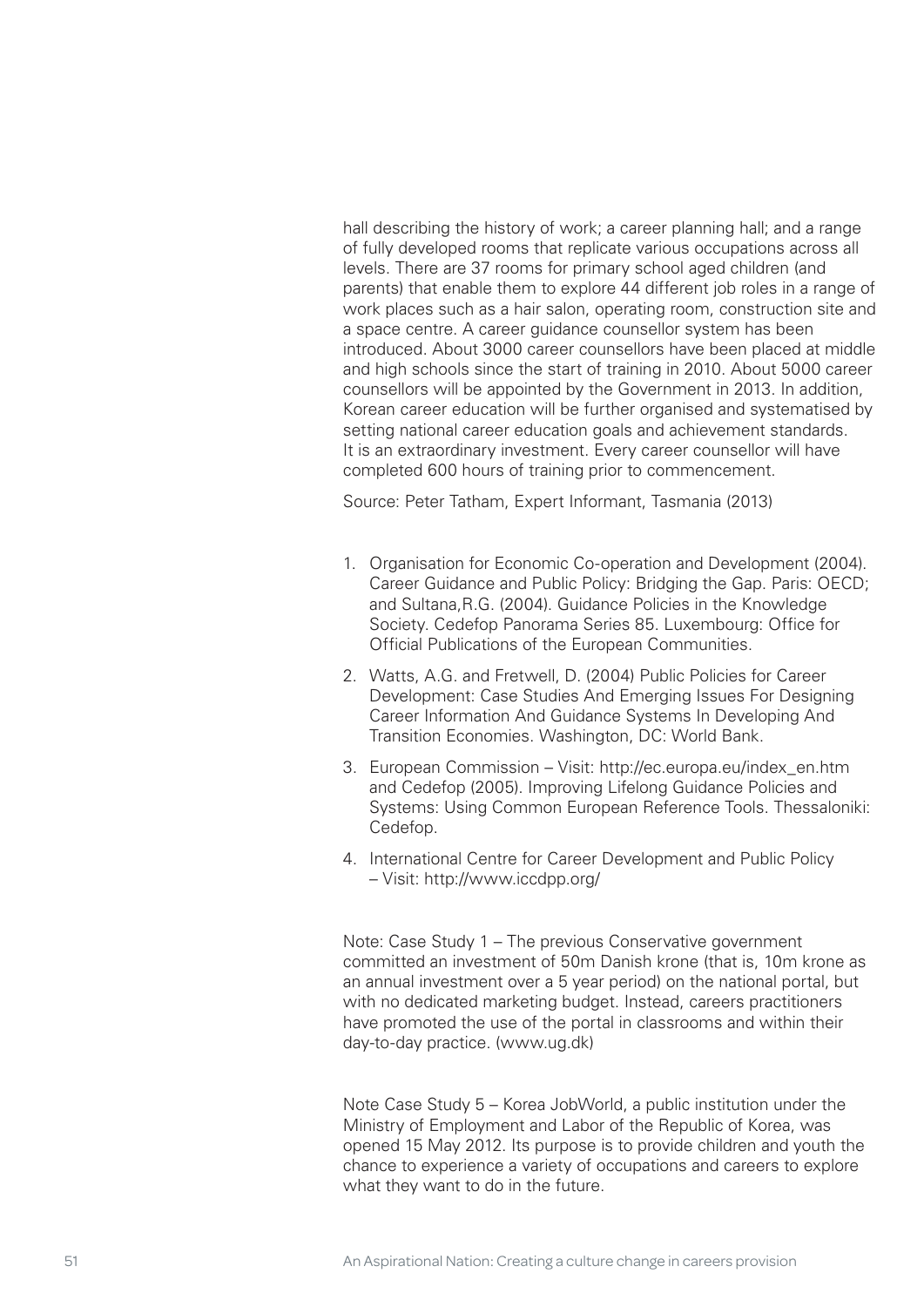hall describing the history of work; a career planning hall; and a range of fully developed rooms that replicate various occupations across all levels. There are 37 rooms for primary school aged children (and parents) that enable them to explore 44 different job roles in a range of work places such as a hair salon, operating room, construction site and a space centre. A career guidance counsellor system has been introduced. About 3000 career counsellors have been placed at middle and high schools since the start of training in 2010. About 5000 career counsellors will be appointed by the Government in 2013. In addition, Korean career education will be further organised and systematised by setting national career education goals and achievement standards. It is an extraordinary investment. Every career counsellor will have completed 600 hours of training prior to commencement.

Source: Peter Tatham, Expert Informant, Tasmania (2013)

1. Organisation for Economic Co-operation and Development (2004). Career Guidance and Public Policy: Bridging the Gap. Paris: OECD; and Sultana,R.G. (2004). Guidance Policies in the Knowledge Society. Cedefop Panorama Series 85. Luxembourg: Office for Official Publications of the European Communities.
2. Watts, A.G. and Fretwell, D. (2004) Public Policies for Career Development: Case Studies And Emerging Issues For Designing Career Information And Guidance Systems In Developing And Transition Economies. Washington, DC: World Bank.
3. European Commission – Visit: http://ec.europa.eu/index_en.htm and Cedefop (2005). Improving Lifelong Guidance Policies and Systems: Using Common European Reference Tools. Thessaloniki: Cedefop.
4. International Centre for Career Development and Public Policy – Visit: http://www.iccdpp.org/

Note: Case Study 1 – The previous Conservative government committed an investment of 50m Danish krone (that is, 10m krone as an annual investment over a 5 year period) on the national portal, but with no dedicated marketing budget. Instead, careers practitioners have promoted the use of the portal in classrooms and within their day-to-day practice. (www.ug.dk)

Note Case Study 5 – Korea JobWorld, a public institution under the Ministry of Employment and Labor of the Republic of Korea, was opened 15 May 2012. Its purpose is to provide children and youth the chance to experience a variety of occupations and careers to explore what they want to do in the future.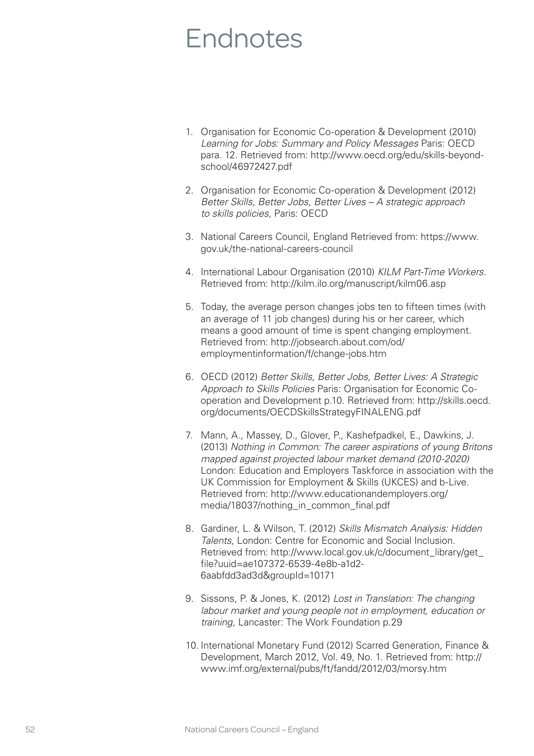# Endnotes

1. Organisation for Economic Co-operation & Development (2010) *Learning for Jobs: Summary and Policy Messages* Paris: OECD para. 12. Retrieved from: http://www.oecd.org/edu/skills-beyond-school/46972427.pdf

2. Organisation for Economic Co-operation & Development (2012) *Better Skills, Better Jobs, Better Lives – A strategic approach to skills policies*, Paris: OECD

3. National Careers Council, England Retrieved from: https://www.gov.uk/the-national-careers-council

4. International Labour Organisation (2010) *KILM Part-Time Workers.* Retrieved from: http://kilm.ilo.org/manuscript/kilm06.asp

5. Today, the average person changes jobs ten to fifteen times (with an average of 11 job changes) during his or her career, which means a good amount of time is spent changing employment. Retrieved from: http://jobsearch.about.com/od/employmentinformation/f/change-jobs.htm

6. OECD (2012) *Better Skills, Better Jobs, Better Lives: A Strategic Approach to Skills Policies* Paris: Organisation for Economic Co-operation and Development p.10. Retrieved from: http://skills.oecd.org/documents/OECDSkillsStrategyFINALENG.pdf

7. Mann, A., Massey, D., Glover, P., Kashefpadkel, E., Dawkins, J. (2013) *Nothing in Common: The career aspirations of young Britons mapped against projected labour market demand (2010-2020)* London: Education and Employers Taskforce in association with the UK Commission for Employment & Skills (UKCES) and b-Live. Retrieved from: http://www.educationandemployers.org/media/18037/nothing_in_common_final.pdf

8. Gardiner, L. & Wilson, T. (2012) *Skills Mismatch Analysis: Hidden Talents*, London: Centre for Economic and Social Inclusion. Retrieved from: http://www.local.gov.uk/c/document_library/get_file?uuid=ae107372-6539-4e8b-a1d2-6aabfdd3ad3d&groupId=10171

9. Sissons, P. & Jones, K. (2012) *Lost in Translation: The changing labour market and young people not in employment, education or training*, Lancaster: The Work Foundation p.29

10. International Monetary Fund (2012) Scarred Generation, Finance & Development, March 2012, Vol. 49, No. 1. Retrieved from: http://www.imf.org/external/pubs/ft/fandd/2012/03/morsy.htm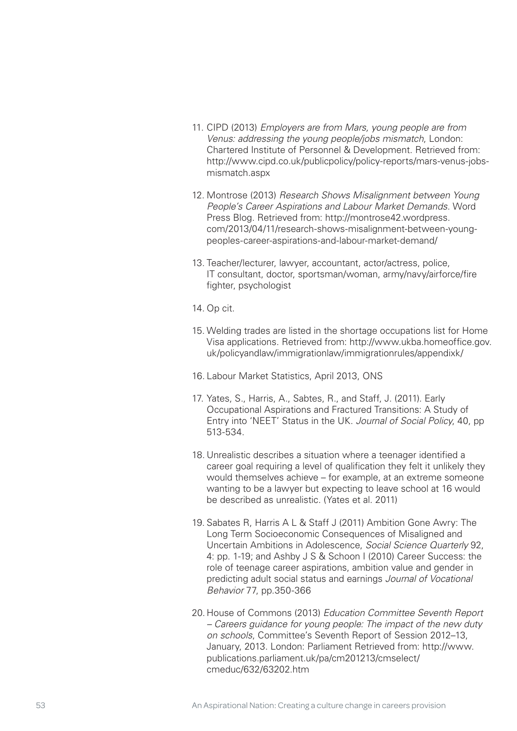11. CIPD (2013) *Employers are from Mars, young people are from Venus: addressing the young people/jobs mismatch*, London: Chartered Institute of Personnel & Development. Retrieved from: http://www.cipd.co.uk/publicpolicy/policy-reports/mars-venus-jobs-mismatch.aspx

12. Montrose (2013) *Research Shows Misalignment between Young People's Career Aspirations and Labour Market Demands*. Word Press Blog. Retrieved from: http://montrose42.wordpress.com/2013/04/11/research-shows-misalignment-between-young-peoples-career-aspirations-and-labour-market-demand/

13. Teacher/lecturer, lawyer, accountant, actor/actress, police, IT consultant, doctor, sportsman/woman, army/navy/airforce/fire fighter, psychologist

14. Op cit.

15. Welding trades are listed in the shortage occupations list for Home Visa applications. Retrieved from: http://www.ukba.homeoffice.gov.uk/policyandlaw/immigrationlaw/immigrationrules/appendixk/

16. Labour Market Statistics, April 2013, ONS

17. Yates, S., Harris, A., Sabtes, R., and Staff, J. (2011). Early Occupational Aspirations and Fractured Transitions: A Study of Entry into 'NEET' Status in the UK. *Journal of Social Policy*, 40, pp 513-534.

18. Unrealistic describes a situation where a teenager identified a career goal requiring a level of qualification they felt it unlikely they would themselves achieve – for example, at an extreme someone wanting to be a lawyer but expecting to leave school at 16 would be described as unrealistic. (Yates et al. 2011)

19. Sabates R, Harris A L & Staff J (2011) Ambition Gone Awry: The Long Term Socioeconomic Consequences of Misaligned and Uncertain Ambitions in Adolescence, *Social Science Quarterly* 92, 4: pp. 1-19; and Ashby J S & Schoon I (2010) Career Success: the role of teenage career aspirations, ambition value and gender in predicting adult social status and earnings *Journal of Vocational Behavior* 77, pp.350-366

20. House of Commons (2013) *Education Committee Seventh Report – Careers guidance for young people: The impact of the new duty on schools*, Committee's Seventh Report of Session 2012–13, January, 2013. London: Parliament Retrieved from: http://www.publications.parliament.uk/pa/cm201213/cmselect/cmeduc/632/63202.htm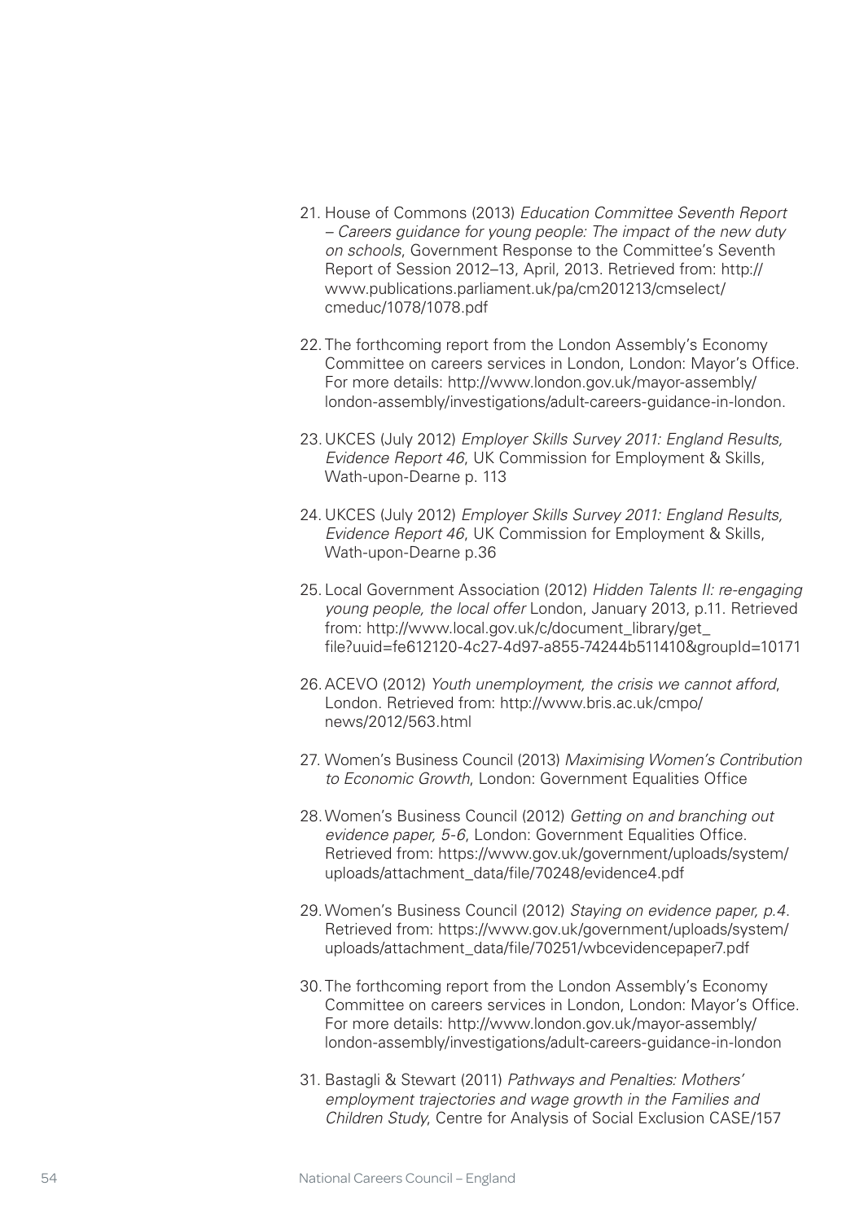21. House of Commons (2013) *Education Committee Seventh Report – Careers guidance for young people: The impact of the new duty on schools*, Government Response to the Committee's Seventh Report of Session 2012–13, April, 2013. Retrieved from: http://www.publications.parliament.uk/pa/cm201213/cmselect/cmeduc/1078/1078.pdf

22. The forthcoming report from the London Assembly's Economy Committee on careers services in London, London: Mayor's Office. For more details: http://www.london.gov.uk/mayor-assembly/london-assembly/investigations/adult-careers-guidance-in-london.

23. UKCES (July 2012) *Employer Skills Survey 2011: England Results, Evidence Report 46*, UK Commission for Employment & Skills, Wath-upon-Dearne p. 113

24. UKCES (July 2012) *Employer Skills Survey 2011: England Results, Evidence Report 46*, UK Commission for Employment & Skills, Wath-upon-Dearne p.36

25. Local Government Association (2012) *Hidden Talents II: re-engaging young people, the local offer* London, January 2013, p.11. Retrieved from: http://www.local.gov.uk/c/document_library/get_file?uuid=fe612120-4c27-4d97-a855-74244b511410&groupId=10171

26. ACEVO (2012) *Youth unemployment, the crisis we cannot afford*, London. Retrieved from: http://www.bris.ac.uk/cmpo/news/2012/563.html

27. Women's Business Council (2013) *Maximising Women's Contribution to Economic Growth*, London: Government Equalities Office

28. Women's Business Council (2012) *Getting on and branching out evidence paper, 5-6*, London: Government Equalities Office. Retrieved from: https://www.gov.uk/government/uploads/system/uploads/attachment_data/file/70248/evidence4.pdf

29. Women's Business Council (2012) *Staying on evidence paper, p.4*. Retrieved from: https://www.gov.uk/government/uploads/system/uploads/attachment_data/file/70251/wbcevidencepaper7.pdf

30. The forthcoming report from the London Assembly's Economy Committee on careers services in London, London: Mayor's Office. For more details: http://www.london.gov.uk/mayor-assembly/london-assembly/investigations/adult-careers-guidance-in-london

31. Bastagli & Stewart (2011) *Pathways and Penalties: Mothers' employment trajectories and wage growth in the Families and Children Study*, Centre for Analysis of Social Exclusion CASE/157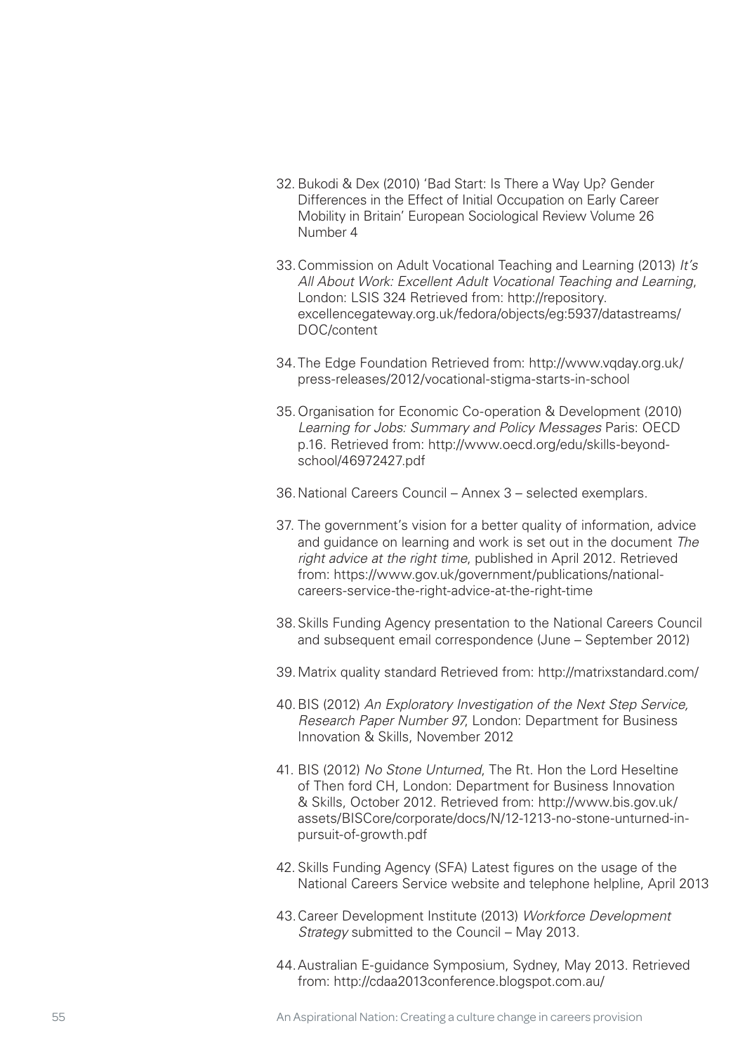32. Bukodi & Dex (2010) 'Bad Start: Is There a Way Up? Gender Differences in the Effect of Initial Occupation on Early Career Mobility in Britain' European Sociological Review Volume 26 Number 4

33. Commission on Adult Vocational Teaching and Learning (2013) *It's All About Work: Excellent Adult Vocational Teaching and Learning*, London: LSIS 324 Retrieved from: http://repository.excellencegateway.org.uk/fedora/objects/eg:5937/datastreams/DOC/content

34. The Edge Foundation Retrieved from: http://www.vqday.org.uk/press-releases/2012/vocational-stigma-starts-in-school

35. Organisation for Economic Co-operation & Development (2010) *Learning for Jobs: Summary and Policy Messages* Paris: OECD p.16. Retrieved from: http://www.oecd.org/edu/skills-beyond-school/46972427.pdf

36. National Careers Council – Annex 3 – selected exemplars.

37. The government's vision for a better quality of information, advice and guidance on learning and work is set out in the document *The right advice at the right time*, published in April 2012. Retrieved from: https://www.gov.uk/government/publications/national-careers-service-the-right-advice-at-the-right-time

38. Skills Funding Agency presentation to the National Careers Council and subsequent email correspondence (June – September 2012)

39. Matrix quality standard Retrieved from: http://matrixstandard.com/

40. BIS (2012) *An Exploratory Investigation of the Next Step Service, Research Paper Number 97*, London: Department for Business Innovation & Skills, November 2012

41. BIS (2012) *No Stone Unturned*, The Rt. Hon the Lord Heseltine of Then ford CH, London: Department for Business Innovation & Skills, October 2012. Retrieved from: http://www.bis.gov.uk/assets/BISCore/corporate/docs/N/12-1213-no-stone-unturned-in-pursuit-of-growth.pdf

42. Skills Funding Agency (SFA) Latest figures on the usage of the National Careers Service website and telephone helpline, April 2013

43. Career Development Institute (2013) *Workforce Development Strategy* submitted to the Council – May 2013.

44. Australian E-guidance Symposium, Sydney, May 2013. Retrieved from: http://cdaa2013conference.blogspot.com.au/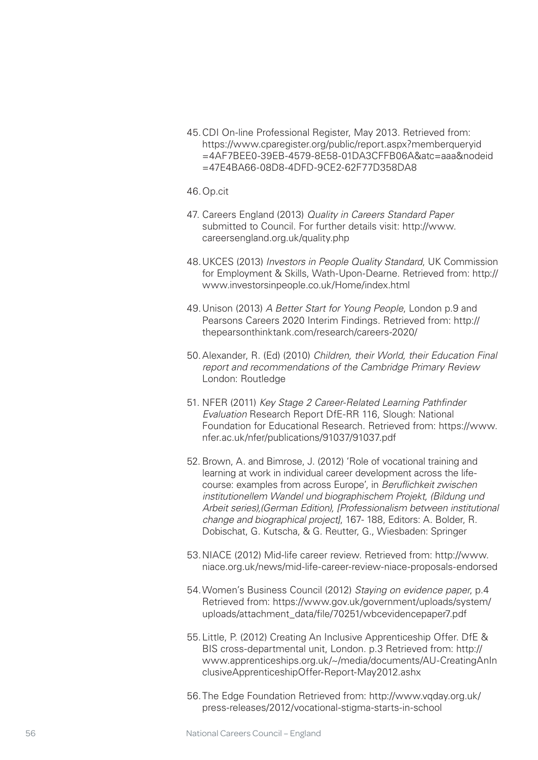45. CDI On-line Professional Register, May 2013. Retrieved from: https://www.cparegister.org/public/report.aspx?memberqueryid=4AF7BEE0-39EB-4579-8E58-01DA3CFFB06A&atc=aaa&nodeid=47E4BA66-08D8-4DFD-9CE2-62F77D358DA8

46. Op.cit

47. Careers England (2013) *Quality in Careers Standard Paper* submitted to Council. For further details visit: http://www.careersengland.org.uk/quality.php

48. UKCES (2013) *Investors in People Quality Standard*, UK Commission for Employment & Skills, Wath-Upon-Dearne. Retrieved from: http://www.investorsinpeople.co.uk/Home/index.html

49. Unison (2013) *A Better Start for Young People*, London p.9 and Pearsons Careers 2020 Interim Findings. Retrieved from: http://thepearsonthinktank.com/research/careers-2020/

50. Alexander, R. (Ed) (2010) *Children, their World, their Education Final report and recommendations of the Cambridge Primary Review* London: Routledge

51. NFER (2011) *Key Stage 2 Career-Related Learning Pathfinder Evaluation* Research Report DfE-RR 116, Slough: National Foundation for Educational Research. Retrieved from: https://www.nfer.ac.uk/nfer/publications/91037/91037.pdf

52. Brown, A. and Bimrose, J. (2012) 'Role of vocational training and learning at work in individual career development across the life-course: examples from across Europe', in *Beruflichkeit zwischen institutionellem Wandel und biographischem Projekt, (Bildung und Arbeit series),(German Edition), [Professionalism between institutional change and biographical project]*, 167- 188, Editors: A. Bolder, R. Dobischat, G. Kutscha, & G. Reutter, G., Wiesbaden: Springer

53. NIACE (2012) Mid-life career review. Retrieved from: http://www.niace.org.uk/news/mid-life-career-review-niace-proposals-endorsed

54. Women's Business Council (2012) *Staying on evidence paper*, p.4 Retrieved from: https://www.gov.uk/government/uploads/system/uploads/attachment_data/file/70251/wbcevidencepaper7.pdf

55. Little, P. (2012) Creating An Inclusive Apprenticeship Offer. DfE & BIS cross-departmental unit, London. p.3 Retrieved from: http://www.apprenticeships.org.uk/~/media/documents/AU-CreatingAnInclusiveApprenticeshipOffer-Report-May2012.ashx

56. The Edge Foundation Retrieved from: http://www.vqday.org.uk/press-releases/2012/vocational-stigma-starts-in-school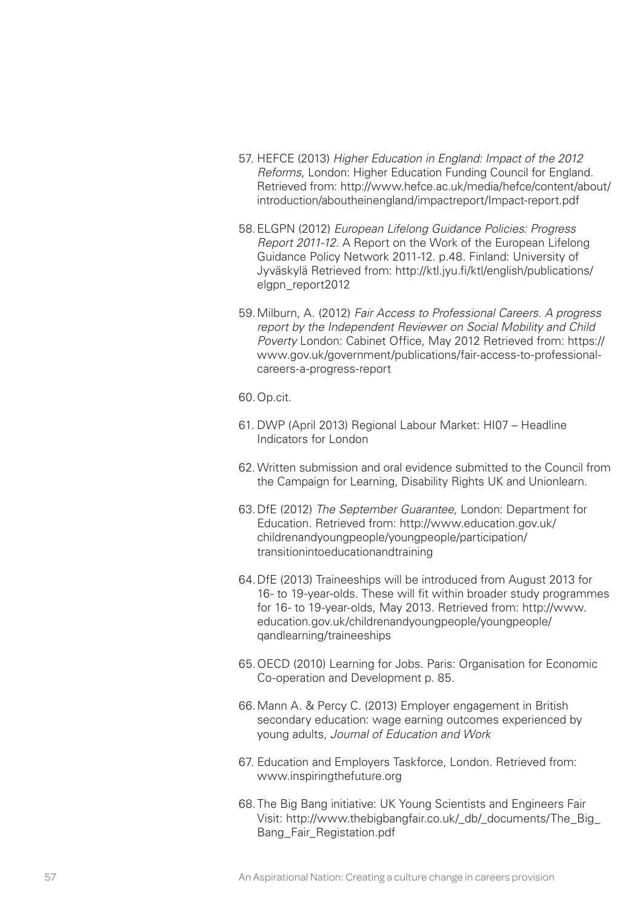57. HEFCE (2013) *Higher Education in England: Impact of the 2012 Reforms*, London: Higher Education Funding Council for England. Retrieved from: http://www.hefce.ac.uk/media/hefce/content/about/introduction/aboutheinengland/impactreport/Impact-report.pdf

58. ELGPN (2012) *European Lifelong Guidance Policies: Progress Report 2011-12*. A Report on the Work of the European Lifelong Guidance Policy Network 2011-12. p.48. Finland: University of Jyväskylä Retrieved from: http://ktl.jyu.fi/ktl/english/publications/elgpn_report2012

59. Milburn, A. (2012) *Fair Access to Professional Careers. A progress report by the Independent Reviewer on Social Mobility and Child Poverty* London: Cabinet Office, May 2012 Retrieved from: https://www.gov.uk/government/publications/fair-access-to-professional-careers-a-progress-report

60. Op.cit.

61. DWP (April 2013) Regional Labour Market: HI07 – Headline Indicators for London

62. Written submission and oral evidence submitted to the Council from the Campaign for Learning, Disability Rights UK and Unionlearn.

63. DfE (2012) *The September Guarantee*, London: Department for Education. Retrieved from: http://www.education.gov.uk/childrenandyoungpeople/youngpeople/participation/transitionintoeducationandtraining

64. DfE (2013) Traineeships will be introduced from August 2013 for 16- to 19-year-olds. These will fit within broader study programmes for 16- to 19-year-olds, May 2013. Retrieved from: http://www.education.gov.uk/childrenandyoungpeople/youngpeople/qandlearning/traineeships

65. OECD (2010) Learning for Jobs. Paris: Organisation for Economic Co-operation and Development p. 85.

66. Mann A. & Percy C. (2013) Employer engagement in British secondary education: wage earning outcomes experienced by young adults, *Journal of Education and Work*

67. Education and Employers Taskforce, London. Retrieved from: www.inspiringthefuture.org

68. The Big Bang initiative: UK Young Scientists and Engineers Fair Visit: http://www.thebigbangfair.co.uk/_db/_documents/The_Big_Bang_Fair_Registation.pdf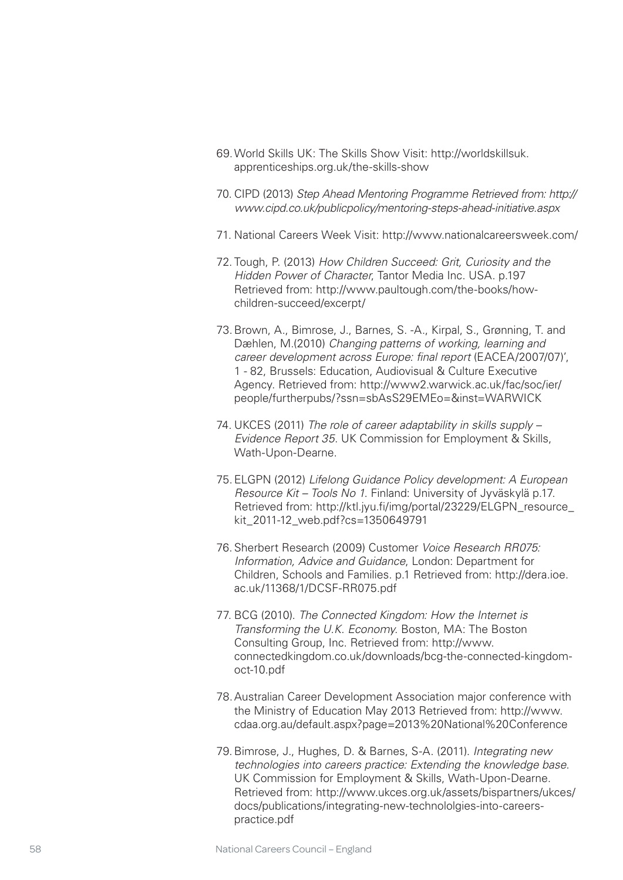69. World Skills UK: The Skills Show Visit: http://worldskillsuk.apprenticeships.org.uk/the-skills-show

70. CIPD (2013) *Step Ahead Mentoring Programme Retrieved from: http://www.cipd.co.uk/publicpolicy/mentoring-steps-ahead-initiative.aspx*

71. National Careers Week Visit: http://www.nationalcareersweek.com/

72. Tough, P. (2013) *How Children Succeed: Grit, Curiosity and the Hidden Power of Character*, Tantor Media Inc. USA. p.197 Retrieved from: http://www.paultough.com/the-books/how-children-succeed/excerpt/

73. Brown, A., Bimrose, J., Barnes, S. -A., Kirpal, S., Grønning, T. and Dæhlen, M.(2010) *Changing patterns of working, learning and career development across Europe: final report* (EACEA/2007/07)', 1 - 82, Brussels: Education, Audiovisual & Culture Executive Agency. Retrieved from: http://www2.warwick.ac.uk/fac/soc/ier/people/furtherpubs/?ssn=sbAsS29EMEo=&inst=WARWICK

74. UKCES (2011) *The role of career adaptability in skills supply – Evidence Report 35*. UK Commission for Employment & Skills, Wath-Upon-Dearne.

75. ELGPN (2012) *Lifelong Guidance Policy development: A European Resource Kit – Tools No 1*. Finland: University of Jyväskylä p.17. Retrieved from: http://ktl.jyu.fi/img/portal/23229/ELGPN_resource_kit_2011-12_web.pdf?cs=1350649791

76. Sherbert Research (2009) Customer *Voice Research RR075: Information, Advice and Guidance*, London: Department for Children, Schools and Families. p.1 Retrieved from: http://dera.ioe.ac.uk/11368/1/DCSF-RR075.pdf

77. BCG (2010). *The Connected Kingdom: How the Internet is Transforming the U.K. Economy.* Boston, MA: The Boston Consulting Group, Inc. Retrieved from: http://www.connectedkingdom.co.uk/downloads/bcg-the-connected-kingdom-oct-10.pdf

78. Australian Career Development Association major conference with the Ministry of Education May 2013 Retrieved from: http://www.cdaa.org.au/default.aspx?page=2013%20National%20Conference

79. Bimrose, J., Hughes, D. & Barnes, S-A. (2011). *Integrating new technologies into careers practice: Extending the knowledge base.* UK Commission for Employment & Skills, Wath-Upon-Dearne. Retrieved from: http://www.ukces.org.uk/assets/bispartners/ukces/docs/publications/integrating-new-technololgies-into-careers-practice.pdf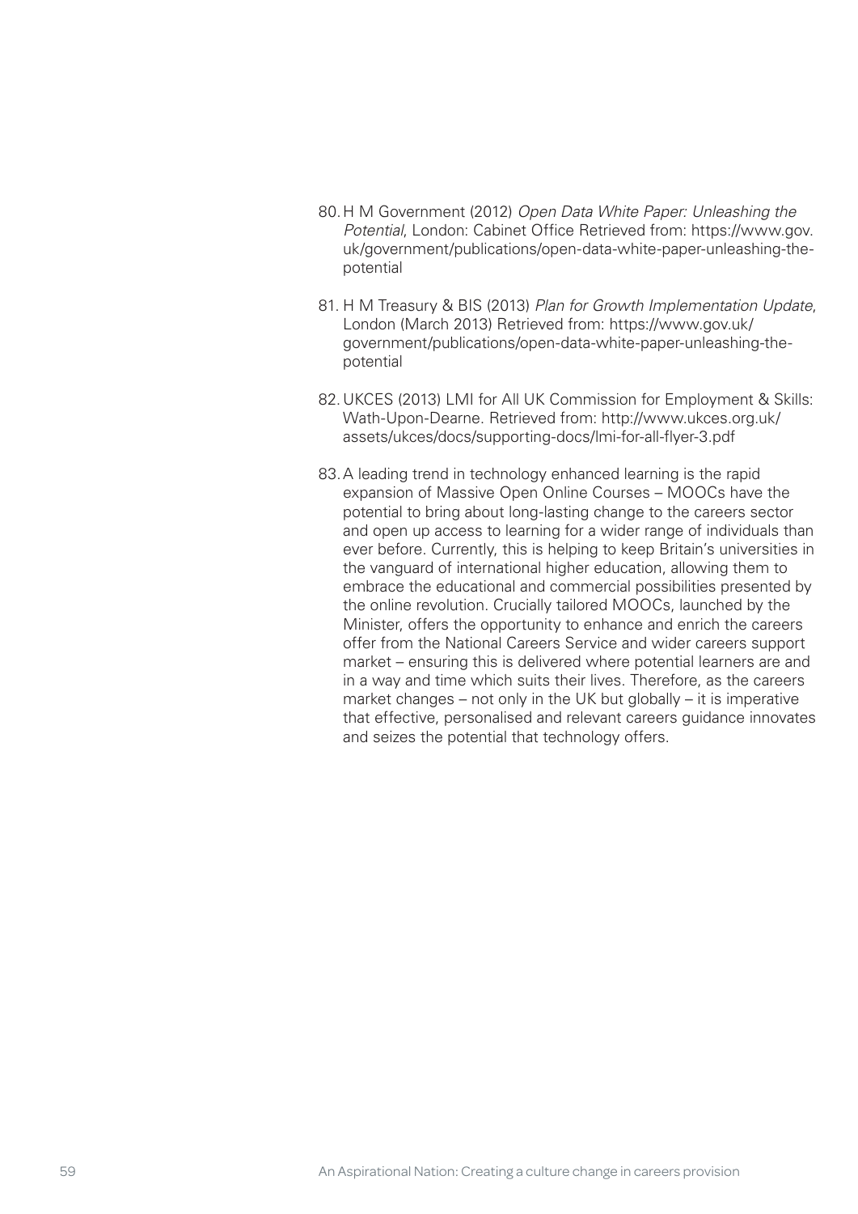80. H M Government (2012) *Open Data White Paper: Unleashing the Potential*, London: Cabinet Office Retrieved from: https://www.gov.uk/government/publications/open-data-white-paper-unleashing-the-potential

81. H M Treasury & BIS (2013) *Plan for Growth Implementation Update*, London (March 2013) Retrieved from: https://www.gov.uk/government/publications/open-data-white-paper-unleashing-the-potential

82. UKCES (2013) LMI for All UK Commission for Employment & Skills: Wath-Upon-Dearne. Retrieved from: http://www.ukces.org.uk/assets/ukces/docs/supporting-docs/lmi-for-all-flyer-3.pdf

83. A leading trend in technology enhanced learning is the rapid expansion of Massive Open Online Courses – MOOCs have the potential to bring about long-lasting change to the careers sector and open up access to learning for a wider range of individuals than ever before. Currently, this is helping to keep Britain's universities in the vanguard of international higher education, allowing them to embrace the educational and commercial possibilities presented by the online revolution. Crucially tailored MOOCs, launched by the Minister, offers the opportunity to enhance and enrich the careers offer from the National Careers Service and wider careers support market – ensuring this is delivered where potential learners are and in a way and time which suits their lives. Therefore, as the careers market changes – not only in the UK but globally – it is imperative that effective, personalised and relevant careers guidance innovates and seizes the potential that technology offers.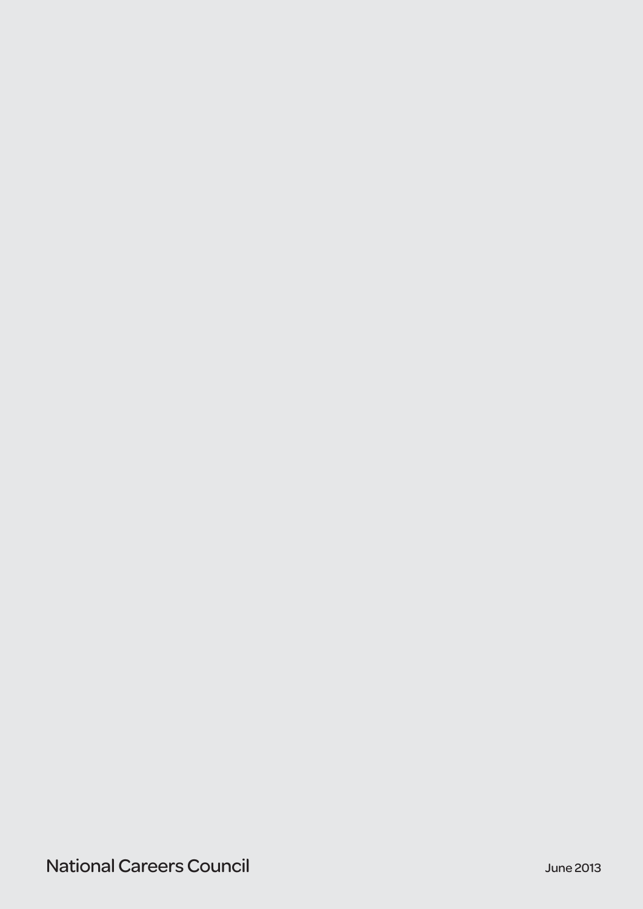National Careers Council

June 2013